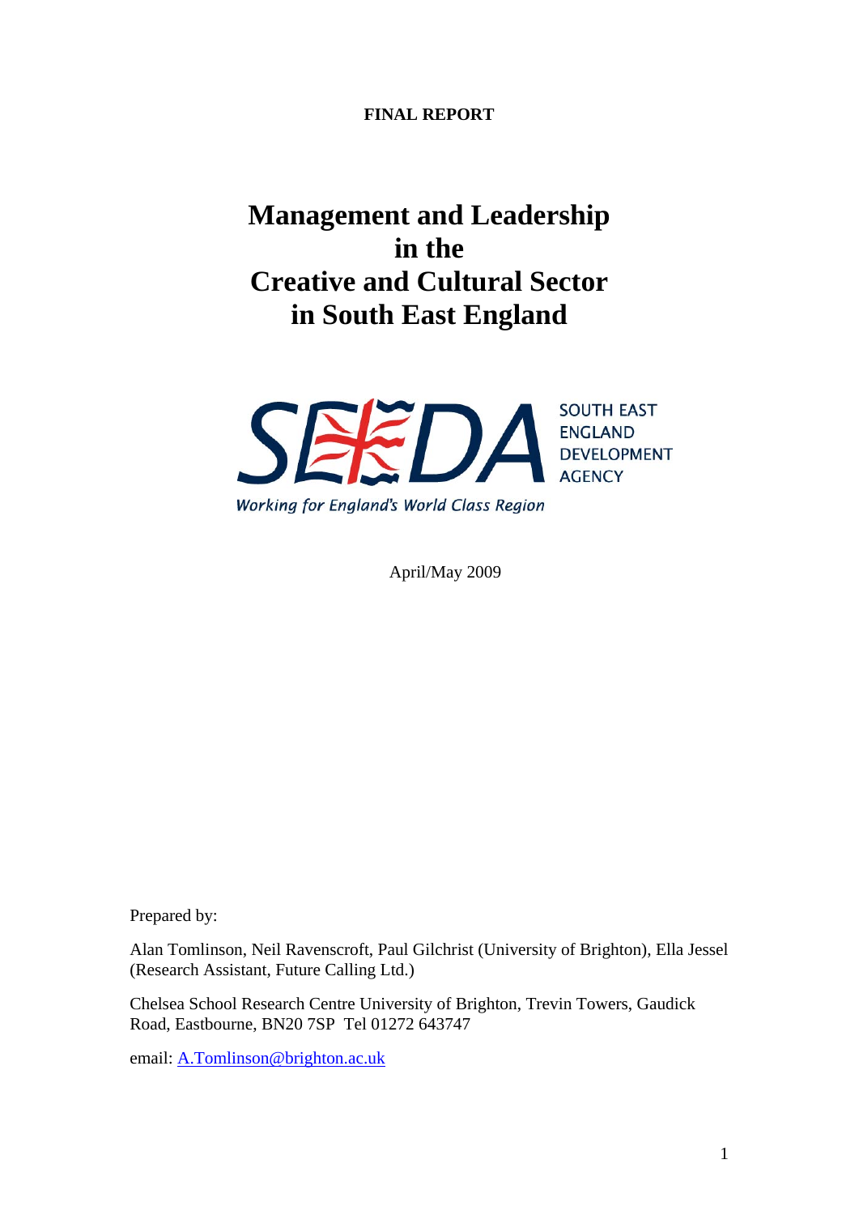**FINAL REPORT**

# Management and Leadership in the Creative and Cultural Sector in South East England

SEEDA SOUTH EAST ENGLAND DEVELOPMENT AGENCY

*Working for England's World Class Region*

April/May 2009

Prepared by:

Alan Tomlinson, Neil Ravenscroft, Paul Gilchrist (University of Brighton), Ella Jessel (Research Assistant, Future Calling Ltd.)

Chelsea School Research Centre University of Brighton, Trevin Towers, Gaudick Road, Eastbourne, BN20 7SP Tel 01272 643747

email: A.Tomlinson@brighton.ac.uk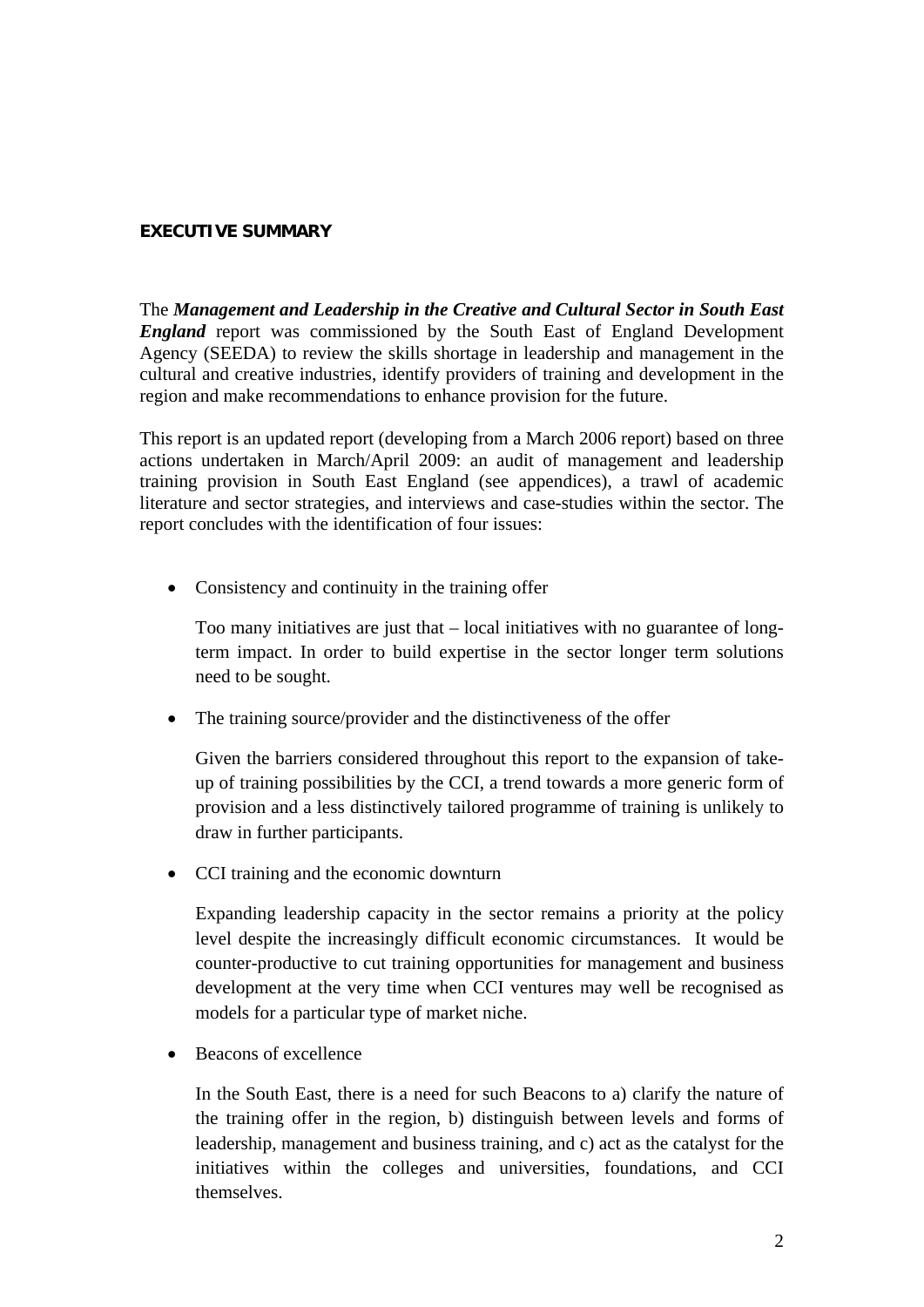## EXECUTIVE SUMMARY

The ***Management and Leadership in the Creative and Cultural Sector in South East England*** report was commissioned by the South East of England Development Agency (SEEDA) to review the skills shortage in leadership and management in the cultural and creative industries, identify providers of training and development in the region and make recommendations to enhance provision for the future.

This report is an updated report (developing from a March 2006 report) based on three actions undertaken in March/April 2009: an audit of management and leadership training provision in South East England (see appendices), a trawl of academic literature and sector strategies, and interviews and case-studies within the sector. The report concludes with the identification of four issues:

- Consistency and continuity in the training offer

  Too many initiatives are just that – local initiatives with no guarantee of long-term impact. In order to build expertise in the sector longer term solutions need to be sought.

- The training source/provider and the distinctiveness of the offer

  Given the barriers considered throughout this report to the expansion of take-up of training possibilities by the CCI, a trend towards a more generic form of provision and a less distinctively tailored programme of training is unlikely to draw in further participants.

- CCI training and the economic downturn

  Expanding leadership capacity in the sector remains a priority at the policy level despite the increasingly difficult economic circumstances. It would be counter-productive to cut training opportunities for management and business development at the very time when CCI ventures may well be recognised as models for a particular type of market niche.

- Beacons of excellence

  In the South East, there is a need for such Beacons to a) clarify the nature of the training offer in the region, b) distinguish between levels and forms of leadership, management and business training, and c) act as the catalyst for the initiatives within the colleges and universities, foundations, and CCI themselves.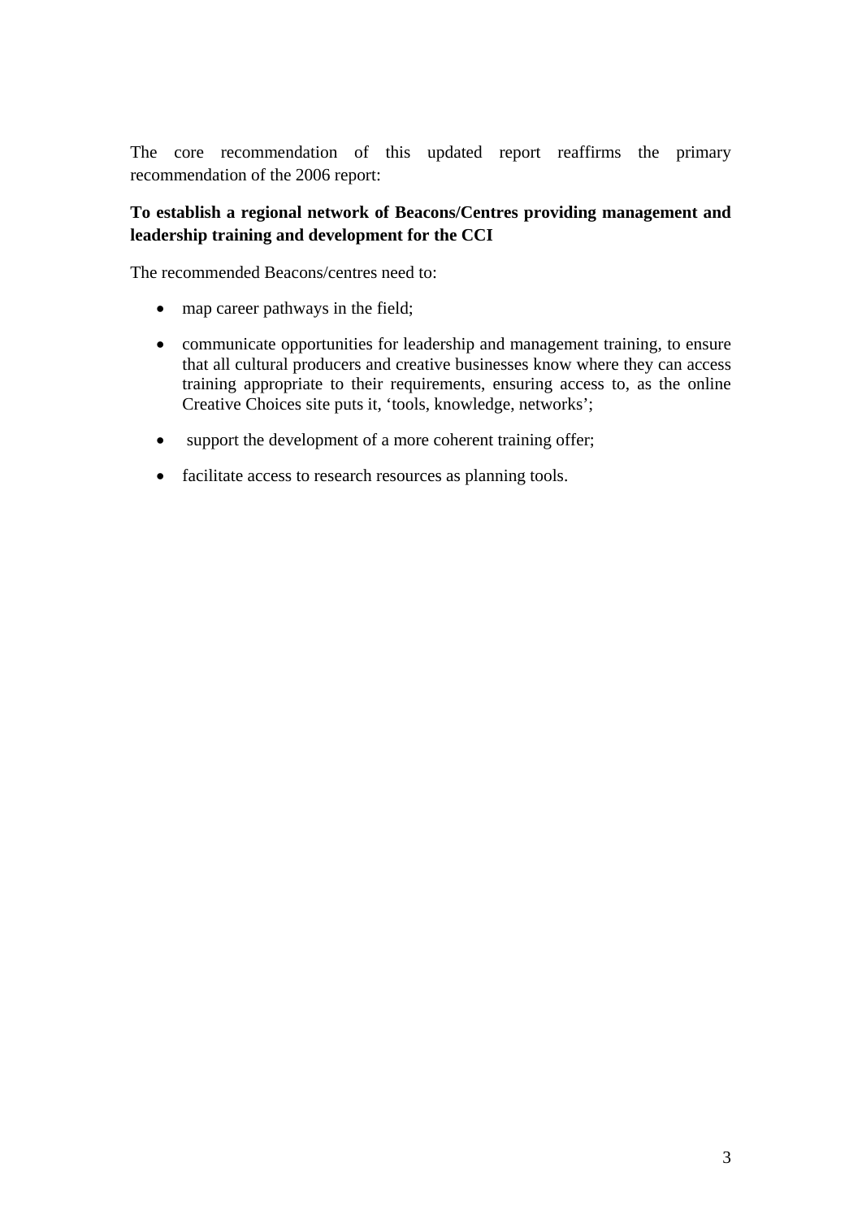The core recommendation of this updated report reaffirms the primary recommendation of the 2006 report:

**To establish a regional network of Beacons/Centres providing management and leadership training and development for the CCI**

The recommended Beacons/centres need to:

- map career pathways in the field;
- communicate opportunities for leadership and management training, to ensure that all cultural producers and creative businesses know where they can access training appropriate to their requirements, ensuring access to, as the online Creative Choices site puts it, 'tools, knowledge, networks';
- support the development of a more coherent training offer;
- facilitate access to research resources as planning tools.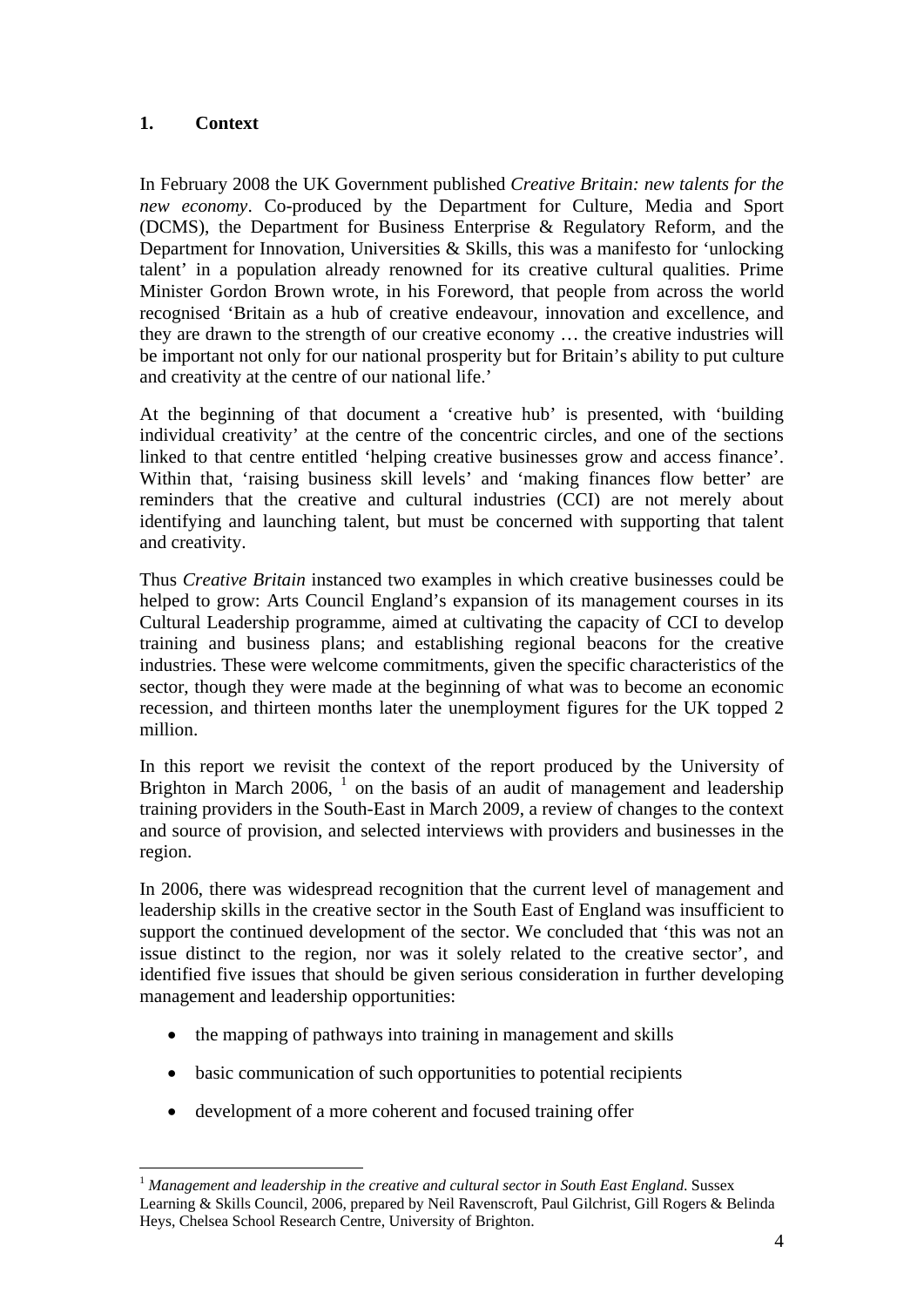## 1. Context

In February 2008 the UK Government published *Creative Britain: new talents for the new economy*. Co-produced by the Department for Culture, Media and Sport (DCMS), the Department for Business Enterprise & Regulatory Reform, and the Department for Innovation, Universities & Skills, this was a manifesto for 'unlocking talent' in a population already renowned for its creative cultural qualities. Prime Minister Gordon Brown wrote, in his Foreword, that people from across the world recognised 'Britain as a hub of creative endeavour, innovation and excellence, and they are drawn to the strength of our creative economy … the creative industries will be important not only for our national prosperity but for Britain's ability to put culture and creativity at the centre of our national life.'

At the beginning of that document a 'creative hub' is presented, with 'building individual creativity' at the centre of the concentric circles, and one of the sections linked to that centre entitled 'helping creative businesses grow and access finance'. Within that, 'raising business skill levels' and 'making finances flow better' are reminders that the creative and cultural industries (CCI) are not merely about identifying and launching talent, but must be concerned with supporting that talent and creativity.

Thus *Creative Britain* instanced two examples in which creative businesses could be helped to grow: Arts Council England's expansion of its management courses in its Cultural Leadership programme, aimed at cultivating the capacity of CCI to develop training and business plans; and establishing regional beacons for the creative industries. These were welcome commitments, given the specific characteristics of the sector, though they were made at the beginning of what was to become an economic recession, and thirteen months later the unemployment figures for the UK topped 2 million.

In this report we revisit the context of the report produced by the University of Brighton in March 2006, [1] on the basis of an audit of management and leadership training providers in the South-East in March 2009, a review of changes to the context and source of provision, and selected interviews with providers and businesses in the region.

In 2006, there was widespread recognition that the current level of management and leadership skills in the creative sector in the South East of England was insufficient to support the continued development of the sector. We concluded that 'this was not an issue distinct to the region, nor was it solely related to the creative sector', and identified five issues that should be given serious consideration in further developing management and leadership opportunities:

- the mapping of pathways into training in management and skills
- basic communication of such opportunities to potential recipients
- development of a more coherent and focused training offer

---

[1] *Management and leadership in the creative and cultural sector in South East England.* Sussex Learning & Skills Council, 2006, prepared by Neil Ravenscroft, Paul Gilchrist, Gill Rogers & Belinda Heys, Chelsea School Research Centre, University of Brighton.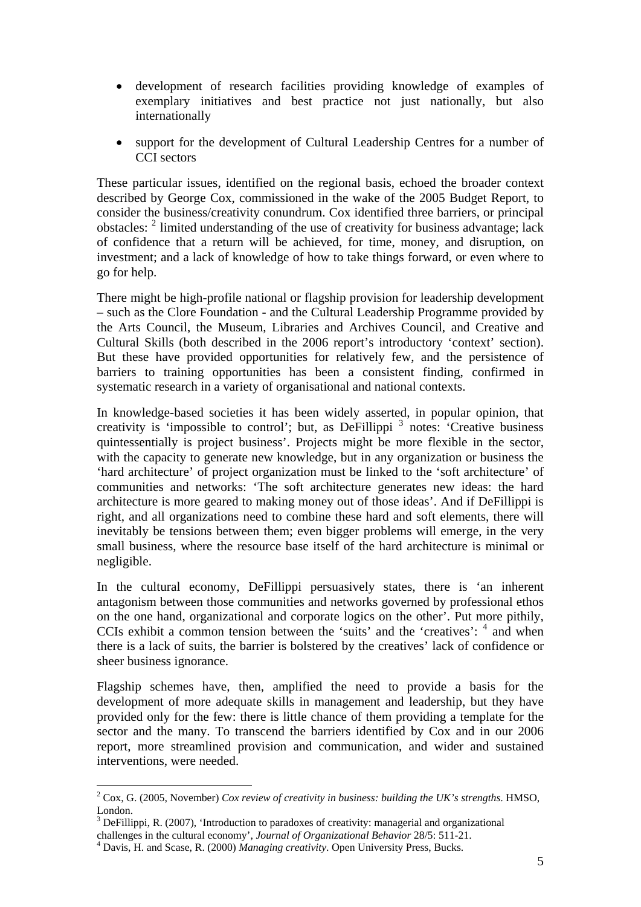- development of research facilities providing knowledge of examples of exemplary initiatives and best practice not just nationally, but also internationally
- support for the development of Cultural Leadership Centres for a number of CCI sectors

These particular issues, identified on the regional basis, echoed the broader context described by George Cox, commissioned in the wake of the 2005 Budget Report, to consider the business/creativity conundrum. Cox identified three barriers, or principal obstacles: [2] limited understanding of the use of creativity for business advantage; lack of confidence that a return will be achieved, for time, money, and disruption, on investment; and a lack of knowledge of how to take things forward, or even where to go for help.

There might be high-profile national or flagship provision for leadership development – such as the Clore Foundation - and the Cultural Leadership Programme provided by the Arts Council, the Museum, Libraries and Archives Council, and Creative and Cultural Skills (both described in the 2006 report's introductory 'context' section). But these have provided opportunities for relatively few, and the persistence of barriers to training opportunities has been a consistent finding, confirmed in systematic research in a variety of organisational and national contexts.

In knowledge-based societies it has been widely asserted, in popular opinion, that creativity is 'impossible to control'; but, as DeFillippi [3] notes: 'Creative business quintessentially is project business'. Projects might be more flexible in the sector, with the capacity to generate new knowledge, but in any organization or business the 'hard architecture' of project organization must be linked to the 'soft architecture' of communities and networks: 'The soft architecture generates new ideas: the hard architecture is more geared to making money out of those ideas'. And if DeFillippi is right, and all organizations need to combine these hard and soft elements, there will inevitably be tensions between them; even bigger problems will emerge, in the very small business, where the resource base itself of the hard architecture is minimal or negligible.

In the cultural economy, DeFillippi persuasively states, there is 'an inherent antagonism between those communities and networks governed by professional ethos on the one hand, organizational and corporate logics on the other'. Put more pithily, CCIs exhibit a common tension between the 'suits' and the 'creatives': [4] and when there is a lack of suits, the barrier is bolstered by the creatives' lack of confidence or sheer business ignorance.

Flagship schemes have, then, amplified the need to provide a basis for the development of more adequate skills in management and leadership, but they have provided only for the few: there is little chance of them providing a template for the sector and the many. To transcend the barriers identified by Cox and in our 2006 report, more streamlined provision and communication, and wider and sustained interventions, were needed.

---

[2] Cox, G. (2005, November) *Cox review of creativity in business: building the UK's strengths*. HMSO, London.

[3] DeFillippi, R. (2007), 'Introduction to paradoxes of creativity: managerial and organizational challenges in the cultural economy', *Journal of Organizational Behavior* 28/5: 511-21.

[4] Davis, H. and Scase, R. (2000) *Managing creativity*. Open University Press, Bucks.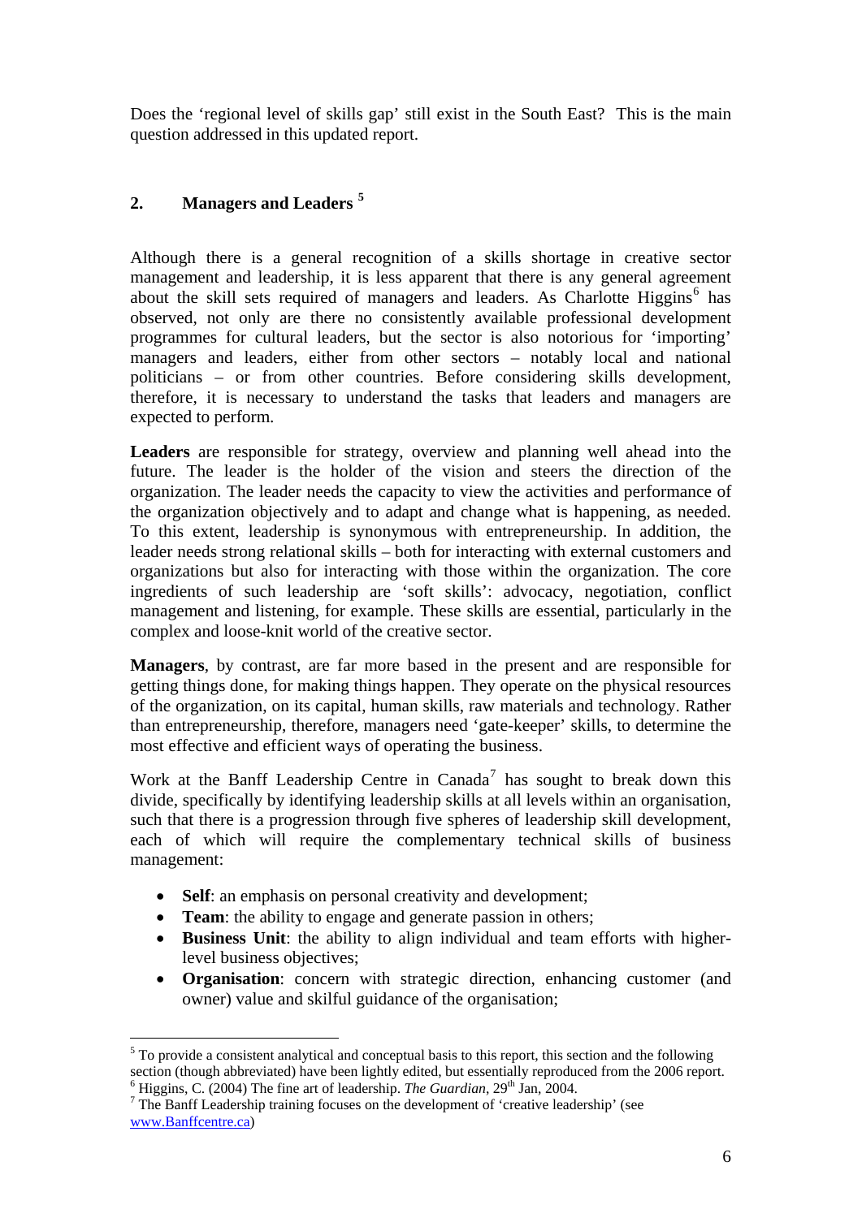Does the 'regional level of skills gap' still exist in the South East? This is the main question addressed in this updated report.

## 2. Managers and Leaders [5]

Although there is a general recognition of a skills shortage in creative sector management and leadership, it is less apparent that there is any general agreement about the skill sets required of managers and leaders. As Charlotte Higgins[6] has observed, not only are there no consistently available professional development programmes for cultural leaders, but the sector is also notorious for 'importing' managers and leaders, either from other sectors – notably local and national politicians – or from other countries. Before considering skills development, therefore, it is necessary to understand the tasks that leaders and managers are expected to perform.

**Leaders** are responsible for strategy, overview and planning well ahead into the future. The leader is the holder of the vision and steers the direction of the organization. The leader needs the capacity to view the activities and performance of the organization objectively and to adapt and change what is happening, as needed. To this extent, leadership is synonymous with entrepreneurship. In addition, the leader needs strong relational skills – both for interacting with external customers and organizations but also for interacting with those within the organization. The core ingredients of such leadership are 'soft skills': advocacy, negotiation, conflict management and listening, for example. These skills are essential, particularly in the complex and loose-knit world of the creative sector.

**Managers**, by contrast, are far more based in the present and are responsible for getting things done, for making things happen. They operate on the physical resources of the organization, on its capital, human skills, raw materials and technology. Rather than entrepreneurship, therefore, managers need 'gate-keeper' skills, to determine the most effective and efficient ways of operating the business.

Work at the Banff Leadership Centre in Canada[7] has sought to break down this divide, specifically by identifying leadership skills at all levels within an organisation, such that there is a progression through five spheres of leadership skill development, each of which will require the complementary technical skills of business management:

- **Self**: an emphasis on personal creativity and development;
- **Team**: the ability to engage and generate passion in others;
- **Business Unit**: the ability to align individual and team efforts with higher-level business objectives;
- **Organisation**: concern with strategic direction, enhancing customer (and owner) value and skilful guidance of the organisation;

---

[5] To provide a consistent analytical and conceptual basis to this report, this section and the following section (though abbreviated) have been lightly edited, but essentially reproduced from the 2006 report.

[6] Higgins, C. (2004) The fine art of leadership. *The Guardian*, 29th Jan, 2004.

[7] The Banff Leadership training focuses on the development of 'creative leadership' (see www.Banffcentre.ca)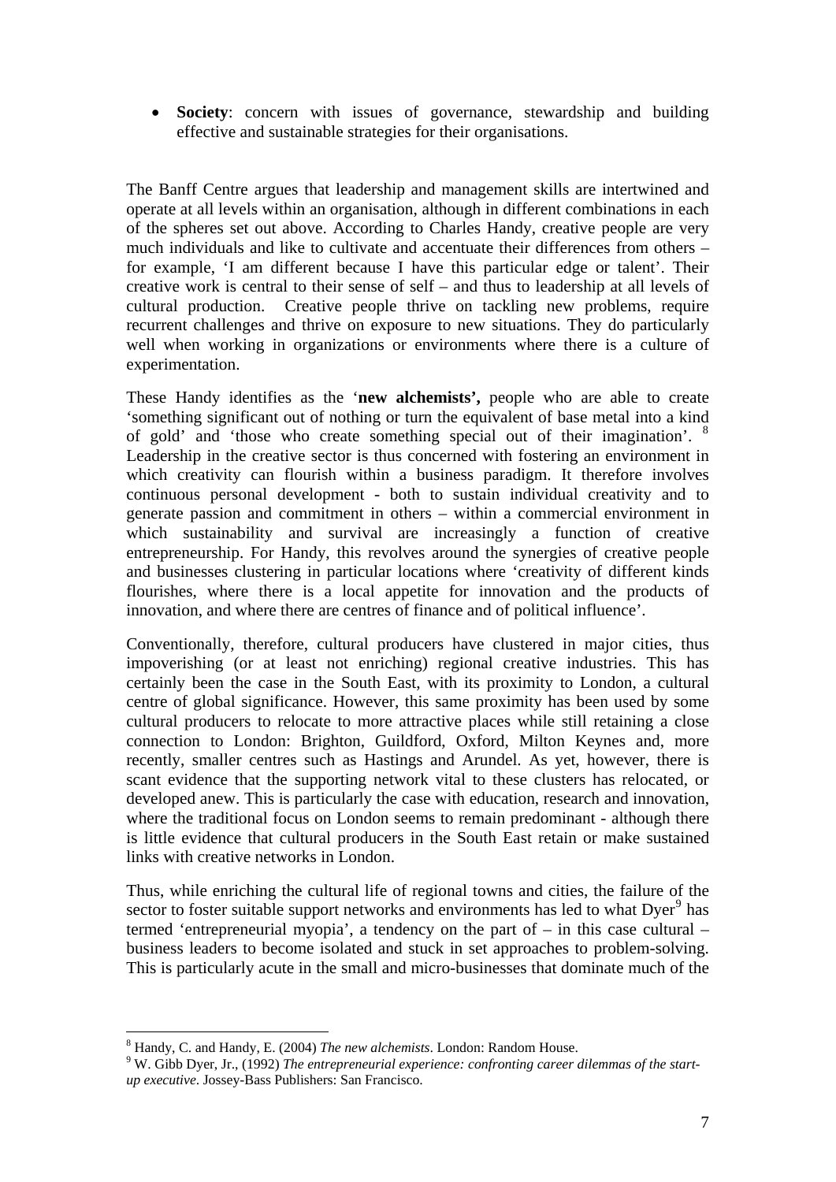- **Society**: concern with issues of governance, stewardship and building effective and sustainable strategies for their organisations.

The Banff Centre argues that leadership and management skills are intertwined and operate at all levels within an organisation, although in different combinations in each of the spheres set out above. According to Charles Handy, creative people are very much individuals and like to cultivate and accentuate their differences from others – for example, 'I am different because I have this particular edge or talent'. Their creative work is central to their sense of self – and thus to leadership at all levels of cultural production. Creative people thrive on tackling new problems, require recurrent challenges and thrive on exposure to new situations. They do particularly well when working in organizations or environments where there is a culture of experimentation.

These Handy identifies as the '**new alchemists',** people who are able to create 'something significant out of nothing or turn the equivalent of base metal into a kind of gold' and 'those who create something special out of their imagination'. [8] Leadership in the creative sector is thus concerned with fostering an environment in which creativity can flourish within a business paradigm. It therefore involves continuous personal development - both to sustain individual creativity and to generate passion and commitment in others – within a commercial environment in which sustainability and survival are increasingly a function of creative entrepreneurship. For Handy, this revolves around the synergies of creative people and businesses clustering in particular locations where 'creativity of different kinds flourishes, where there is a local appetite for innovation and the products of innovation, and where there are centres of finance and of political influence'.

Conventionally, therefore, cultural producers have clustered in major cities, thus impoverishing (or at least not enriching) regional creative industries. This has certainly been the case in the South East, with its proximity to London, a cultural centre of global significance. However, this same proximity has been used by some cultural producers to relocate to more attractive places while still retaining a close connection to London: Brighton, Guildford, Oxford, Milton Keynes and, more recently, smaller centres such as Hastings and Arundel. As yet, however, there is scant evidence that the supporting network vital to these clusters has relocated, or developed anew. This is particularly the case with education, research and innovation, where the traditional focus on London seems to remain predominant - although there is little evidence that cultural producers in the South East retain or make sustained links with creative networks in London.

Thus, while enriching the cultural life of regional towns and cities, the failure of the sector to foster suitable support networks and environments has led to what Dyer[9] has termed 'entrepreneurial myopia', a tendency on the part of – in this case cultural – business leaders to become isolated and stuck in set approaches to problem-solving. This is particularly acute in the small and micro-businesses that dominate much of the

---

[8] Handy, C. and Handy, E. (2004) *The new alchemists*. London: Random House.

[9] W. Gibb Dyer, Jr., (1992) *The entrepreneurial experience: confronting career dilemmas of the start-up executive*. Jossey-Bass Publishers: San Francisco.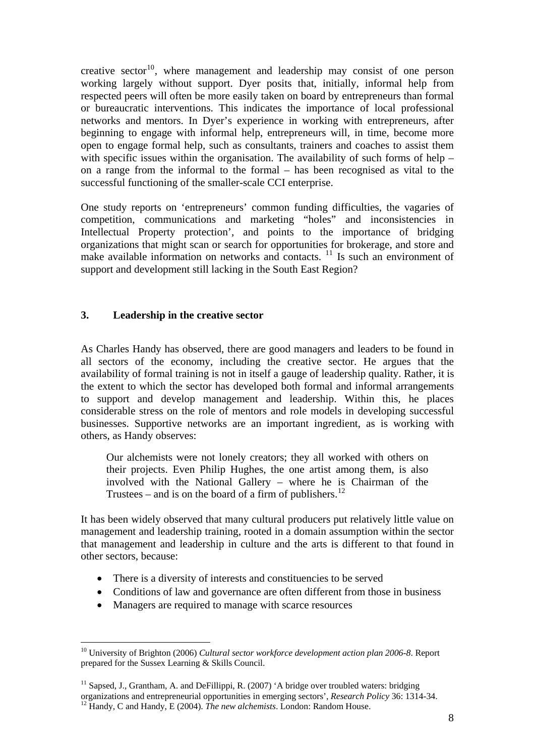creative sector[10], where management and leadership may consist of one person working largely without support. Dyer posits that, initially, informal help from respected peers will often be more easily taken on board by entrepreneurs than formal or bureaucratic interventions. This indicates the importance of local professional networks and mentors. In Dyer's experience in working with entrepreneurs, after beginning to engage with informal help, entrepreneurs will, in time, become more open to engage formal help, such as consultants, trainers and coaches to assist them with specific issues within the organisation. The availability of such forms of help – on a range from the informal to the formal – has been recognised as vital to the successful functioning of the smaller-scale CCI enterprise.

One study reports on 'entrepreneurs' common funding difficulties, the vagaries of competition, communications and marketing "holes" and inconsistencies in Intellectual Property protection', and points to the importance of bridging organizations that might scan or search for opportunities for brokerage, and store and make available information on networks and contacts. [11] Is such an environment of support and development still lacking in the South East Region?

## 3. Leadership in the creative sector

As Charles Handy has observed, there are good managers and leaders to be found in all sectors of the economy, including the creative sector. He argues that the availability of formal training is not in itself a gauge of leadership quality. Rather, it is the extent to which the sector has developed both formal and informal arrangements to support and develop management and leadership. Within this, he places considerable stress on the role of mentors and role models in developing successful businesses. Supportive networks are an important ingredient, as is working with others, as Handy observes:

> Our alchemists were not lonely creators; they all worked with others on their projects. Even Philip Hughes, the one artist among them, is also involved with the National Gallery – where he is Chairman of the Trustees – and is on the board of a firm of publishers.[12]

It has been widely observed that many cultural producers put relatively little value on management and leadership training, rooted in a domain assumption within the sector that management and leadership in culture and the arts is different to that found in other sectors, because:

- There is a diversity of interests and constituencies to be served
- Conditions of law and governance are often different from those in business
- Managers are required to manage with scarce resources

---

[10] University of Brighton (2006) *Cultural sector workforce development action plan 2006-8*. Report prepared for the Sussex Learning & Skills Council.

[11] Sapsed, J., Grantham, A. and DeFillippi, R. (2007) 'A bridge over troubled waters: bridging organizations and entrepreneurial opportunities in emerging sectors', *Research Policy* 36: 1314-34.

[12] Handy, C and Handy, E (2004). *The new alchemists*. London: Random House.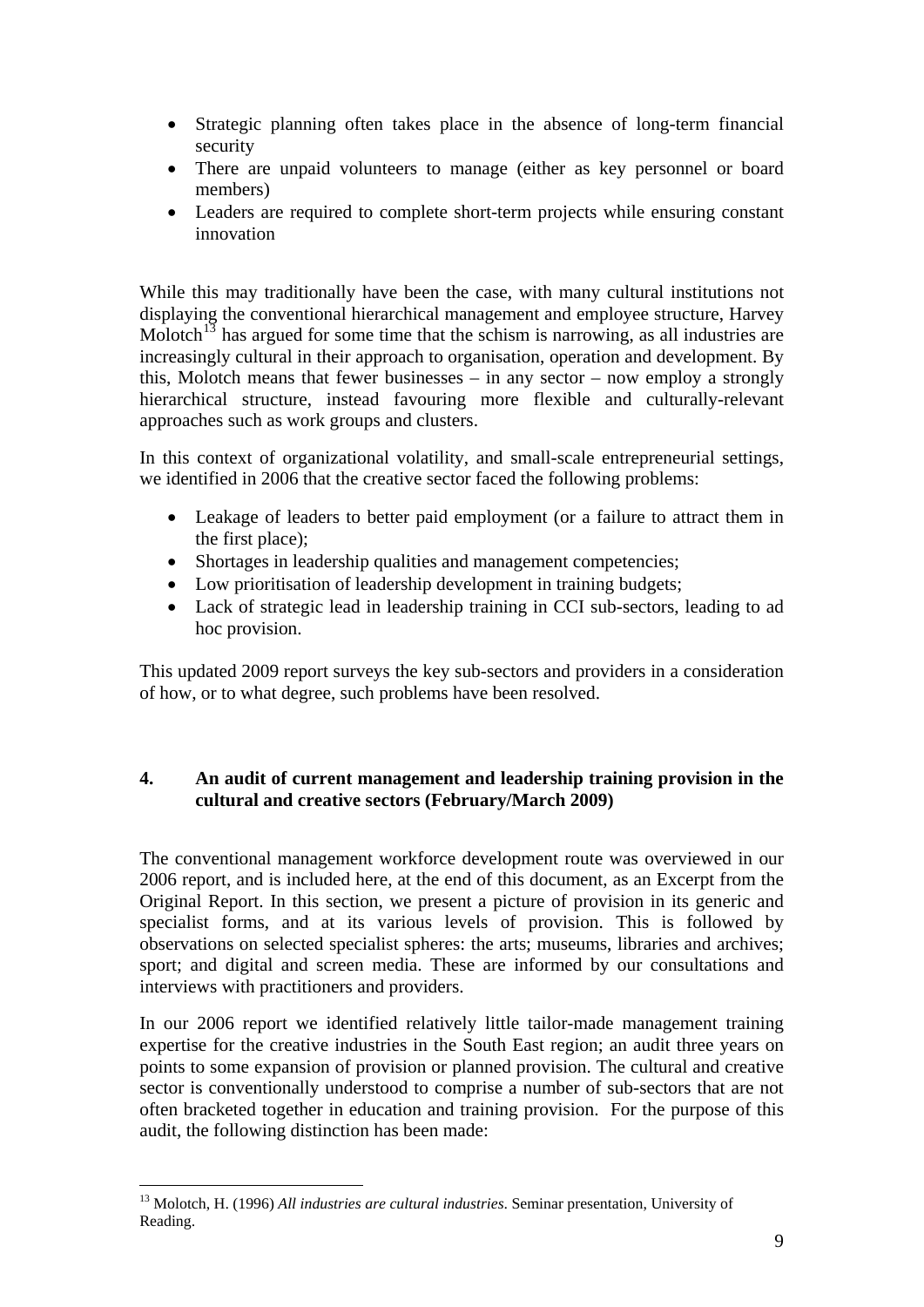- Strategic planning often takes place in the absence of long-term financial security
- There are unpaid volunteers to manage (either as key personnel or board members)
- Leaders are required to complete short-term projects while ensuring constant innovation

While this may traditionally have been the case, with many cultural institutions not displaying the conventional hierarchical management and employee structure, Harvey Molotch[13] has argued for some time that the schism is narrowing, as all industries are increasingly cultural in their approach to organisation, operation and development. By this, Molotch means that fewer businesses – in any sector – now employ a strongly hierarchical structure, instead favouring more flexible and culturally-relevant approaches such as work groups and clusters.

In this context of organizational volatility, and small-scale entrepreneurial settings, we identified in 2006 that the creative sector faced the following problems:

- Leakage of leaders to better paid employment (or a failure to attract them in the first place);
- Shortages in leadership qualities and management competencies;
- Low prioritisation of leadership development in training budgets;
- Lack of strategic lead in leadership training in CCI sub-sectors, leading to ad hoc provision.

This updated 2009 report surveys the key sub-sectors and providers in a consideration of how, or to what degree, such problems have been resolved.

## 4. An audit of current management and leadership training provision in the cultural and creative sectors (February/March 2009)

The conventional management workforce development route was overviewed in our 2006 report, and is included here, at the end of this document, as an Excerpt from the Original Report. In this section, we present a picture of provision in its generic and specialist forms, and at its various levels of provision. This is followed by observations on selected specialist spheres: the arts; museums, libraries and archives; sport; and digital and screen media. These are informed by our consultations and interviews with practitioners and providers.

In our 2006 report we identified relatively little tailor-made management training expertise for the creative industries in the South East region; an audit three years on points to some expansion of provision or planned provision. The cultural and creative sector is conventionally understood to comprise a number of sub-sectors that are not often bracketed together in education and training provision. For the purpose of this audit, the following distinction has been made:

---

[13] Molotch, H. (1996) *All industries are cultural industries.* Seminar presentation, University of Reading.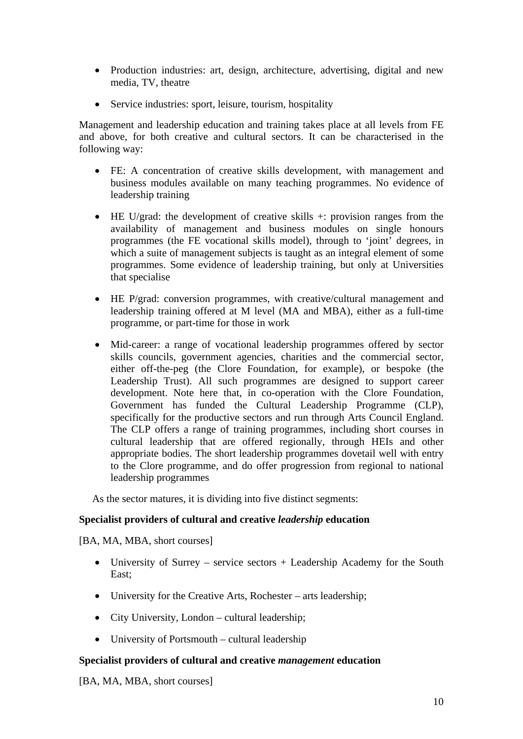- Production industries: art, design, architecture, advertising, digital and new media, TV, theatre

- Service industries: sport, leisure, tourism, hospitality

Management and leadership education and training takes place at all levels from FE and above, for both creative and cultural sectors. It can be characterised in the following way:

- FE: A concentration of creative skills development, with management and business modules available on many teaching programmes. No evidence of leadership training

- HE U/grad: the development of creative skills +: provision ranges from the availability of management and business modules on single honours programmes (the FE vocational skills model), through to 'joint' degrees, in which a suite of management subjects is taught as an integral element of some programmes. Some evidence of leadership training, but only at Universities that specialise

- HE P/grad: conversion programmes, with creative/cultural management and leadership training offered at M level (MA and MBA), either as a full-time programme, or part-time for those in work

- Mid-career: a range of vocational leadership programmes offered by sector skills councils, government agencies, charities and the commercial sector, either off-the-peg (the Clore Foundation, for example), or bespoke (the Leadership Trust). All such programmes are designed to support career development. Note here that, in co-operation with the Clore Foundation, Government has funded the Cultural Leadership Programme (CLP), specifically for the productive sectors and run through Arts Council England. The CLP offers a range of training programmes, including short courses in cultural leadership that are offered regionally, through HEIs and other appropriate bodies. The short leadership programmes dovetail well with entry to the Clore programme, and do offer progression from regional to national leadership programmes

As the sector matures, it is dividing into five distinct segments:

**Specialist providers of cultural and creative *leadership* education**

[BA, MA, MBA, short courses]

- University of Surrey – service sectors + Leadership Academy for the South East;

- University for the Creative Arts, Rochester – arts leadership;

- City University, London – cultural leadership;

- University of Portsmouth – cultural leadership

**Specialist providers of cultural and creative *management* education**

[BA, MA, MBA, short courses]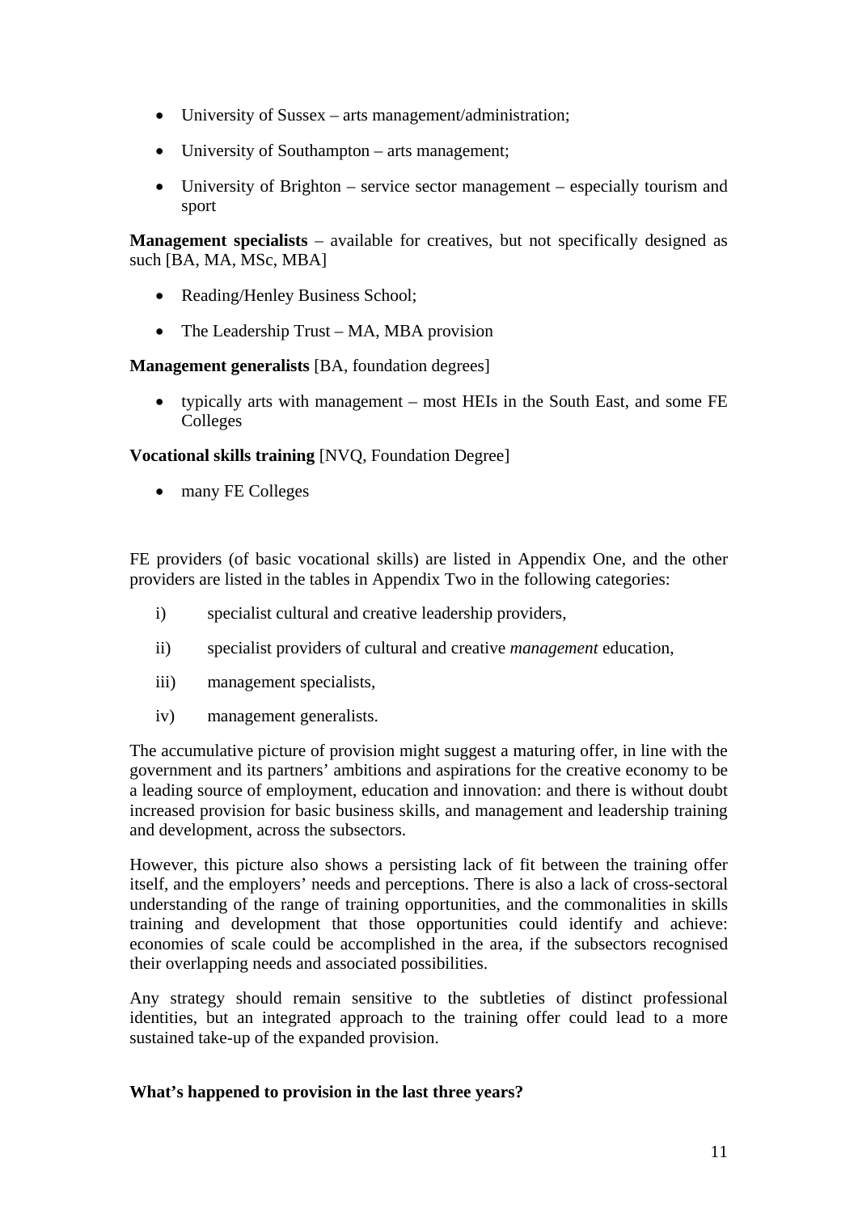- University of Sussex – arts management/administration;
- University of Southampton – arts management;
- University of Brighton – service sector management – especially tourism and sport

**Management specialists** – available for creatives, but not specifically designed as such [BA, MA, MSc, MBA]

- Reading/Henley Business School;
- The Leadership Trust – MA, MBA provision

**Management generalists** [BA, foundation degrees]

- typically arts with management – most HEIs in the South East, and some FE Colleges

**Vocational skills training** [NVQ, Foundation Degree]

- many FE Colleges

FE providers (of basic vocational skills) are listed in Appendix One, and the other providers are listed in the tables in Appendix Two in the following categories:

i) specialist cultural and creative leadership providers,

ii) specialist providers of cultural and creative *management* education,

iii) management specialists,

iv) management generalists.

The accumulative picture of provision might suggest a maturing offer, in line with the government and its partners' ambitions and aspirations for the creative economy to be a leading source of employment, education and innovation: and there is without doubt increased provision for basic business skills, and management and leadership training and development, across the subsectors.

However, this picture also shows a persisting lack of fit between the training offer itself, and the employers' needs and perceptions. There is also a lack of cross-sectoral understanding of the range of training opportunities, and the commonalities in skills training and development that those opportunities could identify and achieve: economies of scale could be accomplished in the area, if the subsectors recognised their overlapping needs and associated possibilities.

Any strategy should remain sensitive to the subtleties of distinct professional identities, but an integrated approach to the training offer could lead to a more sustained take-up of the expanded provision.

**What's happened to provision in the last three years?**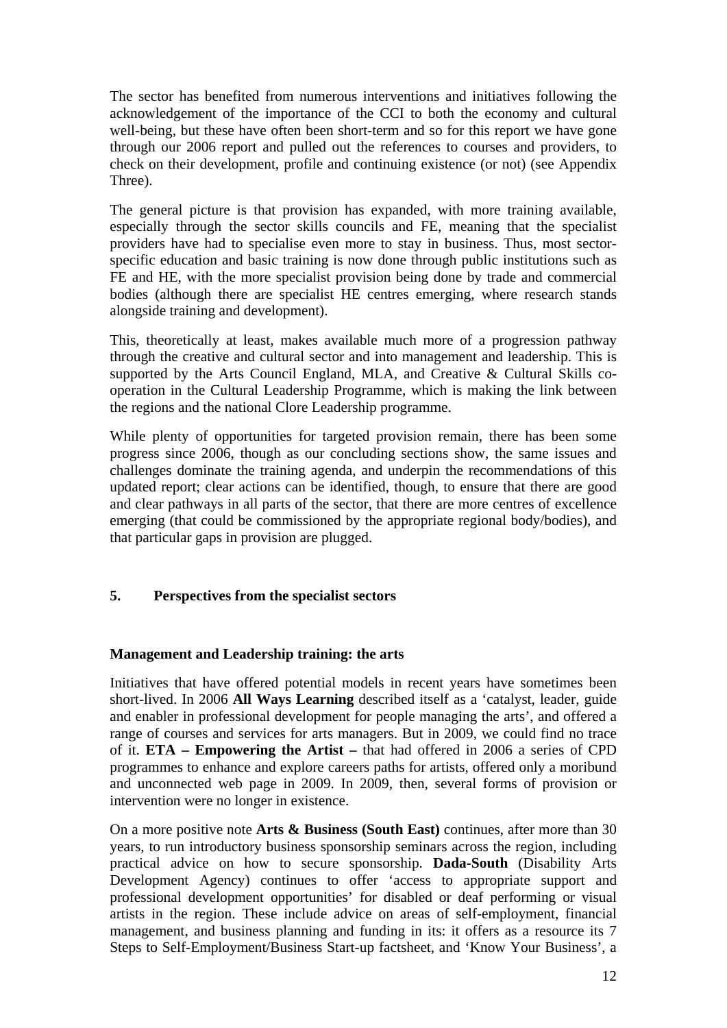The sector has benefited from numerous interventions and initiatives following the acknowledgement of the importance of the CCI to both the economy and cultural well-being, but these have often been short-term and so for this report we have gone through our 2006 report and pulled out the references to courses and providers, to check on their development, profile and continuing existence (or not) (see Appendix Three).

The general picture is that provision has expanded, with more training available, especially through the sector skills councils and FE, meaning that the specialist providers have had to specialise even more to stay in business. Thus, most sector-specific education and basic training is now done through public institutions such as FE and HE, with the more specialist provision being done by trade and commercial bodies (although there are specialist HE centres emerging, where research stands alongside training and development).

This, theoretically at least, makes available much more of a progression pathway through the creative and cultural sector and into management and leadership. This is supported by the Arts Council England, MLA, and Creative & Cultural Skills co-operation in the Cultural Leadership Programme, which is making the link between the regions and the national Clore Leadership programme.

While plenty of opportunities for targeted provision remain, there has been some progress since 2006, though as our concluding sections show, the same issues and challenges dominate the training agenda, and underpin the recommendations of this updated report; clear actions can be identified, though, to ensure that there are good and clear pathways in all parts of the sector, that there are more centres of excellence emerging (that could be commissioned by the appropriate regional body/bodies), and that particular gaps in provision are plugged.

## 5. Perspectives from the specialist sectors

### Management and Leadership training: the arts

Initiatives that have offered potential models in recent years have sometimes been short-lived. In 2006 **All Ways Learning** described itself as a 'catalyst, leader, guide and enabler in professional development for people managing the arts', and offered a range of courses and services for arts managers. But in 2009, we could find no trace of it. **ETA – Empowering the Artist –** that had offered in 2006 a series of CPD programmes to enhance and explore careers paths for artists, offered only a moribund and unconnected web page in 2009. In 2009, then, several forms of provision or intervention were no longer in existence.

On a more positive note **Arts & Business (South East)** continues, after more than 30 years, to run introductory business sponsorship seminars across the region, including practical advice on how to secure sponsorship. **Dada-South** (Disability Arts Development Agency) continues to offer 'access to appropriate support and professional development opportunities' for disabled or deaf performing or visual artists in the region. These include advice on areas of self-employment, financial management, and business planning and funding in its: it offers as a resource its 7 Steps to Self-Employment/Business Start-up factsheet, and 'Know Your Business', a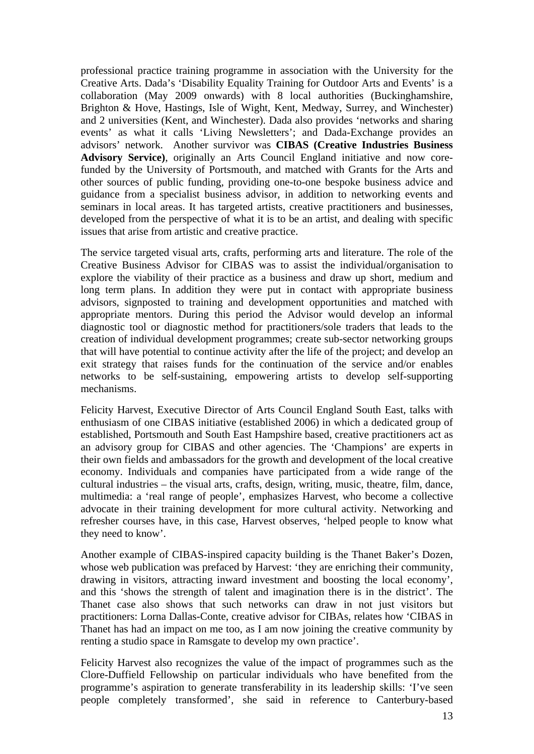professional practice training programme in association with the University for the Creative Arts. Dada's 'Disability Equality Training for Outdoor Arts and Events' is a collaboration (May 2009 onwards) with 8 local authorities (Buckinghamshire, Brighton & Hove, Hastings, Isle of Wight, Kent, Medway, Surrey, and Winchester) and 2 universities (Kent, and Winchester). Dada also provides 'networks and sharing events' as what it calls 'Living Newsletters'; and Dada-Exchange provides an advisors' network. Another survivor was **CIBAS (Creative Industries Business Advisory Service)**, originally an Arts Council England initiative and now core-funded by the University of Portsmouth, and matched with Grants for the Arts and other sources of public funding, providing one-to-one bespoke business advice and guidance from a specialist business advisor, in addition to networking events and seminars in local areas. It has targeted artists, creative practitioners and businesses, developed from the perspective of what it is to be an artist, and dealing with specific issues that arise from artistic and creative practice.

The service targeted visual arts, crafts, performing arts and literature. The role of the Creative Business Advisor for CIBAS was to assist the individual/organisation to explore the viability of their practice as a business and draw up short, medium and long term plans. In addition they were put in contact with appropriate business advisors, signposted to training and development opportunities and matched with appropriate mentors. During this period the Advisor would develop an informal diagnostic tool or diagnostic method for practitioners/sole traders that leads to the creation of individual development programmes; create sub-sector networking groups that will have potential to continue activity after the life of the project; and develop an exit strategy that raises funds for the continuation of the service and/or enables networks to be self-sustaining, empowering artists to develop self-supporting mechanisms.

Felicity Harvest, Executive Director of Arts Council England South East, talks with enthusiasm of one CIBAS initiative (established 2006) in which a dedicated group of established, Portsmouth and South East Hampshire based, creative practitioners act as an advisory group for CIBAS and other agencies. The 'Champions' are experts in their own fields and ambassadors for the growth and development of the local creative economy. Individuals and companies have participated from a wide range of the cultural industries – the visual arts, crafts, design, writing, music, theatre, film, dance, multimedia: a 'real range of people', emphasizes Harvest, who become a collective advocate in their training development for more cultural activity. Networking and refresher courses have, in this case, Harvest observes, 'helped people to know what they need to know'.

Another example of CIBAS-inspired capacity building is the Thanet Baker's Dozen, whose web publication was prefaced by Harvest: 'they are enriching their community, drawing in visitors, attracting inward investment and boosting the local economy', and this 'shows the strength of talent and imagination there is in the district'. The Thanet case also shows that such networks can draw in not just visitors but practitioners: Lorna Dallas-Conte, creative advisor for CIBAs, relates how 'CIBAS in Thanet has had an impact on me too, as I am now joining the creative community by renting a studio space in Ramsgate to develop my own practice'.

Felicity Harvest also recognizes the value of the impact of programmes such as the Clore-Duffield Fellowship on particular individuals who have benefited from the programme's aspiration to generate transferability in its leadership skills: 'I've seen people completely transformed', she said in reference to Canterbury-based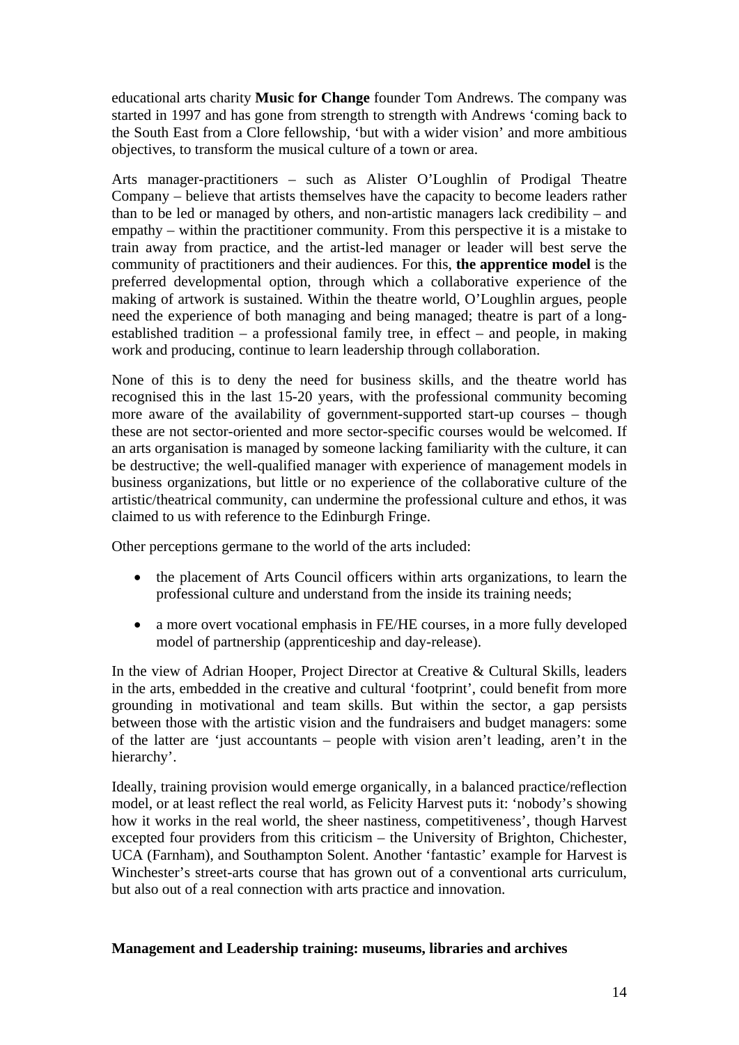educational arts charity **Music for Change** founder Tom Andrews. The company was started in 1997 and has gone from strength to strength with Andrews 'coming back to the South East from a Clore fellowship, 'but with a wider vision' and more ambitious objectives, to transform the musical culture of a town or area.

Arts manager-practitioners – such as Alister O'Loughlin of Prodigal Theatre Company – believe that artists themselves have the capacity to become leaders rather than to be led or managed by others, and non-artistic managers lack credibility – and empathy – within the practitioner community. From this perspective it is a mistake to train away from practice, and the artist-led manager or leader will best serve the community of practitioners and their audiences. For this, **the apprentice model** is the preferred developmental option, through which a collaborative experience of the making of artwork is sustained. Within the theatre world, O'Loughlin argues, people need the experience of both managing and being managed; theatre is part of a long-established tradition – a professional family tree, in effect – and people, in making work and producing, continue to learn leadership through collaboration.

None of this is to deny the need for business skills, and the theatre world has recognised this in the last 15-20 years, with the professional community becoming more aware of the availability of government-supported start-up courses – though these are not sector-oriented and more sector-specific courses would be welcomed. If an arts organisation is managed by someone lacking familiarity with the culture, it can be destructive; the well-qualified manager with experience of management models in business organizations, but little or no experience of the collaborative culture of the artistic/theatrical community, can undermine the professional culture and ethos, it was claimed to us with reference to the Edinburgh Fringe.

Other perceptions germane to the world of the arts included:

- the placement of Arts Council officers within arts organizations, to learn the professional culture and understand from the inside its training needs;
- a more overt vocational emphasis in FE/HE courses, in a more fully developed model of partnership (apprenticeship and day-release).

In the view of Adrian Hooper, Project Director at Creative & Cultural Skills, leaders in the arts, embedded in the creative and cultural 'footprint', could benefit from more grounding in motivational and team skills. But within the sector, a gap persists between those with the artistic vision and the fundraisers and budget managers: some of the latter are 'just accountants – people with vision aren't leading, aren't in the hierarchy'.

Ideally, training provision would emerge organically, in a balanced practice/reflection model, or at least reflect the real world, as Felicity Harvest puts it: 'nobody's showing how it works in the real world, the sheer nastiness, competitiveness', though Harvest excepted four providers from this criticism – the University of Brighton, Chichester, UCA (Farnham), and Southampton Solent. Another 'fantastic' example for Harvest is Winchester's street-arts course that has grown out of a conventional arts curriculum, but also out of a real connection with arts practice and innovation.

**Management and Leadership training: museums, libraries and archives**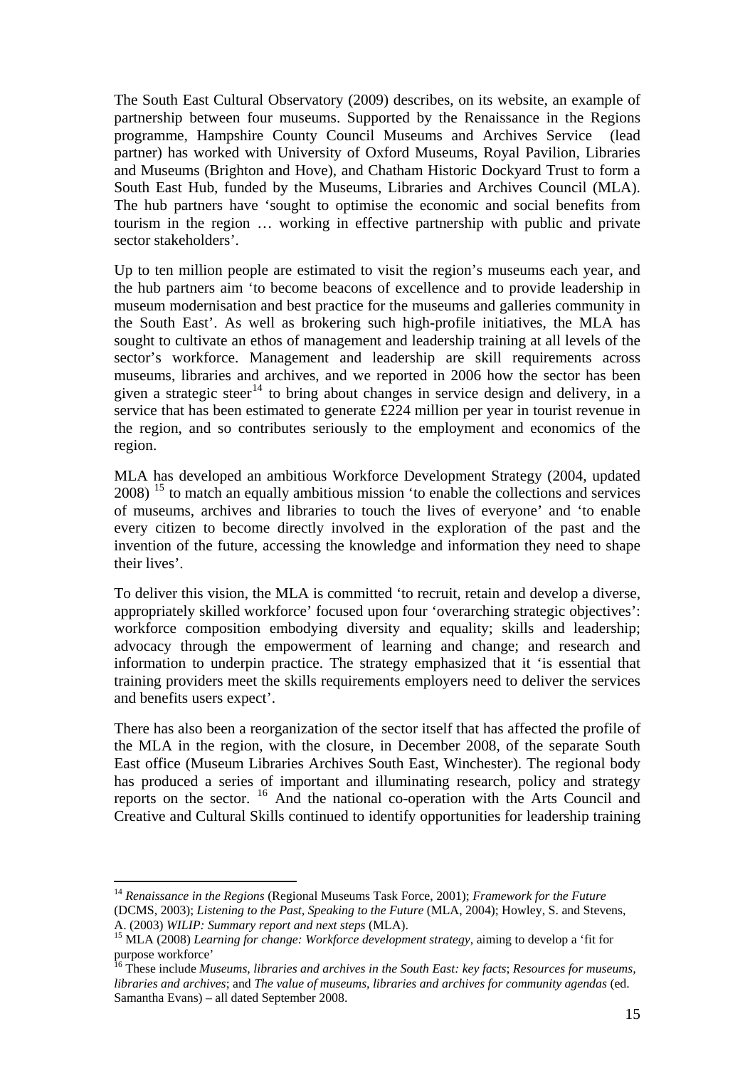The South East Cultural Observatory (2009) describes, on its website, an example of partnership between four museums. Supported by the Renaissance in the Regions programme, Hampshire County Council Museums and Archives Service (lead partner) has worked with University of Oxford Museums, Royal Pavilion, Libraries and Museums (Brighton and Hove), and Chatham Historic Dockyard Trust to form a South East Hub, funded by the Museums, Libraries and Archives Council (MLA). The hub partners have 'sought to optimise the economic and social benefits from tourism in the region … working in effective partnership with public and private sector stakeholders'.

Up to ten million people are estimated to visit the region's museums each year, and the hub partners aim 'to become beacons of excellence and to provide leadership in museum modernisation and best practice for the museums and galleries community in the South East'. As well as brokering such high-profile initiatives, the MLA has sought to cultivate an ethos of management and leadership training at all levels of the sector's workforce. Management and leadership are skill requirements across museums, libraries and archives, and we reported in 2006 how the sector has been given a strategic steer[14] to bring about changes in service design and delivery, in a service that has been estimated to generate £224 million per year in tourist revenue in the region, and so contributes seriously to the employment and economics of the region.

MLA has developed an ambitious Workforce Development Strategy (2004, updated 2008) [15] to match an equally ambitious mission 'to enable the collections and services of museums, archives and libraries to touch the lives of everyone' and 'to enable every citizen to become directly involved in the exploration of the past and the invention of the future, accessing the knowledge and information they need to shape their lives'.

To deliver this vision, the MLA is committed 'to recruit, retain and develop a diverse, appropriately skilled workforce' focused upon four 'overarching strategic objectives': workforce composition embodying diversity and equality; skills and leadership; advocacy through the empowerment of learning and change; and research and information to underpin practice. The strategy emphasized that it 'is essential that training providers meet the skills requirements employers need to deliver the services and benefits users expect'.

There has also been a reorganization of the sector itself that has affected the profile of the MLA in the region, with the closure, in December 2008, of the separate South East office (Museum Libraries Archives South East, Winchester). The regional body has produced a series of important and illuminating research, policy and strategy reports on the sector. [16] And the national co-operation with the Arts Council and Creative and Cultural Skills continued to identify opportunities for leadership training

---

[14] *Renaissance in the Regions* (Regional Museums Task Force, 2001); *Framework for the Future* (DCMS, 2003); *Listening to the Past, Speaking to the Future* (MLA, 2004); Howley, S. and Stevens, A. (2003) *WILIP: Summary report and next steps* (MLA).

[15] MLA (2008) *Learning for change: Workforce development strategy*, aiming to develop a 'fit for purpose workforce'

[16] These include *Museums, libraries and archives in the South East: key facts*; *Resources for museums, libraries and archives*; and *The value of museums, libraries and archives for community agendas* (ed. Samantha Evans) – all dated September 2008.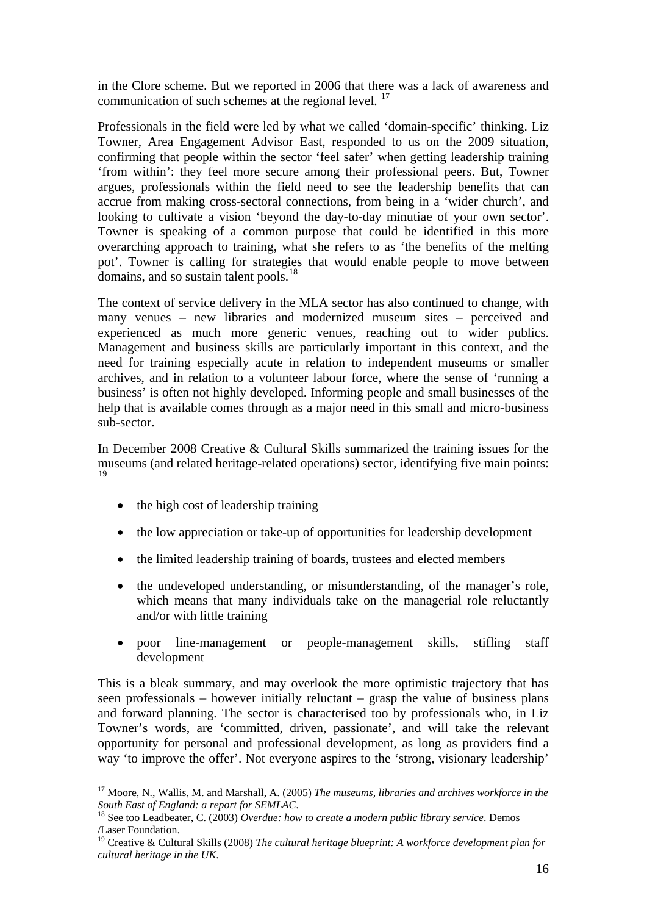in the Clore scheme. But we reported in 2006 that there was a lack of awareness and communication of such schemes at the regional level. [17]

Professionals in the field were led by what we called 'domain-specific' thinking. Liz Towner, Area Engagement Advisor East, responded to us on the 2009 situation, confirming that people within the sector 'feel safer' when getting leadership training 'from within': they feel more secure among their professional peers. But, Towner argues, professionals within the field need to see the leadership benefits that can accrue from making cross-sectoral connections, from being in a 'wider church', and looking to cultivate a vision 'beyond the day-to-day minutiae of your own sector'. Towner is speaking of a common purpose that could be identified in this more overarching approach to training, what she refers to as 'the benefits of the melting pot'. Towner is calling for strategies that would enable people to move between domains, and so sustain talent pools.[18]

The context of service delivery in the MLA sector has also continued to change, with many venues – new libraries and modernized museum sites – perceived and experienced as much more generic venues, reaching out to wider publics. Management and business skills are particularly important in this context, and the need for training especially acute in relation to independent museums or smaller archives, and in relation to a volunteer labour force, where the sense of 'running a business' is often not highly developed. Informing people and small businesses of the help that is available comes through as a major need in this small and micro-business sub-sector.

In December 2008 Creative & Cultural Skills summarized the training issues for the museums (and related heritage-related operations) sector, identifying five main points: [19]

- the high cost of leadership training
- the low appreciation or take-up of opportunities for leadership development
- the limited leadership training of boards, trustees and elected members
- the undeveloped understanding, or misunderstanding, of the manager's role, which means that many individuals take on the managerial role reluctantly and/or with little training
- poor line-management or people-management skills, stifling staff development

This is a bleak summary, and may overlook the more optimistic trajectory that has seen professionals – however initially reluctant – grasp the value of business plans and forward planning. The sector is characterised too by professionals who, in Liz Towner's words, are 'committed, driven, passionate', and will take the relevant opportunity for personal and professional development, as long as providers find a way 'to improve the offer'. Not everyone aspires to the 'strong, visionary leadership'

---

[17] Moore, N., Wallis, M. and Marshall, A. (2005) *The museums, libraries and archives workforce in the South East of England: a report for SEMLAC.*

[18] See too Leadbeater, C. (2003) *Overdue: how to create a modern public library service*. Demos /Laser Foundation.

[19] Creative & Cultural Skills (2008) *The cultural heritage blueprint: A workforce development plan for cultural heritage in the UK.*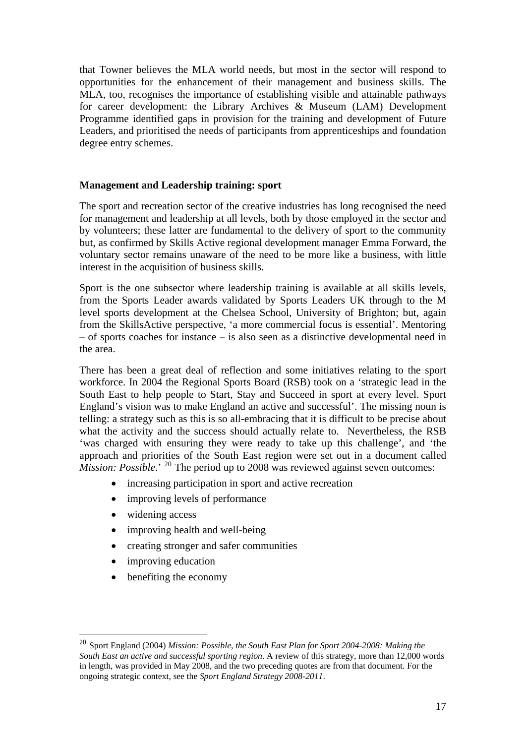that Towner believes the MLA world needs, but most in the sector will respond to opportunities for the enhancement of their management and business skills. The MLA, too, recognises the importance of establishing visible and attainable pathways for career development: the Library Archives & Museum (LAM) Development Programme identified gaps in provision for the training and development of Future Leaders, and prioritised the needs of participants from apprenticeships and foundation degree entry schemes.

**Management and Leadership training: sport**

The sport and recreation sector of the creative industries has long recognised the need for management and leadership at all levels, both by those employed in the sector and by volunteers; these latter are fundamental to the delivery of sport to the community but, as confirmed by Skills Active regional development manager Emma Forward, the voluntary sector remains unaware of the need to be more like a business, with little interest in the acquisition of business skills.

Sport is the one subsector where leadership training is available at all skills levels, from the Sports Leader awards validated by Sports Leaders UK through to the M level sports development at the Chelsea School, University of Brighton; but, again from the SkillsActive perspective, 'a more commercial focus is essential'. Mentoring – of sports coaches for instance – is also seen as a distinctive developmental need in the area.

There has been a great deal of reflection and some initiatives relating to the sport workforce. In 2004 the Regional Sports Board (RSB) took on a 'strategic lead in the South East to help people to Start, Stay and Succeed in sport at every level. Sport England's vision was to make England an active and successful'. The missing noun is telling: a strategy such as this is so all-embracing that it is difficult to be precise about what the activity and the success should actually relate to. Nevertheless, the RSB 'was charged with ensuring they were ready to take up this challenge', and 'the approach and priorities of the South East region were set out in a document called *Mission: Possible*.'[20] The period up to 2008 was reviewed against seven outcomes:

- increasing participation in sport and active recreation
- improving levels of performance
- widening access
- improving health and well-being
- creating stronger and safer communities
- improving education
- benefiting the economy

---

[20] Sport England (2004) *Mission: Possible, the South East Plan for Sport 2004-2008: Making the South East an active and successful sporting region*. A review of this strategy, more than 12,000 words in length, was provided in May 2008, and the two preceding quotes are from that document. For the ongoing strategic context, see the *Sport England Strategy 2008-2011*.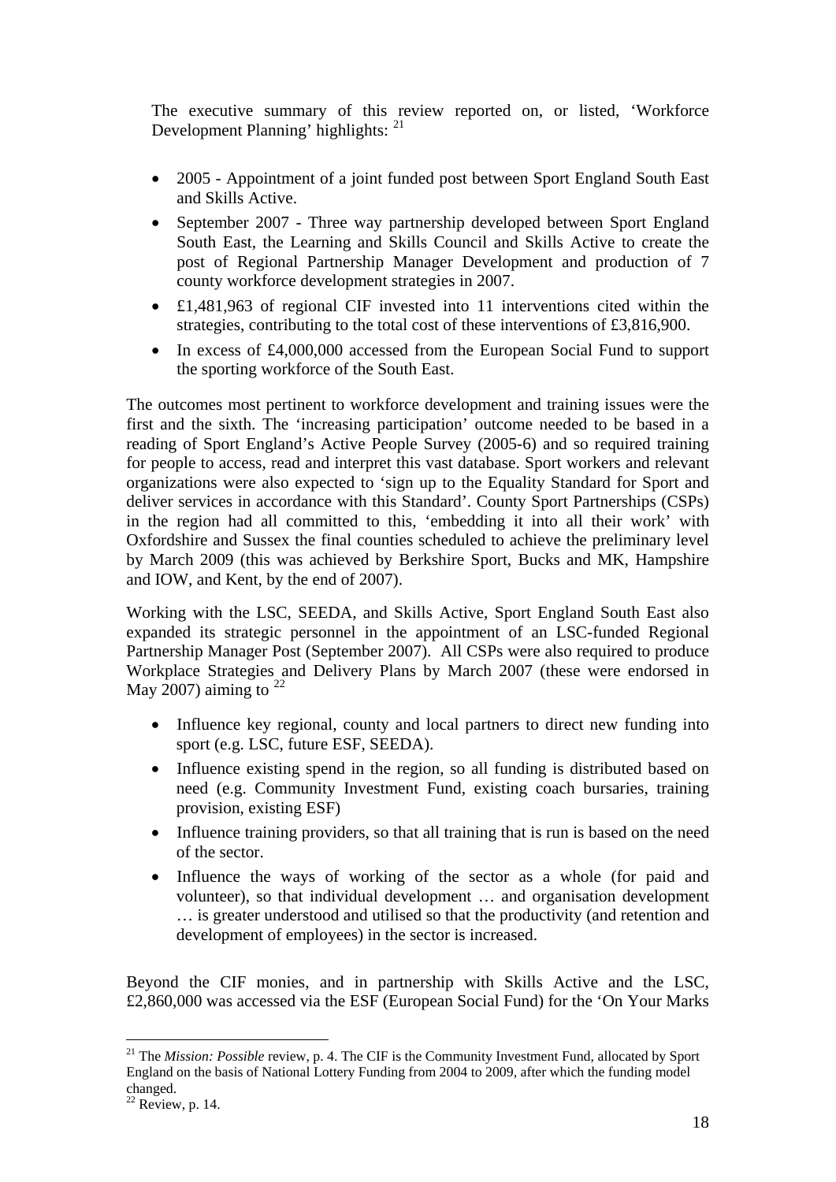The executive summary of this review reported on, or listed, 'Workforce Development Planning' highlights: [21]

- 2005 - Appointment of a joint funded post between Sport England South East and Skills Active.
- September 2007 - Three way partnership developed between Sport England South East, the Learning and Skills Council and Skills Active to create the post of Regional Partnership Manager Development and production of 7 county workforce development strategies in 2007.
- £1,481,963 of regional CIF invested into 11 interventions cited within the strategies, contributing to the total cost of these interventions of £3,816,900.
- In excess of £4,000,000 accessed from the European Social Fund to support the sporting workforce of the South East.

The outcomes most pertinent to workforce development and training issues were the first and the sixth. The 'increasing participation' outcome needed to be based in a reading of Sport England's Active People Survey (2005-6) and so required training for people to access, read and interpret this vast database. Sport workers and relevant organizations were also expected to 'sign up to the Equality Standard for Sport and deliver services in accordance with this Standard'. County Sport Partnerships (CSPs) in the region had all committed to this, 'embedding it into all their work' with Oxfordshire and Sussex the final counties scheduled to achieve the preliminary level by March 2009 (this was achieved by Berkshire Sport, Bucks and MK, Hampshire and IOW, and Kent, by the end of 2007).

Working with the LSC, SEEDA, and Skills Active, Sport England South East also expanded its strategic personnel in the appointment of an LSC-funded Regional Partnership Manager Post (September 2007). All CSPs were also required to produce Workplace Strategies and Delivery Plans by March 2007 (these were endorsed in May 2007) aiming to [22]

- Influence key regional, county and local partners to direct new funding into sport (e.g. LSC, future ESF, SEEDA).
- Influence existing spend in the region, so all funding is distributed based on need (e.g. Community Investment Fund, existing coach bursaries, training provision, existing ESF)
- Influence training providers, so that all training that is run is based on the need of the sector.
- Influence the ways of working of the sector as a whole (for paid and volunteer), so that individual development … and organisation development … is greater understood and utilised so that the productivity (and retention and development of employees) in the sector is increased.

Beyond the CIF monies, and in partnership with Skills Active and the LSC, £2,860,000 was accessed via the ESF (European Social Fund) for the 'On Your Marks

---

[21] The *Mission: Possible* review, p. 4. The CIF is the Community Investment Fund, allocated by Sport England on the basis of National Lottery Funding from 2004 to 2009, after which the funding model changed.

[22] Review, p. 14.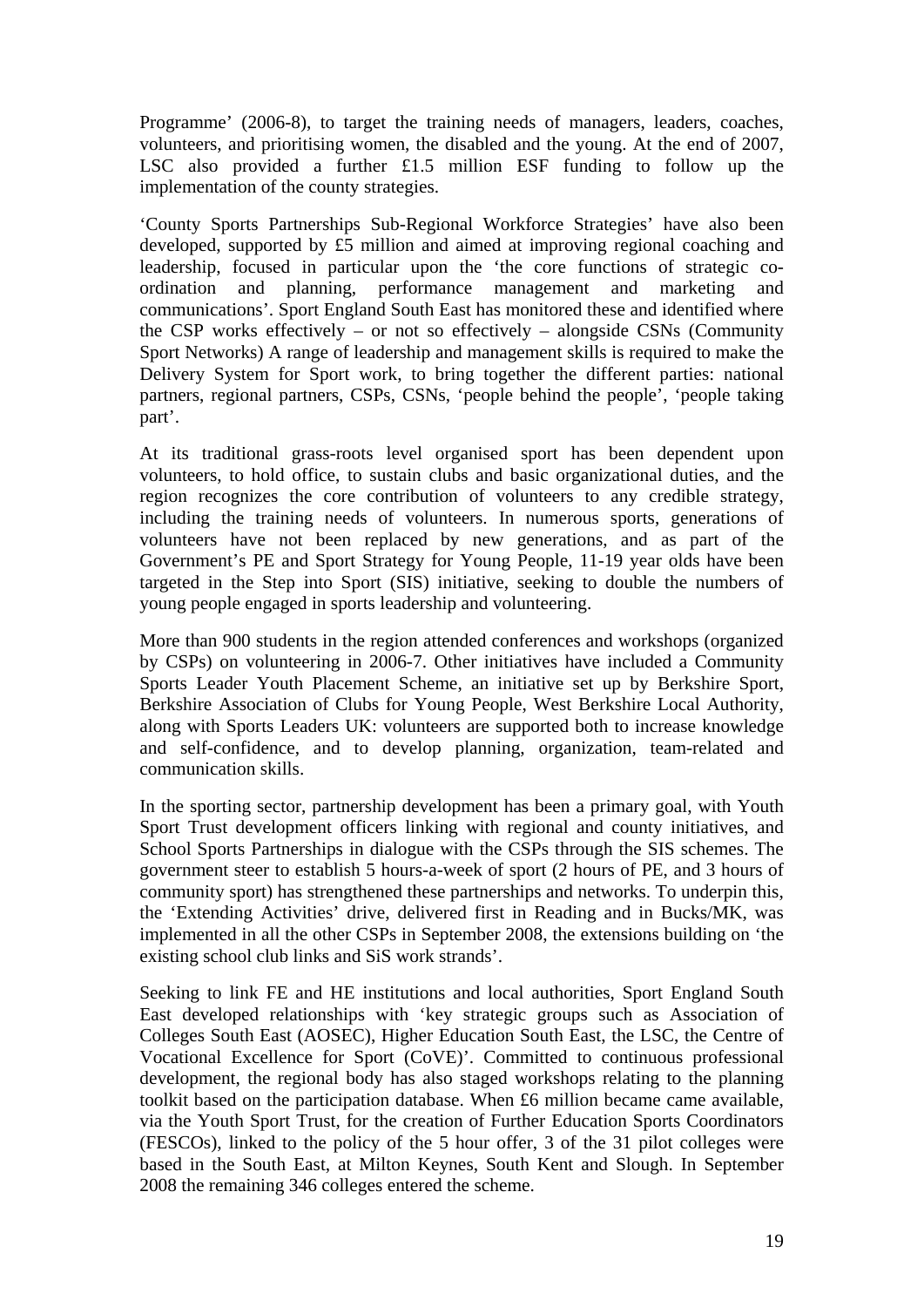Programme' (2006-8), to target the training needs of managers, leaders, coaches, volunteers, and prioritising women, the disabled and the young. At the end of 2007, LSC also provided a further £1.5 million ESF funding to follow up the implementation of the county strategies.

'County Sports Partnerships Sub-Regional Workforce Strategies' have also been developed, supported by £5 million and aimed at improving regional coaching and leadership, focused in particular upon the 'the core functions of strategic co-ordination and planning, performance management and marketing and communications'. Sport England South East has monitored these and identified where the CSP works effectively – or not so effectively – alongside CSNs (Community Sport Networks) A range of leadership and management skills is required to make the Delivery System for Sport work, to bring together the different parties: national partners, regional partners, CSPs, CSNs, 'people behind the people', 'people taking part'.

At its traditional grass-roots level organised sport has been dependent upon volunteers, to hold office, to sustain clubs and basic organizational duties, and the region recognizes the core contribution of volunteers to any credible strategy, including the training needs of volunteers. In numerous sports, generations of volunteers have not been replaced by new generations, and as part of the Government's PE and Sport Strategy for Young People, 11-19 year olds have been targeted in the Step into Sport (SIS) initiative, seeking to double the numbers of young people engaged in sports leadership and volunteering.

More than 900 students in the region attended conferences and workshops (organized by CSPs) on volunteering in 2006-7. Other initiatives have included a Community Sports Leader Youth Placement Scheme, an initiative set up by Berkshire Sport, Berkshire Association of Clubs for Young People, West Berkshire Local Authority, along with Sports Leaders UK: volunteers are supported both to increase knowledge and self-confidence, and to develop planning, organization, team-related and communication skills.

In the sporting sector, partnership development has been a primary goal, with Youth Sport Trust development officers linking with regional and county initiatives, and School Sports Partnerships in dialogue with the CSPs through the SIS schemes. The government steer to establish 5 hours-a-week of sport (2 hours of PE, and 3 hours of community sport) has strengthened these partnerships and networks. To underpin this, the 'Extending Activities' drive, delivered first in Reading and in Bucks/MK, was implemented in all the other CSPs in September 2008, the extensions building on 'the existing school club links and SiS work strands'.

Seeking to link FE and HE institutions and local authorities, Sport England South East developed relationships with 'key strategic groups such as Association of Colleges South East (AOSEC), Higher Education South East, the LSC, the Centre of Vocational Excellence for Sport (CoVE)'. Committed to continuous professional development, the regional body has also staged workshops relating to the planning toolkit based on the participation database. When £6 million became came available, via the Youth Sport Trust, for the creation of Further Education Sports Coordinators (FESCOs), linked to the policy of the 5 hour offer, 3 of the 31 pilot colleges were based in the South East, at Milton Keynes, South Kent and Slough. In September 2008 the remaining 346 colleges entered the scheme.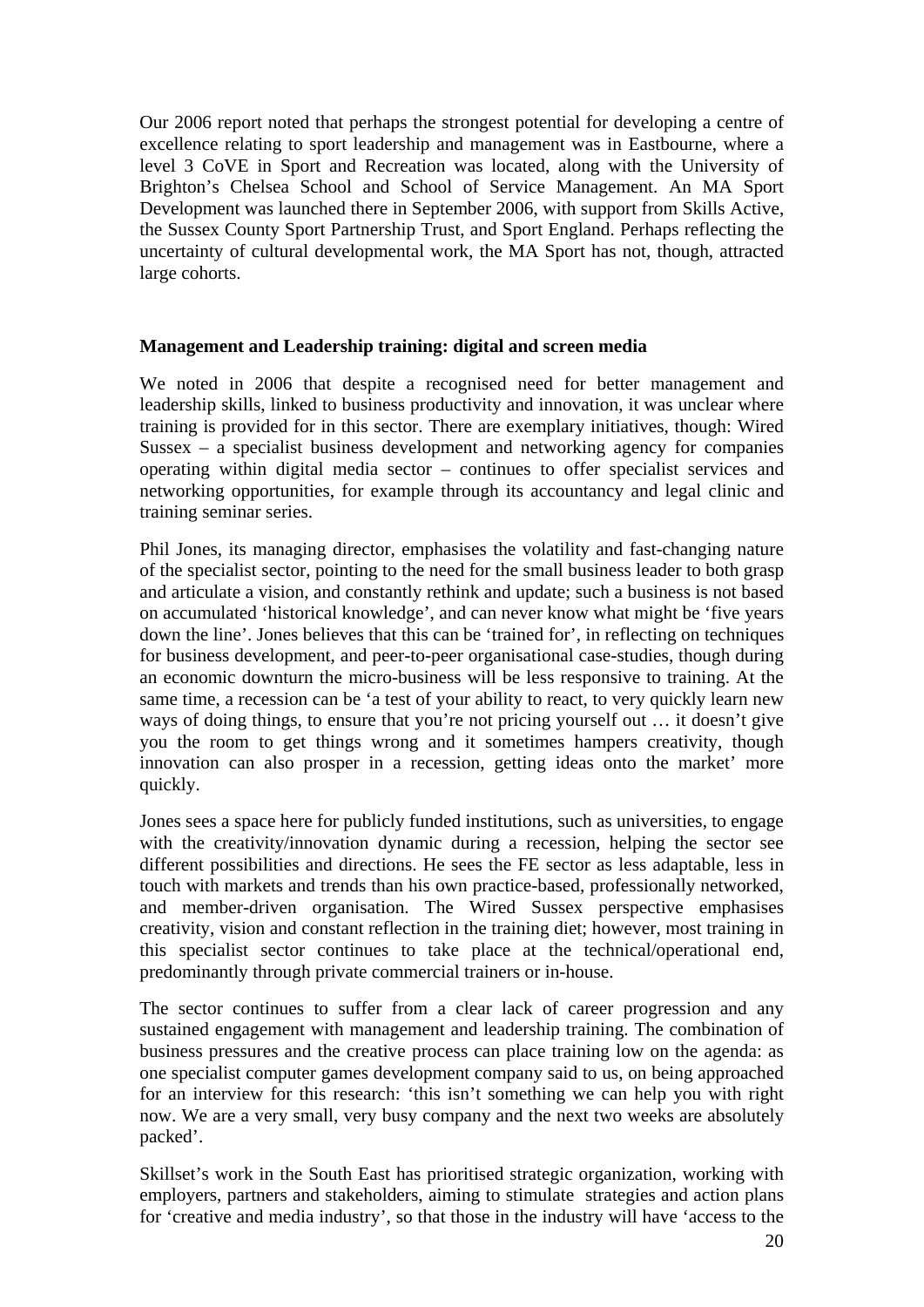Our 2006 report noted that perhaps the strongest potential for developing a centre of excellence relating to sport leadership and management was in Eastbourne, where a level 3 CoVE in Sport and Recreation was located, along with the University of Brighton's Chelsea School and School of Service Management. An MA Sport Development was launched there in September 2006, with support from Skills Active, the Sussex County Sport Partnership Trust, and Sport England. Perhaps reflecting the uncertainty of cultural developmental work, the MA Sport has not, though, attracted large cohorts.

**Management and Leadership training: digital and screen media**

We noted in 2006 that despite a recognised need for better management and leadership skills, linked to business productivity and innovation, it was unclear where training is provided for in this sector. There are exemplary initiatives, though: Wired Sussex – a specialist business development and networking agency for companies operating within digital media sector – continues to offer specialist services and networking opportunities, for example through its accountancy and legal clinic and training seminar series.

Phil Jones, its managing director, emphasises the volatility and fast-changing nature of the specialist sector, pointing to the need for the small business leader to both grasp and articulate a vision, and constantly rethink and update; such a business is not based on accumulated 'historical knowledge', and can never know what might be 'five years down the line'. Jones believes that this can be 'trained for', in reflecting on techniques for business development, and peer-to-peer organisational case-studies, though during an economic downturn the micro-business will be less responsive to training. At the same time, a recession can be 'a test of your ability to react, to very quickly learn new ways of doing things, to ensure that you're not pricing yourself out … it doesn't give you the room to get things wrong and it sometimes hampers creativity, though innovation can also prosper in a recession, getting ideas onto the market' more quickly.

Jones sees a space here for publicly funded institutions, such as universities, to engage with the creativity/innovation dynamic during a recession, helping the sector see different possibilities and directions. He sees the FE sector as less adaptable, less in touch with markets and trends than his own practice-based, professionally networked, and member-driven organisation. The Wired Sussex perspective emphasises creativity, vision and constant reflection in the training diet; however, most training in this specialist sector continues to take place at the technical/operational end, predominantly through private commercial trainers or in-house.

The sector continues to suffer from a clear lack of career progression and any sustained engagement with management and leadership training. The combination of business pressures and the creative process can place training low on the agenda: as one specialist computer games development company said to us, on being approached for an interview for this research: 'this isn't something we can help you with right now. We are a very small, very busy company and the next two weeks are absolutely packed'.

Skillset's work in the South East has prioritised strategic organization, working with employers, partners and stakeholders, aiming to stimulate strategies and action plans for 'creative and media industry', so that those in the industry will have 'access to the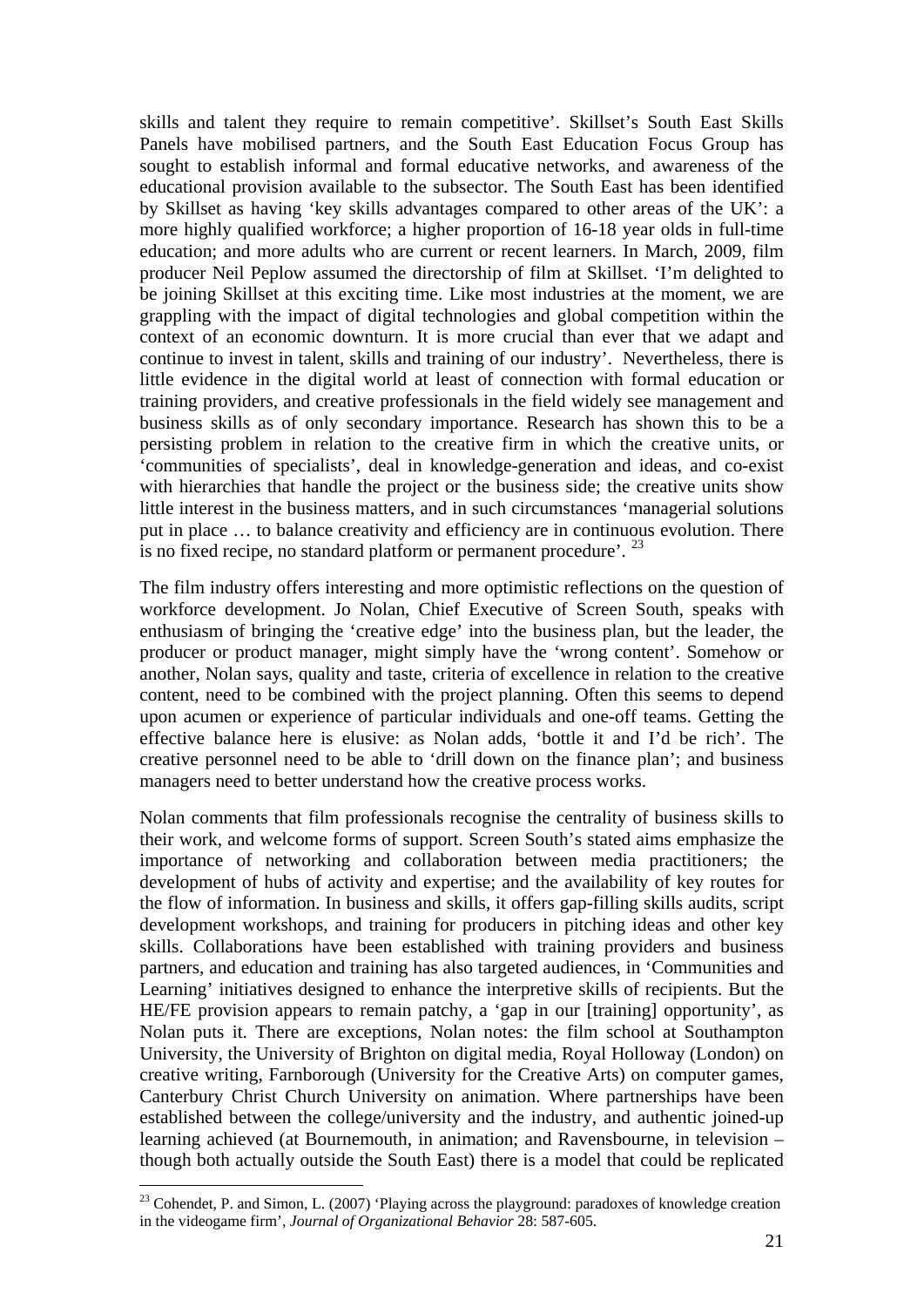skills and talent they require to remain competitive'. Skillset's South East Skills Panels have mobilised partners, and the South East Education Focus Group has sought to establish informal and formal educative networks, and awareness of the educational provision available to the subsector. The South East has been identified by Skillset as having 'key skills advantages compared to other areas of the UK': a more highly qualified workforce; a higher proportion of 16-18 year olds in full-time education; and more adults who are current or recent learners. In March, 2009, film producer Neil Peplow assumed the directorship of film at Skillset. 'I'm delighted to be joining Skillset at this exciting time. Like most industries at the moment, we are grappling with the impact of digital technologies and global competition within the context of an economic downturn. It is more crucial than ever that we adapt and continue to invest in talent, skills and training of our industry'. Nevertheless, there is little evidence in the digital world at least of connection with formal education or training providers, and creative professionals in the field widely see management and business skills as of only secondary importance. Research has shown this to be a persisting problem in relation to the creative firm in which the creative units, or 'communities of specialists', deal in knowledge-generation and ideas, and co-exist with hierarchies that handle the project or the business side; the creative units show little interest in the business matters, and in such circumstances 'managerial solutions put in place … to balance creativity and efficiency are in continuous evolution. There is no fixed recipe, no standard platform or permanent procedure'. [23]

The film industry offers interesting and more optimistic reflections on the question of workforce development. Jo Nolan, Chief Executive of Screen South, speaks with enthusiasm of bringing the 'creative edge' into the business plan, but the leader, the producer or product manager, might simply have the 'wrong content'. Somehow or another, Nolan says, quality and taste, criteria of excellence in relation to the creative content, need to be combined with the project planning. Often this seems to depend upon acumen or experience of particular individuals and one-off teams. Getting the effective balance here is elusive: as Nolan adds, 'bottle it and I'd be rich'. The creative personnel need to be able to 'drill down on the finance plan'; and business managers need to better understand how the creative process works.

Nolan comments that film professionals recognise the centrality of business skills to their work, and welcome forms of support. Screen South's stated aims emphasize the importance of networking and collaboration between media practitioners; the development of hubs of activity and expertise; and the availability of key routes for the flow of information. In business and skills, it offers gap-filling skills audits, script development workshops, and training for producers in pitching ideas and other key skills. Collaborations have been established with training providers and business partners, and education and training has also targeted audiences, in 'Communities and Learning' initiatives designed to enhance the interpretive skills of recipients. But the HE/FE provision appears to remain patchy, a 'gap in our [training] opportunity', as Nolan puts it. There are exceptions, Nolan notes: the film school at Southampton University, the University of Brighton on digital media, Royal Holloway (London) on creative writing, Farnborough (University for the Creative Arts) on computer games, Canterbury Christ Church University on animation. Where partnerships have been established between the college/university and the industry, and authentic joined-up learning achieved (at Bournemouth, in animation; and Ravensbourne, in television – though both actually outside the South East) there is a model that could be replicated

[23] Cohendet, P. and Simon, L. (2007) 'Playing across the playground: paradoxes of knowledge creation in the videogame firm', *Journal of Organizational Behavior* 28: 587-605.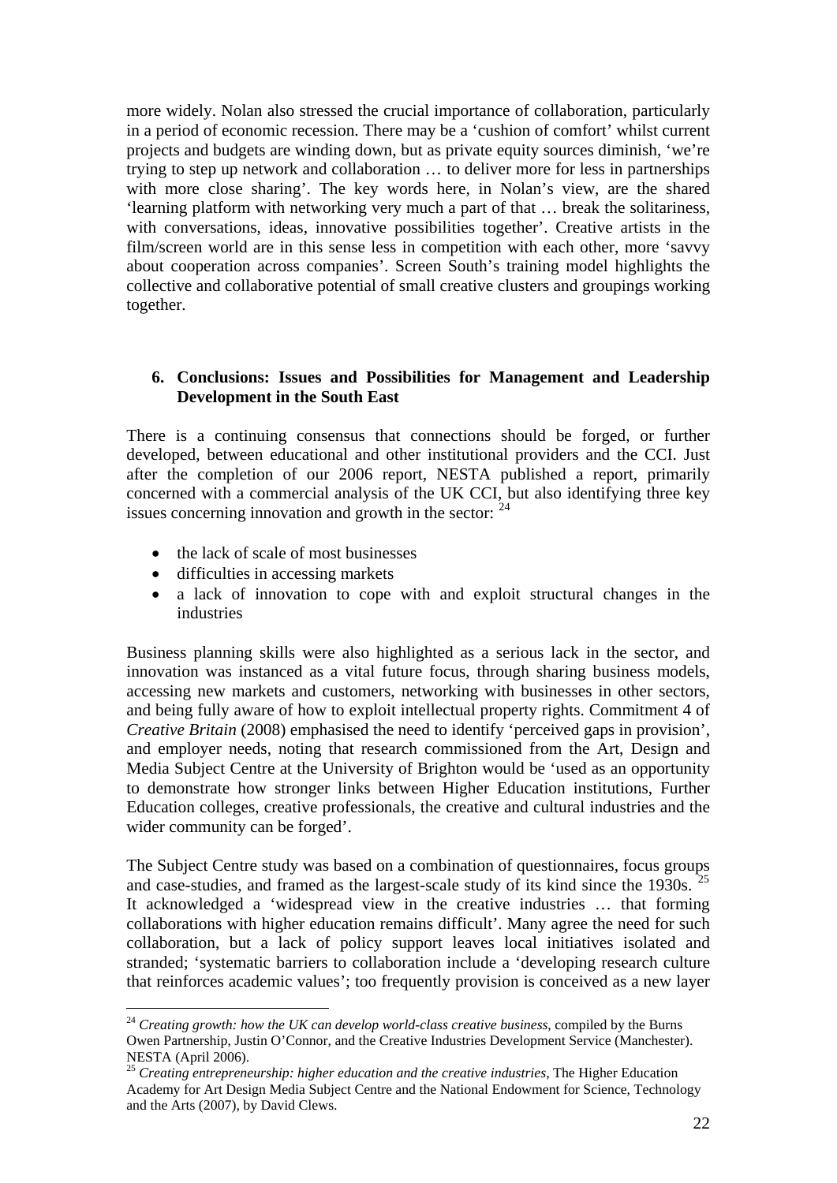more widely. Nolan also stressed the crucial importance of collaboration, particularly in a period of economic recession. There may be a 'cushion of comfort' whilst current projects and budgets are winding down, but as private equity sources diminish, 'we're trying to step up network and collaboration … to deliver more for less in partnerships with more close sharing'. The key words here, in Nolan's view, are the shared 'learning platform with networking very much a part of that … break the solitariness, with conversations, ideas, innovative possibilities together'. Creative artists in the film/screen world are in this sense less in competition with each other, more 'savvy about cooperation across companies'. Screen South's training model highlights the collective and collaborative potential of small creative clusters and groupings working together.

## 6. Conclusions: Issues and Possibilities for Management and Leadership Development in the South East

There is a continuing consensus that connections should be forged, or further developed, between educational and other institutional providers and the CCI. Just after the completion of our 2006 report, NESTA published a report, primarily concerned with a commercial analysis of the UK CCI, but also identifying three key issues concerning innovation and growth in the sector: [24]

- the lack of scale of most businesses
- difficulties in accessing markets
- a lack of innovation to cope with and exploit structural changes in the industries

Business planning skills were also highlighted as a serious lack in the sector, and innovation was instanced as a vital future focus, through sharing business models, accessing new markets and customers, networking with businesses in other sectors, and being fully aware of how to exploit intellectual property rights. Commitment 4 of *Creative Britain* (2008) emphasised the need to identify 'perceived gaps in provision', and employer needs, noting that research commissioned from the Art, Design and Media Subject Centre at the University of Brighton would be 'used as an opportunity to demonstrate how stronger links between Higher Education institutions, Further Education colleges, creative professionals, the creative and cultural industries and the wider community can be forged'.

The Subject Centre study was based on a combination of questionnaires, focus groups and case-studies, and framed as the largest-scale study of its kind since the 1930s. [25] It acknowledged a 'widespread view in the creative industries … that forming collaborations with higher education remains difficult'. Many agree the need for such collaboration, but a lack of policy support leaves local initiatives isolated and stranded; 'systematic barriers to collaboration include a 'developing research culture that reinforces academic values'; too frequently provision is conceived as a new layer

---

[24] *Creating growth: how the UK can develop world-class creative business*, compiled by the Burns Owen Partnership, Justin O'Connor, and the Creative Industries Development Service (Manchester). NESTA (April 2006).

[25] *Creating entrepreneurship: higher education and the creative industries*, The Higher Education Academy for Art Design Media Subject Centre and the National Endowment for Science, Technology and the Arts (2007), by David Clews.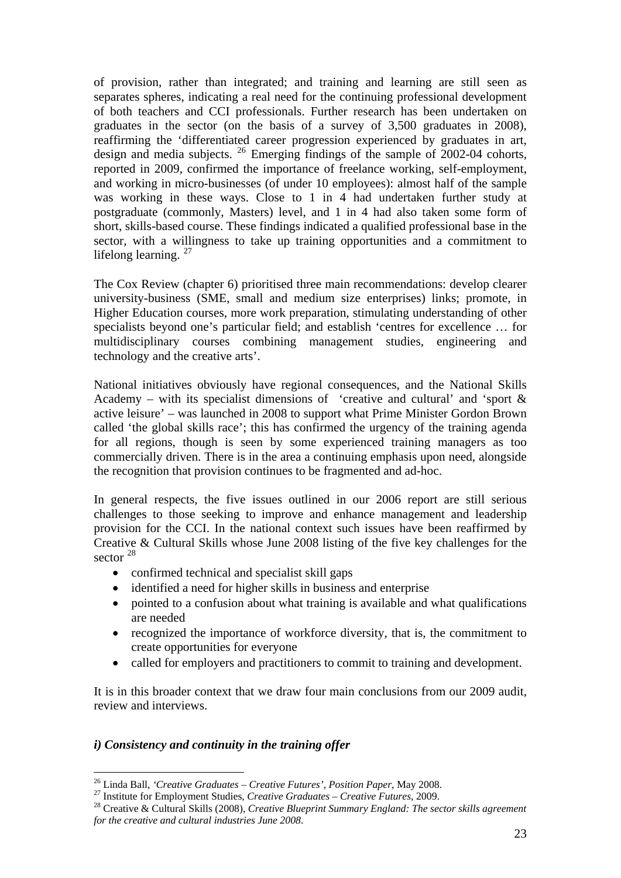of provision, rather than integrated; and training and learning are still seen as separates spheres, indicating a real need for the continuing professional development of both teachers and CCI professionals. Further research has been undertaken on graduates in the sector (on the basis of a survey of 3,500 graduates in 2008), reaffirming the 'differentiated career progression experienced by graduates in art, design and media subjects. [26] Emerging findings of the sample of 2002-04 cohorts, reported in 2009, confirmed the importance of freelance working, self-employment, and working in micro-businesses (of under 10 employees): almost half of the sample was working in these ways. Close to 1 in 4 had undertaken further study at postgraduate (commonly, Masters) level, and 1 in 4 had also taken some form of short, skills-based course. These findings indicated a qualified professional base in the sector, with a willingness to take up training opportunities and a commitment to lifelong learning. [27]

The Cox Review (chapter 6) prioritised three main recommendations: develop clearer university-business (SME, small and medium size enterprises) links; promote, in Higher Education courses, more work preparation, stimulating understanding of other specialists beyond one's particular field; and establish 'centres for excellence … for multidisciplinary courses combining management studies, engineering and technology and the creative arts'.

National initiatives obviously have regional consequences, and the National Skills Academy – with its specialist dimensions of 'creative and cultural' and 'sport & active leisure' – was launched in 2008 to support what Prime Minister Gordon Brown called 'the global skills race'; this has confirmed the urgency of the training agenda for all regions, though is seen by some experienced training managers as too commercially driven. There is in the area a continuing emphasis upon need, alongside the recognition that provision continues to be fragmented and ad-hoc.

In general respects, the five issues outlined in our 2006 report are still serious challenges to those seeking to improve and enhance management and leadership provision for the CCI. In the national context such issues have been reaffirmed by Creative & Cultural Skills whose June 2008 listing of the five key challenges for the sector [28]

- confirmed technical and specialist skill gaps
- identified a need for higher skills in business and enterprise
- pointed to a confusion about what training is available and what qualifications are needed
- recognized the importance of workforce diversity, that is, the commitment to create opportunities for everyone
- called for employers and practitioners to commit to training and development.

It is in this broader context that we draw four main conclusions from our 2009 audit, review and interviews.

### *i) Consistency and continuity in the training offer*

---

[26] Linda Ball, *'Creative Graduates – Creative Futures', Position Paper*, May 2008.

[27] Institute for Employment Studies, *Creative Graduates – Creative Futures*, 2009.

[28] Creative & Cultural Skills (2008), *Creative Blueprint Summary England: The sector skills agreement for the creative and cultural industries June 2008*.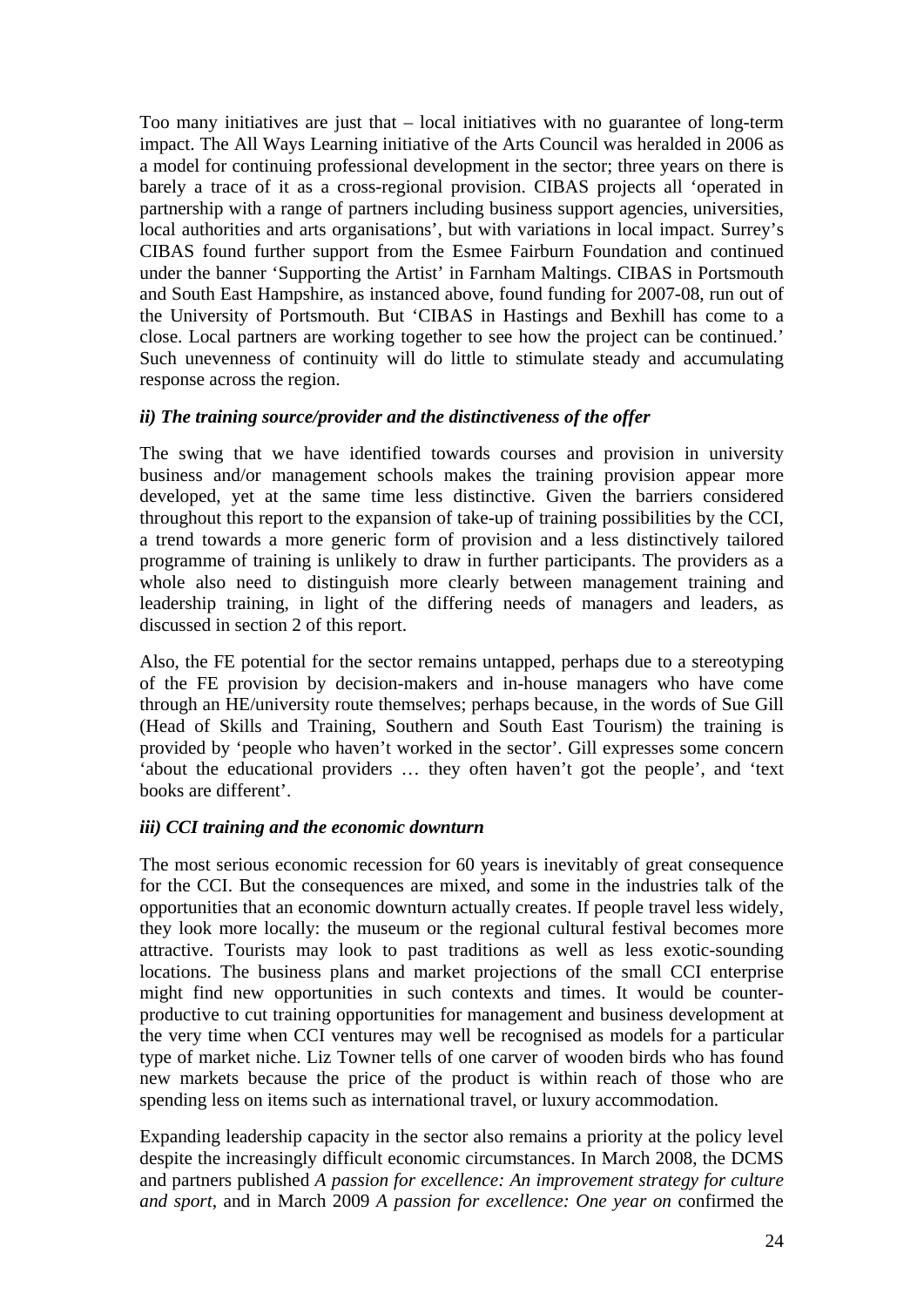Too many initiatives are just that – local initiatives with no guarantee of long-term impact. The All Ways Learning initiative of the Arts Council was heralded in 2006 as a model for continuing professional development in the sector; three years on there is barely a trace of it as a cross-regional provision. CIBAS projects all 'operated in partnership with a range of partners including business support agencies, universities, local authorities and arts organisations', but with variations in local impact. Surrey's CIBAS found further support from the Esmee Fairburn Foundation and continued under the banner 'Supporting the Artist' in Farnham Maltings. CIBAS in Portsmouth and South East Hampshire, as instanced above, found funding for 2007-08, run out of the University of Portsmouth. But 'CIBAS in Hastings and Bexhill has come to a close. Local partners are working together to see how the project can be continued.' Such unevenness of continuity will do little to stimulate steady and accumulating response across the region.

### *ii) The training source/provider and the distinctiveness of the offer*

The swing that we have identified towards courses and provision in university business and/or management schools makes the training provision appear more developed, yet at the same time less distinctive. Given the barriers considered throughout this report to the expansion of take-up of training possibilities by the CCI, a trend towards a more generic form of provision and a less distinctively tailored programme of training is unlikely to draw in further participants. The providers as a whole also need to distinguish more clearly between management training and leadership training, in light of the differing needs of managers and leaders, as discussed in section 2 of this report.

Also, the FE potential for the sector remains untapped, perhaps due to a stereotyping of the FE provision by decision-makers and in-house managers who have come through an HE/university route themselves; perhaps because, in the words of Sue Gill (Head of Skills and Training, Southern and South East Tourism) the training is provided by 'people who haven't worked in the sector'. Gill expresses some concern 'about the educational providers … they often haven't got the people', and 'text books are different'.

### *iii) CCI training and the economic downturn*

The most serious economic recession for 60 years is inevitably of great consequence for the CCI. But the consequences are mixed, and some in the industries talk of the opportunities that an economic downturn actually creates. If people travel less widely, they look more locally: the museum or the regional cultural festival becomes more attractive. Tourists may look to past traditions as well as less exotic-sounding locations. The business plans and market projections of the small CCI enterprise might find new opportunities in such contexts and times. It would be counter-productive to cut training opportunities for management and business development at the very time when CCI ventures may well be recognised as models for a particular type of market niche. Liz Towner tells of one carver of wooden birds who has found new markets because the price of the product is within reach of those who are spending less on items such as international travel, or luxury accommodation.

Expanding leadership capacity in the sector also remains a priority at the policy level despite the increasingly difficult economic circumstances. In March 2008, the DCMS and partners published *A passion for excellence: An improvement strategy for culture and sport*, and in March 2009 *A passion for excellence: One year on* confirmed the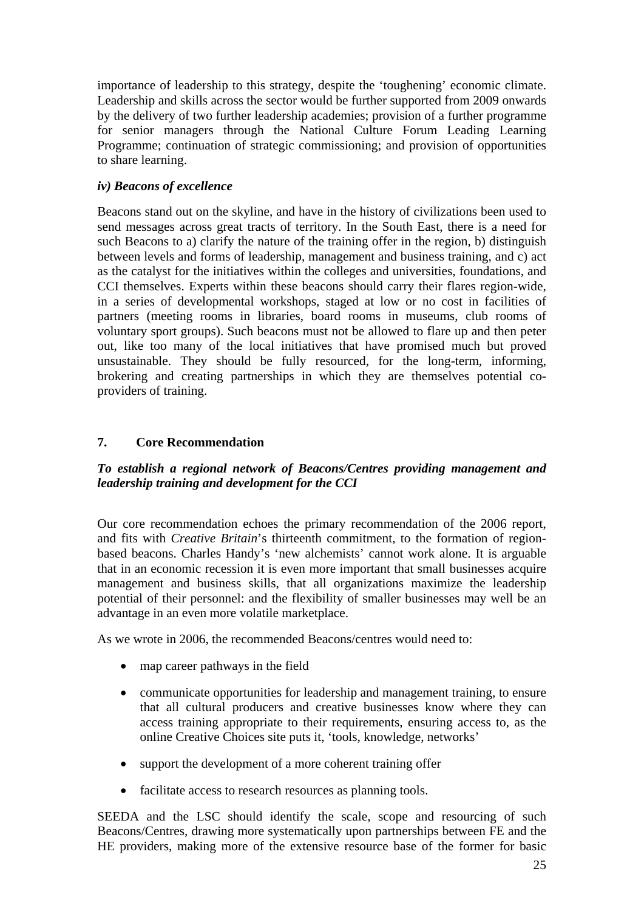importance of leadership to this strategy, despite the 'toughening' economic climate. Leadership and skills across the sector would be further supported from 2009 onwards by the delivery of two further leadership academies; provision of a further programme for senior managers through the National Culture Forum Leading Learning Programme; continuation of strategic commissioning; and provision of opportunities to share learning.

### *iv) Beacons of excellence*

Beacons stand out on the skyline, and have in the history of civilizations been used to send messages across great tracts of territory. In the South East, there is a need for such Beacons to a) clarify the nature of the training offer in the region, b) distinguish between levels and forms of leadership, management and business training, and c) act as the catalyst for the initiatives within the colleges and universities, foundations, and CCI themselves. Experts within these beacons should carry their flares region-wide, in a series of developmental workshops, staged at low or no cost in facilities of partners (meeting rooms in libraries, board rooms in museums, club rooms of voluntary sport groups). Such beacons must not be allowed to flare up and then peter out, like too many of the local initiatives that have promised much but proved unsustainable. They should be fully resourced, for the long-term, informing, brokering and creating partnerships in which they are themselves potential co-providers of training.

## 7. Core Recommendation

***To establish a regional network of Beacons/Centres providing management and leadership training and development for the CCI***

Our core recommendation echoes the primary recommendation of the 2006 report, and fits with *Creative Britain*'s thirteenth commitment, to the formation of region-based beacons. Charles Handy's 'new alchemists' cannot work alone. It is arguable that in an economic recession it is even more important that small businesses acquire management and business skills, that all organizations maximize the leadership potential of their personnel: and the flexibility of smaller businesses may well be an advantage in an even more volatile marketplace.

As we wrote in 2006, the recommended Beacons/centres would need to:

- map career pathways in the field
- communicate opportunities for leadership and management training, to ensure that all cultural producers and creative businesses know where they can access training appropriate to their requirements, ensuring access to, as the online Creative Choices site puts it, 'tools, knowledge, networks'
- support the development of a more coherent training offer
- facilitate access to research resources as planning tools.

SEEDA and the LSC should identify the scale, scope and resourcing of such Beacons/Centres, drawing more systematically upon partnerships between FE and the HE providers, making more of the extensive resource base of the former for basic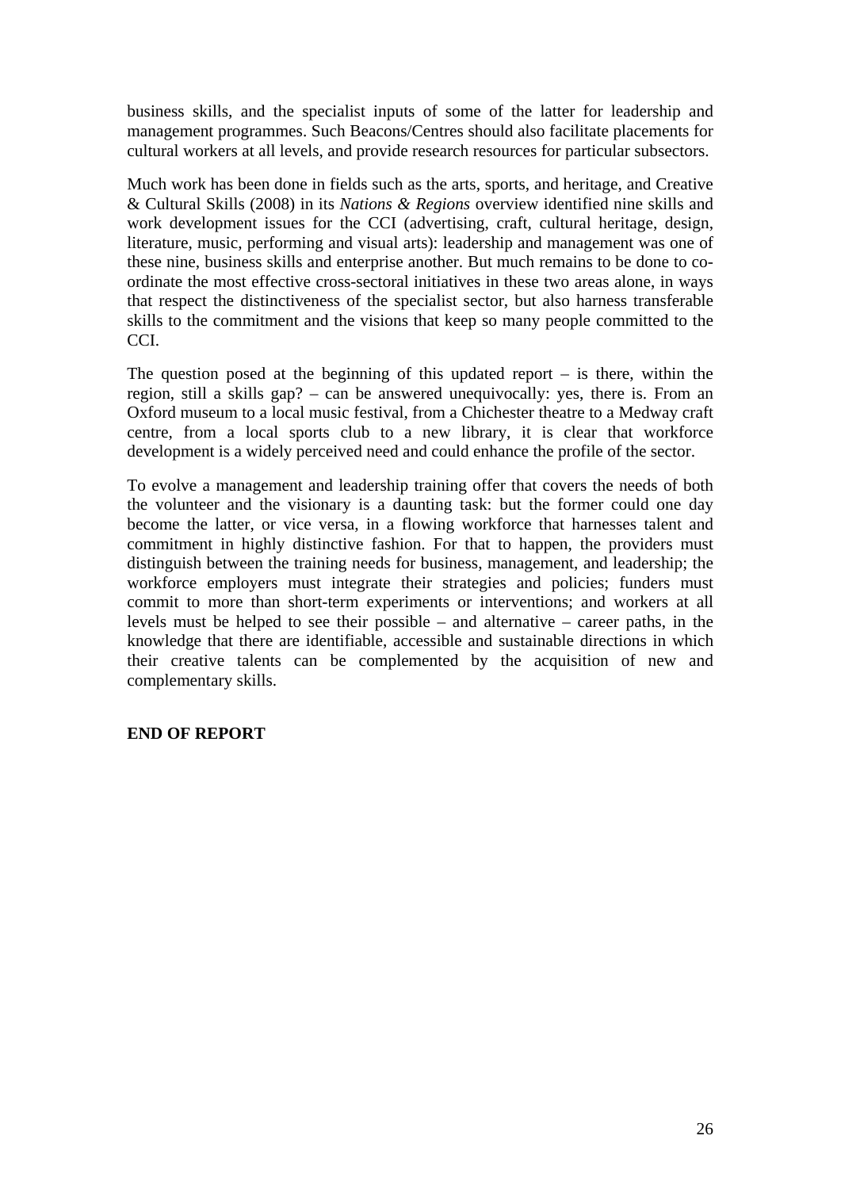business skills, and the specialist inputs of some of the latter for leadership and management programmes. Such Beacons/Centres should also facilitate placements for cultural workers at all levels, and provide research resources for particular subsectors.

Much work has been done in fields such as the arts, sports, and heritage, and Creative & Cultural Skills (2008) in its *Nations & Regions* overview identified nine skills and work development issues for the CCI (advertising, craft, cultural heritage, design, literature, music, performing and visual arts): leadership and management was one of these nine, business skills and enterprise another. But much remains to be done to co-ordinate the most effective cross-sectoral initiatives in these two areas alone, in ways that respect the distinctiveness of the specialist sector, but also harness transferable skills to the commitment and the visions that keep so many people committed to the CCI.

The question posed at the beginning of this updated report – is there, within the region, still a skills gap? – can be answered unequivocally: yes, there is. From an Oxford museum to a local music festival, from a Chichester theatre to a Medway craft centre, from a local sports club to a new library, it is clear that workforce development is a widely perceived need and could enhance the profile of the sector.

To evolve a management and leadership training offer that covers the needs of both the volunteer and the visionary is a daunting task: but the former could one day become the latter, or vice versa, in a flowing workforce that harnesses talent and commitment in highly distinctive fashion. For that to happen, the providers must distinguish between the training needs for business, management, and leadership; the workforce employers must integrate their strategies and policies; funders must commit to more than short-term experiments or interventions; and workers at all levels must be helped to see their possible – and alternative – career paths, in the knowledge that there are identifiable, accessible and sustainable directions in which their creative talents can be complemented by the acquisition of new and complementary skills.

**END OF REPORT**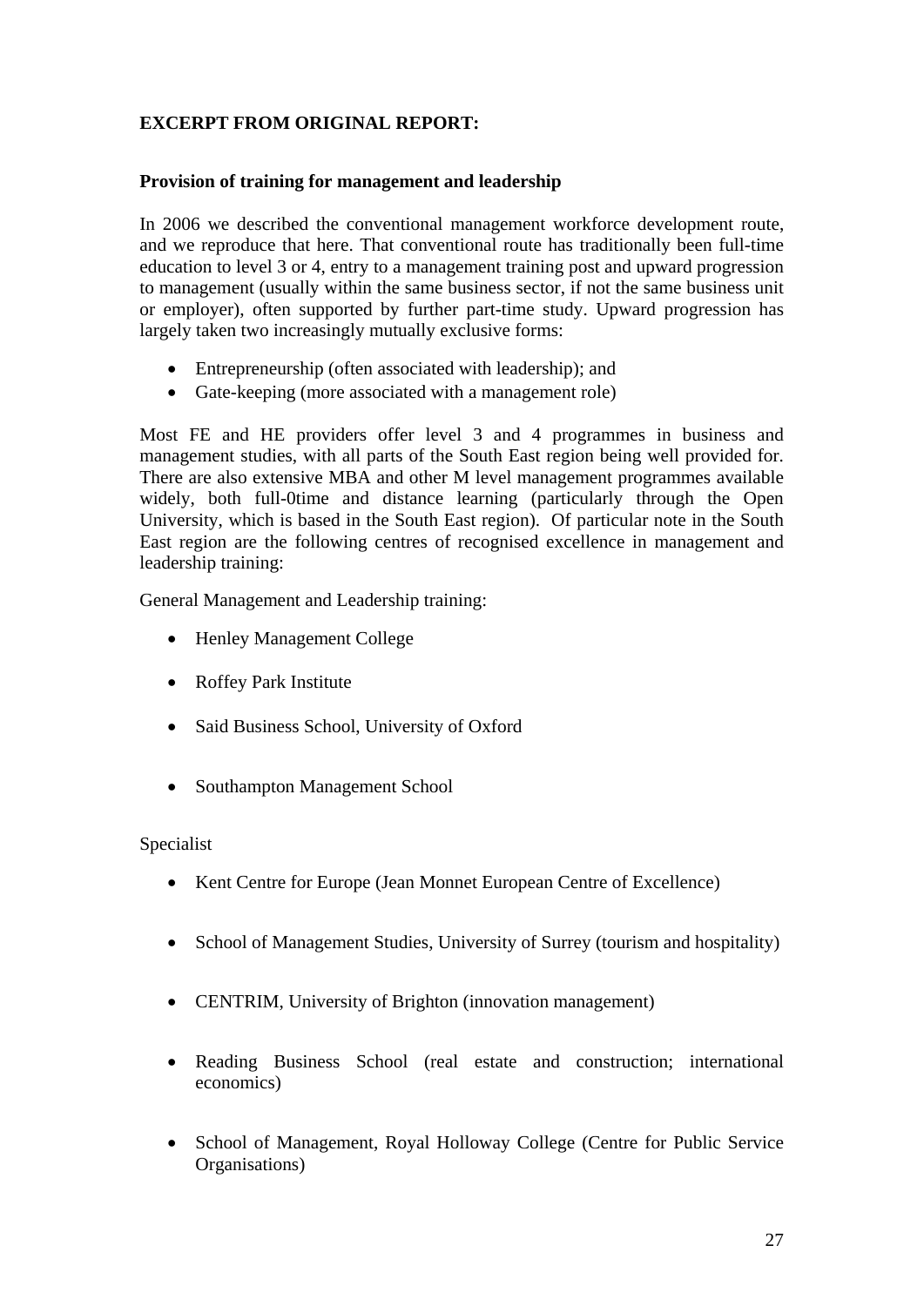**EXCERPT FROM ORIGINAL REPORT:**

**Provision of training for management and leadership**

In 2006 we described the conventional management workforce development route, and we reproduce that here. That conventional route has traditionally been full-time education to level 3 or 4, entry to a management training post and upward progression to management (usually within the same business sector, if not the same business unit or employer), often supported by further part-time study. Upward progression has largely taken two increasingly mutually exclusive forms:

- Entrepreneurship (often associated with leadership); and
- Gate-keeping (more associated with a management role)

Most FE and HE providers offer level 3 and 4 programmes in business and management studies, with all parts of the South East region being well provided for. There are also extensive MBA and other M level management programmes available widely, both full-0time and distance learning (particularly through the Open University, which is based in the South East region). Of particular note in the South East region are the following centres of recognised excellence in management and leadership training:

General Management and Leadership training:

- Henley Management College
- Roffey Park Institute
- Said Business School, University of Oxford
- Southampton Management School

Specialist

- Kent Centre for Europe (Jean Monnet European Centre of Excellence)
- School of Management Studies, University of Surrey (tourism and hospitality)
- CENTRIM, University of Brighton (innovation management)
- Reading Business School (real estate and construction; international economics)
- School of Management, Royal Holloway College (Centre for Public Service Organisations)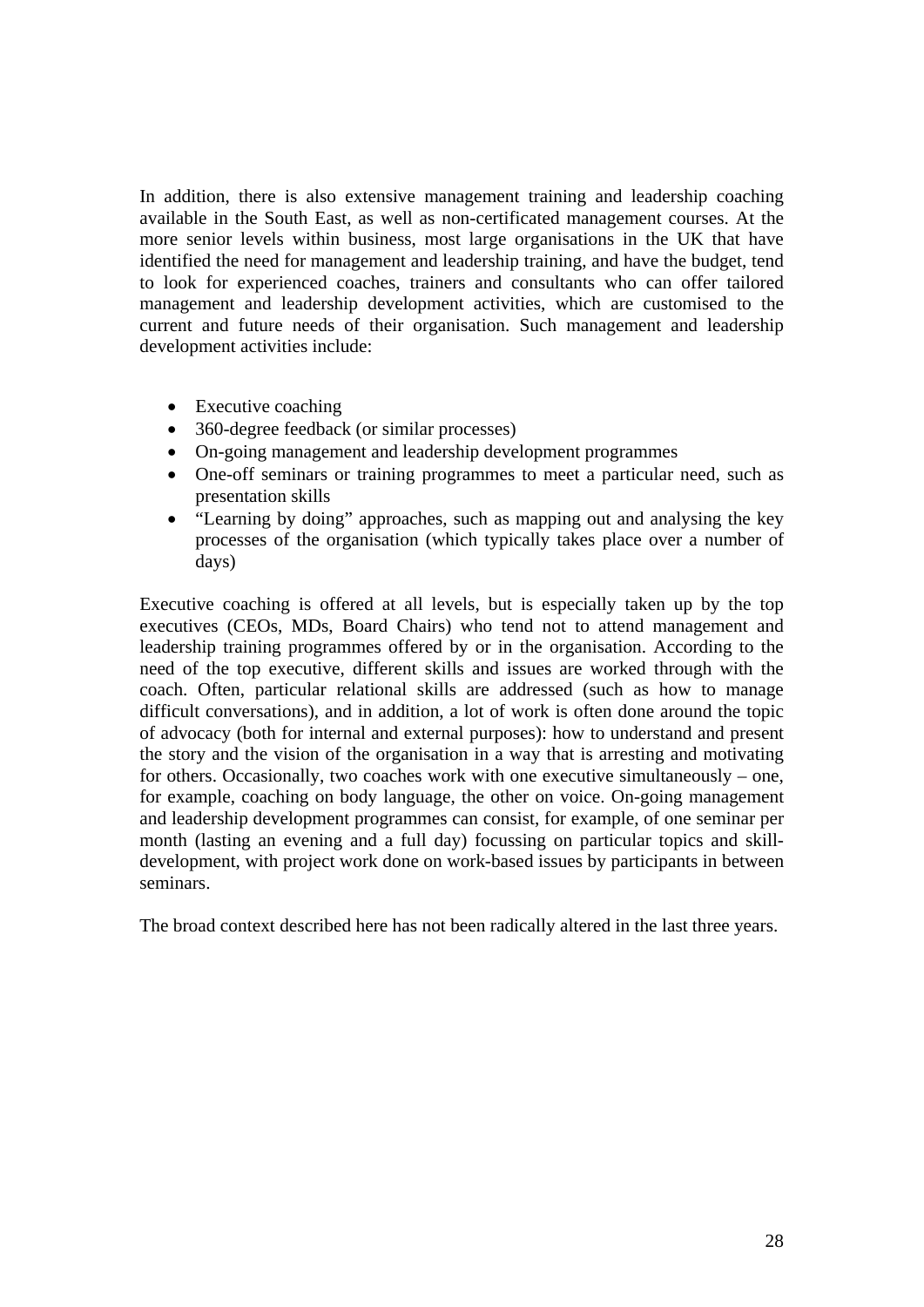In addition, there is also extensive management training and leadership coaching available in the South East, as well as non-certificated management courses. At the more senior levels within business, most large organisations in the UK that have identified the need for management and leadership training, and have the budget, tend to look for experienced coaches, trainers and consultants who can offer tailored management and leadership development activities, which are customised to the current and future needs of their organisation. Such management and leadership development activities include:

- Executive coaching
- 360-degree feedback (or similar processes)
- On-going management and leadership development programmes
- One-off seminars or training programmes to meet a particular need, such as presentation skills
- "Learning by doing" approaches, such as mapping out and analysing the key processes of the organisation (which typically takes place over a number of days)

Executive coaching is offered at all levels, but is especially taken up by the top executives (CEOs, MDs, Board Chairs) who tend not to attend management and leadership training programmes offered by or in the organisation. According to the need of the top executive, different skills and issues are worked through with the coach. Often, particular relational skills are addressed (such as how to manage difficult conversations), and in addition, a lot of work is often done around the topic of advocacy (both for internal and external purposes): how to understand and present the story and the vision of the organisation in a way that is arresting and motivating for others. Occasionally, two coaches work with one executive simultaneously – one, for example, coaching on body language, the other on voice. On-going management and leadership development programmes can consist, for example, of one seminar per month (lasting an evening and a full day) focussing on particular topics and skill-development, with project work done on work-based issues by participants in between seminars.

The broad context described here has not been radically altered in the last three years.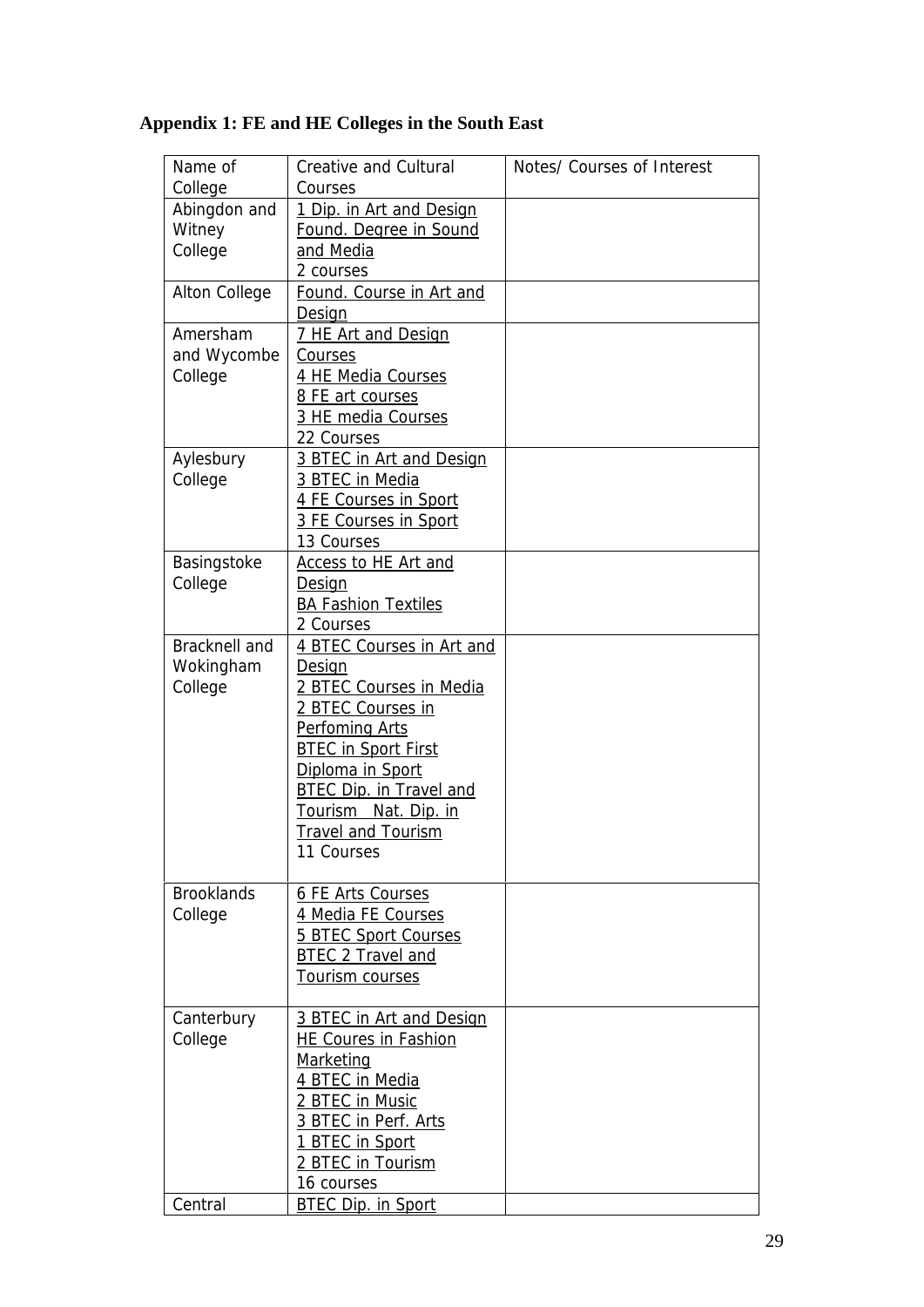## Appendix 1: FE and HE Colleges in the South East

| Name of College | Creative and Cultural Courses | Notes/ Courses of Interest |
|---|---|---|
| Abingdon and Witney College | 1 Dip. in Art and Design<br>Found. Degree in Sound and Media<br>2 courses | |
| Alton College | Found. Course in Art and Design | |
| Amersham and Wycombe College | 7 HE Art and Design Courses<br>4 HE Media Courses<br>8 FE art courses<br>3 HE media Courses<br>22 Courses | |
| Aylesbury College | 3 BTEC in Art and Design<br>3 BTEC in Media<br>4 FE Courses in Sport<br>3 FE Courses in Sport<br>13 Courses | |
| Basingstoke College | Access to HE Art and Design<br>BA Fashion Textiles<br>2 Courses | |
| Bracknell and Wokingham College | 4 BTEC Courses in Art and Design<br>2 BTEC Courses in Media<br>2 BTEC Courses in Perfoming Arts<br>BTEC in Sport First Diploma in Sport<br>BTEC Dip. in Travel and Tourism Nat. Dip. in Travel and Tourism<br>11 Courses | |
| Brooklands College | 6 FE Arts Courses<br>4 Media FE Courses<br>5 BTEC Sport Courses<br>BTEC 2 Travel and Tourism courses | |
| Canterbury College | 3 BTEC in Art and Design<br>HE Coures in Fashion Marketing<br>4 BTEC in Media<br>2 BTEC in Music<br>3 BTEC in Perf. Arts<br>1 BTEC in Sport<br>2 BTEC in Tourism<br>16 courses | |
| Central | BTEC Dip. in Sport | |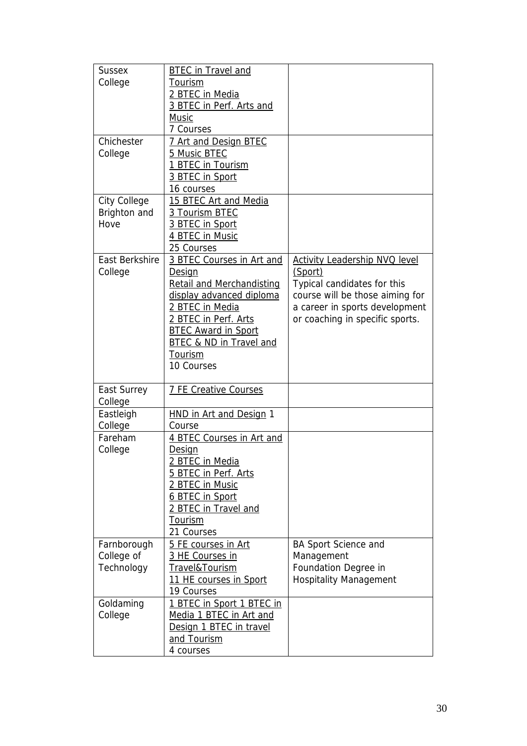| | | |
|---|---|---|
| Sussex College | BTEC in Travel and Tourism<br>2 BTEC in Media<br>3 BTEC in Perf. Arts and Music<br>7 Courses | |
| Chichester College | 7 Art and Design BTEC<br>5 Music BTEC<br>1 BTEC in Tourism<br>3 BTEC in Sport<br>16 courses | |
| City College Brighton and Hove | 15 BTEC Art and Media<br>3 Tourism BTEC<br>3 BTEC in Sport<br>4 BTEC in Music<br>25 Courses | |
| East Berkshire College | 3 BTEC Courses in Art and Design<br>Retail and Merchandisting display advanced diploma<br>2 BTEC in Media<br>2 BTEC in Perf. Arts<br>BTEC Award in Sport<br>BTEC & ND in Travel and Tourism<br>10 Courses | Activity Leadership NVQ level (Sport)<br>Typical candidates for this course will be those aiming for a career in sports development or coaching in specific sports. |
| East Surrey College | 7 FE Creative Courses | |
| Eastleigh College | HND in Art and Design 1 Course | |
| Fareham College | 4 BTEC Courses in Art and Design<br>2 BTEC in Media<br>5 BTEC in Perf. Arts<br>2 BTEC in Music<br>6 BTEC in Sport<br>2 BTEC in Travel and Tourism<br>21 Courses | |
| Farnborough College of Technology | 5 FE courses in Art<br>3 HE Courses in Travel&Tourism<br>11 HE courses in Sport<br>19 Courses | BA Sport Science and Management<br>Foundation Degree in Hospitality Management |
| Goldaming College | 1 BTEC in Sport 1 BTEC in Media 1 BTEC in Art and Design 1 BTEC in travel and Tourism<br>4 courses | |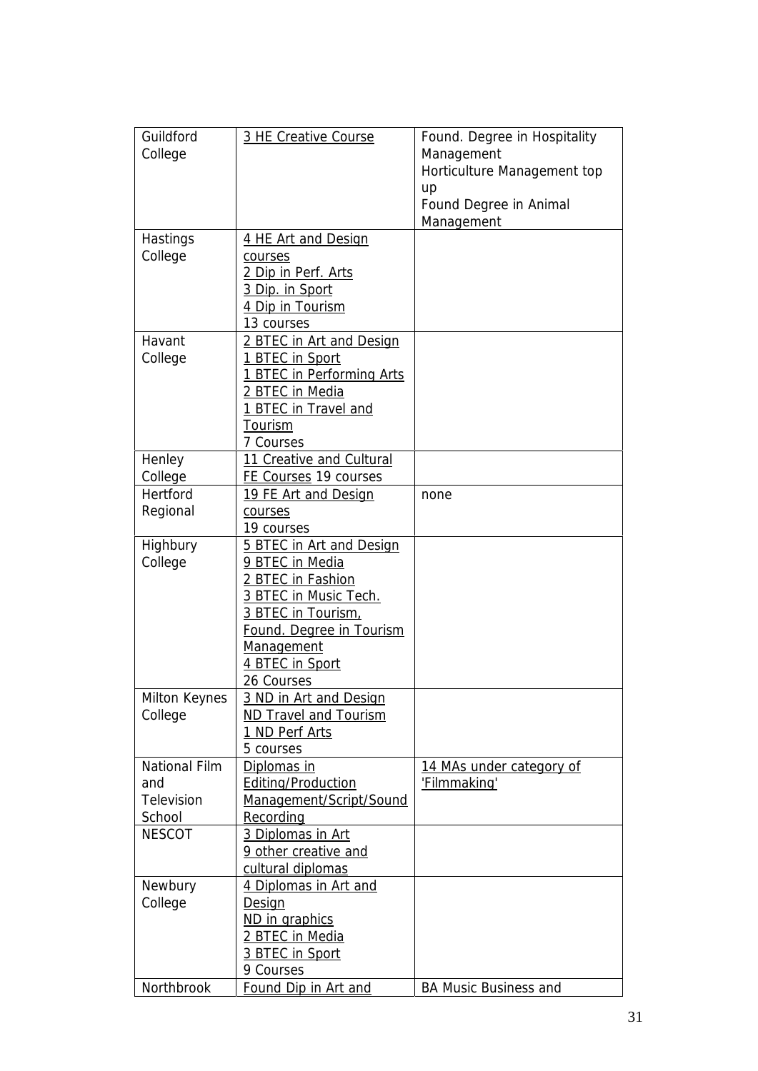| Guildford College | 3 HE Creative Course | Found. Degree in Hospitality Management<br>Horticulture Management top up<br>Found Degree in Animal Management |
|---|---|---|
| Hastings College | 4 HE Art and Design courses<br>2 Dip in Perf. Arts<br>3 Dip. in Sport<br>4 Dip in Tourism<br>13 courses | |
| Havant College | 2 BTEC in Art and Design<br>1 BTEC in Sport<br>1 BTEC in Performing Arts<br>2 BTEC in Media<br>1 BTEC in Travel and Tourism<br>7 Courses | |
| Henley College | 11 Creative and Cultural FE Courses 19 courses | |
| Hertford Regional | 19 FE Art and Design courses<br>19 courses | none |
| Highbury College | 5 BTEC in Art and Design<br>9 BTEC in Media<br>2 BTEC in Fashion<br>3 BTEC in Music Tech.<br>3 BTEC in Tourism,<br>Found. Degree in Tourism Management<br>4 BTEC in Sport<br>26 Courses | |
| Milton Keynes College | 3 ND in Art and Design<br>ND Travel and Tourism<br>1 ND Perf Arts<br>5 courses | |
| National Film and Television School | Diplomas in Editing/Production Management/Script/Sound Recording | 14 MAs under category of 'Filmmaking' |
| NESCOT | 3 Diplomas in Art<br>9 other creative and cultural diplomas | |
| Newbury College | 4 Diplomas in Art and Design<br>ND in graphics<br>2 BTEC in Media<br>3 BTEC in Sport<br>9 Courses | |
| Northbrook | Found Dip in Art and | BA Music Business and |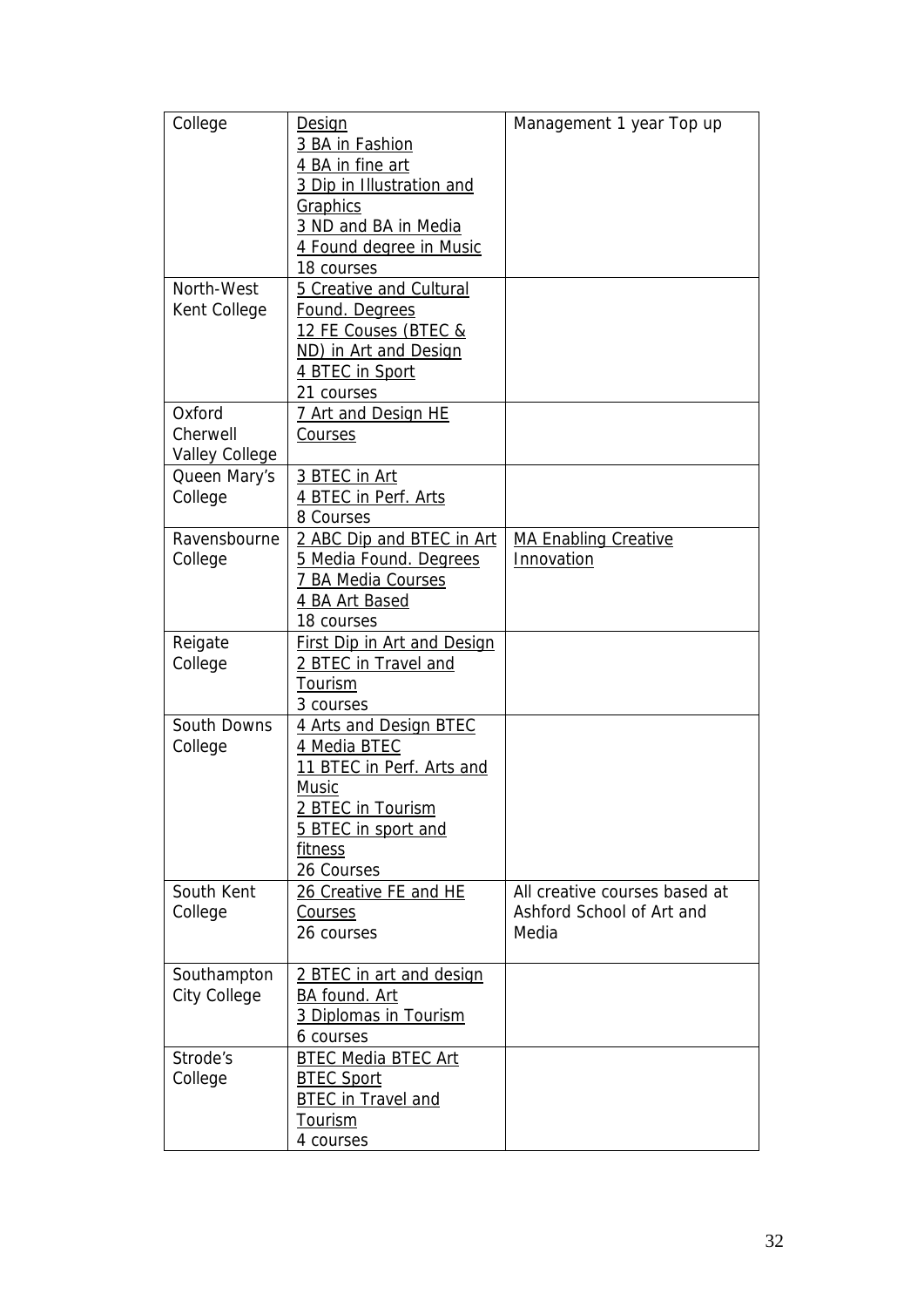| College | Design<br>3 BA in Fashion<br>4 BA in fine art<br>3 Dip in Illustration and Graphics<br>3 ND and BA in Media<br>4 Found degree in Music<br>18 courses | Management 1 year Top up |
|---|---|---|
| North-West Kent College | 5 Creative and Cultural Found. Degrees<br>12 FE Couses (BTEC & ND) in Art and Design<br>4 BTEC in Sport<br>21 courses | |
| Oxford Cherwell Valley College | 7 Art and Design HE Courses | |
| Queen Mary's College | 3 BTEC in Art<br>4 BTEC in Perf. Arts<br>8 Courses | |
| Ravensbourne College | 2 ABC Dip and BTEC in Art<br>5 Media Found. Degrees<br>7 BA Media Courses<br>4 BA Art Based<br>18 courses | MA Enabling Creative Innovation |
| Reigate College | First Dip in Art and Design<br>2 BTEC in Travel and Tourism<br>3 courses | |
| South Downs College | 4 Arts and Design BTEC<br>4 Media BTEC<br>11 BTEC in Perf. Arts and Music<br>2 BTEC in Tourism<br>5 BTEC in sport and fitness<br>26 Courses | |
| South Kent College | 26 Creative FE and HE Courses<br>26 courses | All creative courses based at Ashford School of Art and Media |
| Southampton City College | 2 BTEC in art and design<br>BA found. Art<br>3 Diplomas in Tourism<br>6 courses | |
| Strode's College | BTEC Media BTEC Art<br>BTEC Sport<br>BTEC in Travel and Tourism<br>4 courses | |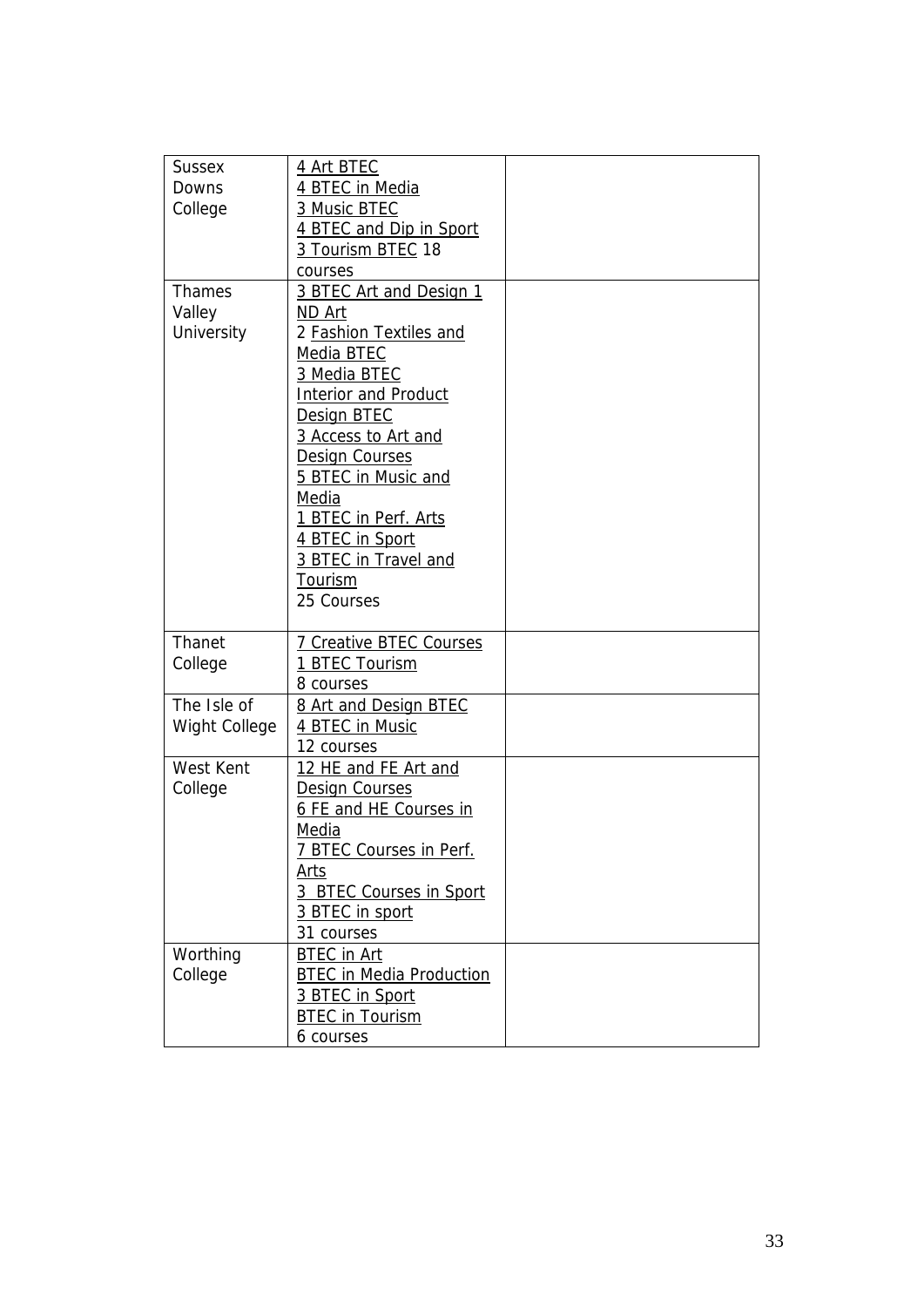| | | |
|---|---|---|
| Sussex Downs College | 4 Art BTEC<br>4 BTEC in Media<br>3 Music BTEC<br>4 BTEC and Dip in Sport<br>3 Tourism BTEC 18 courses | |
| Thames Valley University | 3 BTEC Art and Design 1 ND Art<br>2 Fashion Textiles and Media BTEC<br>3 Media BTEC<br>Interior and Product Design BTEC<br>3 Access to Art and Design Courses<br>5 BTEC in Music and Media<br>1 BTEC in Perf. Arts<br>4 BTEC in Sport<br>3 BTEC in Travel and Tourism<br>25 Courses | |
| Thanet College | 7 Creative BTEC Courses<br>1 BTEC Tourism<br>8 courses | |
| The Isle of Wight College | 8 Art and Design BTEC<br>4 BTEC in Music<br>12 courses | |
| West Kent College | 12 HE and FE Art and Design Courses<br>6 FE and HE Courses in Media<br>7 BTEC Courses in Perf. Arts<br>3 BTEC Courses in Sport<br>3 BTEC in sport<br>31 courses | |
| Worthing College | BTEC in Art<br>BTEC in Media Production<br>3 BTEC in Sport<br>BTEC in Tourism<br>6 courses | |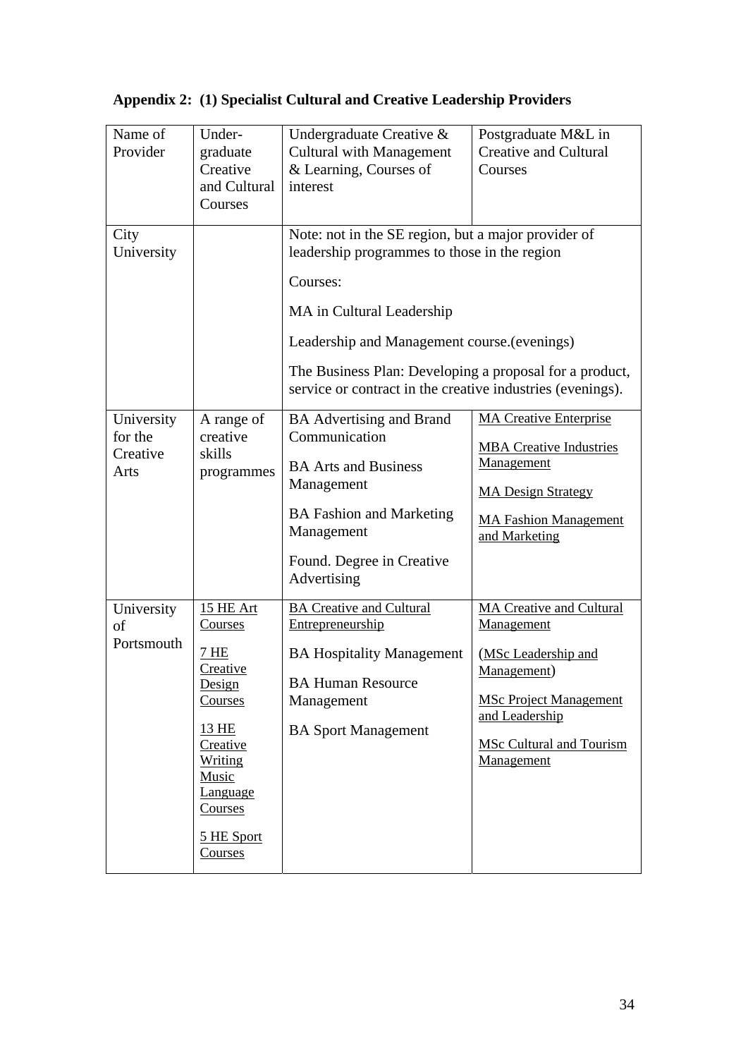**Appendix 2: (1) Specialist Cultural and Creative Leadership Providers**

| Name of Provider | Under-graduate Creative and Cultural Courses | Undergraduate Creative & Cultural with Management & Learning, Courses of interest | Postgraduate M&L in Creative and Cultural Courses |
|---|---|---|---|
| City University | | Note: not in the SE region, but a major provider of leadership programmes to those in the region<br><br>Courses:<br><br>MA in Cultural Leadership<br><br>Leadership and Management course.(evenings)<br><br>The Business Plan: Developing a proposal for a product, service or contract in the creative industries (evenings). | |
| University for the Creative Arts | A range of creative skills programmes | BA Advertising and Brand Communication<br><br>BA Arts and Business Management<br><br>BA Fashion and Marketing Management<br><br>Found. Degree in Creative Advertising | MA Creative Enterprise<br><br>MBA Creative Industries Management<br><br>MA Design Strategy<br><br>MA Fashion Management and Marketing |
| University of Portsmouth | 15 HE Art Courses<br><br>7 HE Creative Design Courses<br><br>13 HE Creative Writing Music Language Courses<br><br>5 HE Sport Courses | BA Creative and Cultural Entrepreneurship<br><br>BA Hospitality Management<br><br>BA Human Resource Management<br><br>BA Sport Management | MA Creative and Cultural Management<br><br>(MSc Leadership and Management)<br><br>MSc Project Management and Leadership<br><br>MSc Cultural and Tourism Management |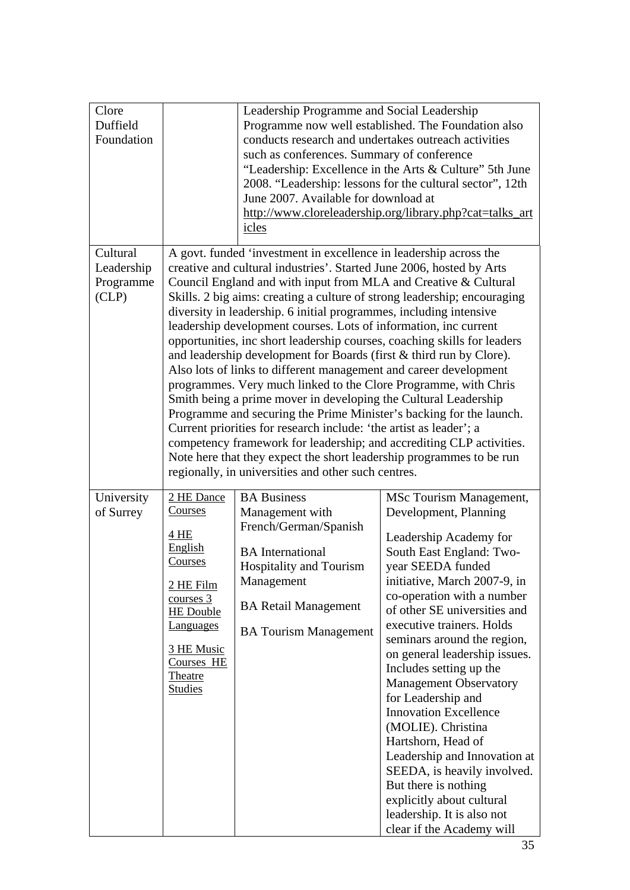| | | | |
|---|---|---|---|
| Clore Duffield Foundation | | Leadership Programme and Social Leadership Programme now well established. The Foundation also conducts research and undertakes outreach activities such as conferences. Summary of conference "Leadership: Excellence in the Arts & Culture" 5th June 2008. "Leadership: lessons for the cultural sector", 12th June 2007. Available for download at http://www.cloreleadership.org/library.php?cat=talks_articles | |
| Cultural Leadership Programme (CLP) | A govt. funded 'investment in excellence in leadership across the creative and cultural industries'. Started June 2006, hosted by Arts Council England and with input from MLA and Creative & Cultural Skills. 2 big aims: creating a culture of strong leadership; encouraging diversity in leadership. 6 initial programmes, including intensive leadership development courses. Lots of information, inc current opportunities, inc short leadership courses, coaching skills for leaders and leadership development for Boards (first & third run by Clore). Also lots of links to different management and career development programmes. Very much linked to the Clore Programme, with Chris Smith being a prime mover in developing the Cultural Leadership Programme and securing the Prime Minister's backing for the launch. Current priorities for research include: 'the artist as leader'; a competency framework for leadership; and accrediting CLP activities. Note here that they expect the short leadership programmes to be run regionally, in universities and other such centres. | | |
| University of Surrey | 2 HE Dance Courses<br><br>4 HE English Courses<br><br>2 HE Film courses 3 HE Double Languages<br><br>3 HE Music Courses HE Theatre Studies | BA Business Management with French/German/Spanish<br><br>BA International Hospitality and Tourism Management<br><br>BA Retail Management<br><br>BA Tourism Management | MSc Tourism Management, Development, Planning<br><br>Leadership Academy for South East England: Two-year SEEDA funded initiative, March 2007-9, in co-operation with a number of other SE universities and executive trainers. Holds seminars around the region, on general leadership issues. Includes setting up the Management Observatory for Leadership and Innovation Excellence (MOLIE). Christina Hartshorn, Head of Leadership and Innovation at SEEDA, is heavily involved. But there is nothing explicitly about cultural leadership. It is also not clear if the Academy will |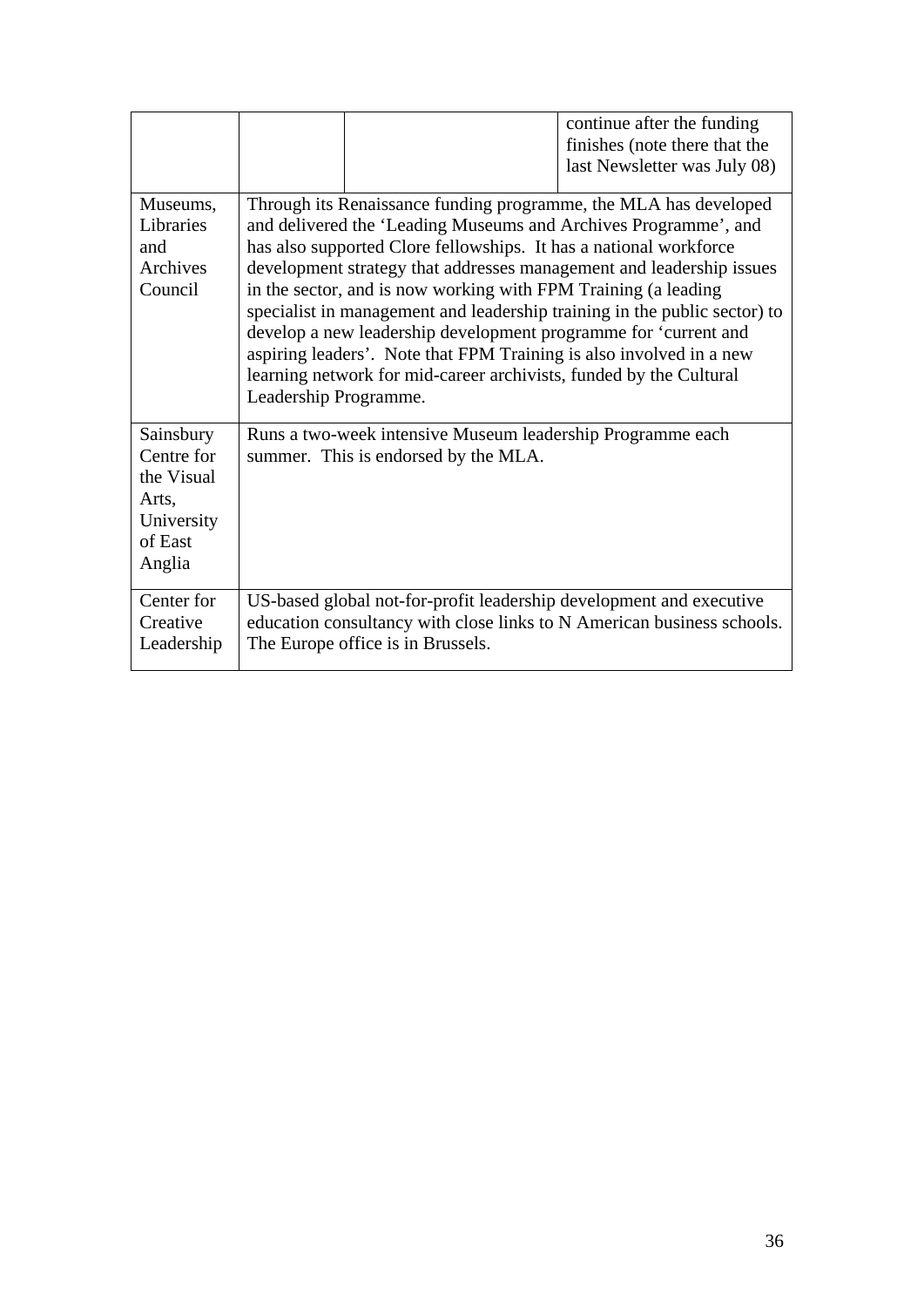| | | | |
|---|---|---|---|
| | | | continue after the funding finishes (note there that the last Newsletter was July 08) |
| Museums, Libraries and Archives Council | Through its Renaissance funding programme, the MLA has developed and delivered the 'Leading Museums and Archives Programme', and has also supported Clore fellowships. It has a national workforce development strategy that addresses management and leadership issues in the sector, and is now working with FPM Training (a leading specialist in management and leadership training in the public sector) to develop a new leadership development programme for 'current and aspiring leaders'. Note that FPM Training is also involved in a new learning network for mid-career archivists, funded by the Cultural Leadership Programme. | | |
| Sainsbury Centre for the Visual Arts, University of East Anglia | Runs a two-week intensive Museum leadership Programme each summer. This is endorsed by the MLA. | | |
| Center for Creative Leadership | US-based global not-for-profit leadership development and executive education consultancy with close links to N American business schools. The Europe office is in Brussels. | | |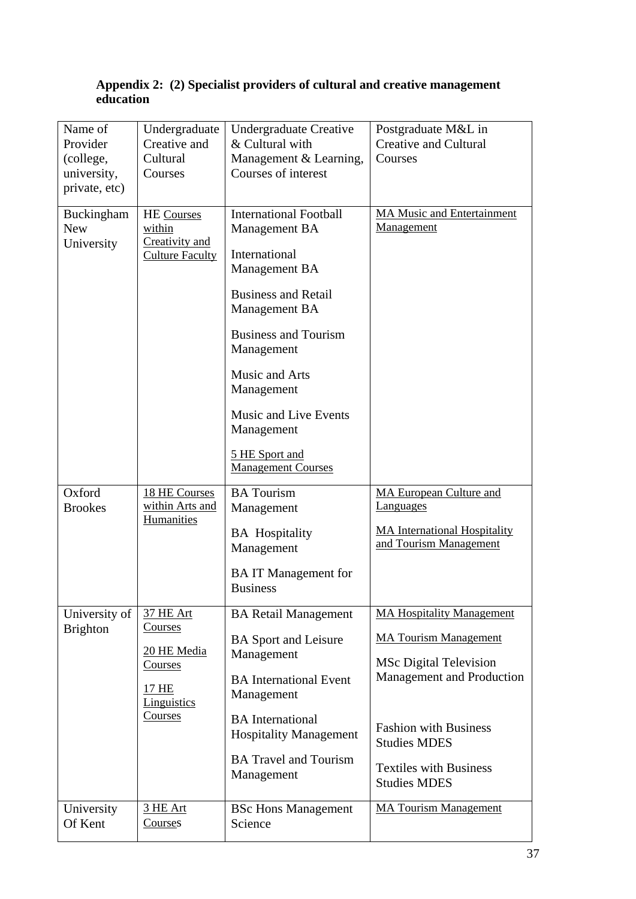**Appendix 2: (2) Specialist providers of cultural and creative management education**

| Name of Provider (college, university, private, etc) | Undergraduate Creative and Cultural Courses | Undergraduate Creative & Cultural with Management & Learning, Courses of interest | Postgraduate M&L in Creative and Cultural Courses |
|---|---|---|---|
| Buckingham New University | HE Courses within Creativity and Culture Faculty | International Football Management BA<br><br>International Management BA<br><br>Business and Retail Management BA<br><br>Business and Tourism Management<br><br>Music and Arts Management<br><br>Music and Live Events Management<br><br>5 HE Sport and Management Courses | MA Music and Entertainment Management |
| Oxford Brookes | 18 HE Courses within Arts and Humanities | BA Tourism Management<br><br>BA Hospitality Management<br><br>BA IT Management for Business | MA European Culture and Languages<br><br>MA International Hospitality and Tourism Management |
| University of Brighton | 37 HE Art Courses<br><br>20 HE Media Courses<br><br>17 HE Linguistics Courses | BA Retail Management<br><br>BA Sport and Leisure Management<br><br>BA International Event Management<br><br>BA International Hospitality Management<br><br>BA Travel and Tourism Management | MA Hospitality Management<br><br>MA Tourism Management<br><br>MSc Digital Television Management and Production<br><br>Fashion with Business Studies MDES<br><br>Textiles with Business Studies MDES |
| University Of Kent | 3 HE Art Courses | BSc Hons Management Science | MA Tourism Management |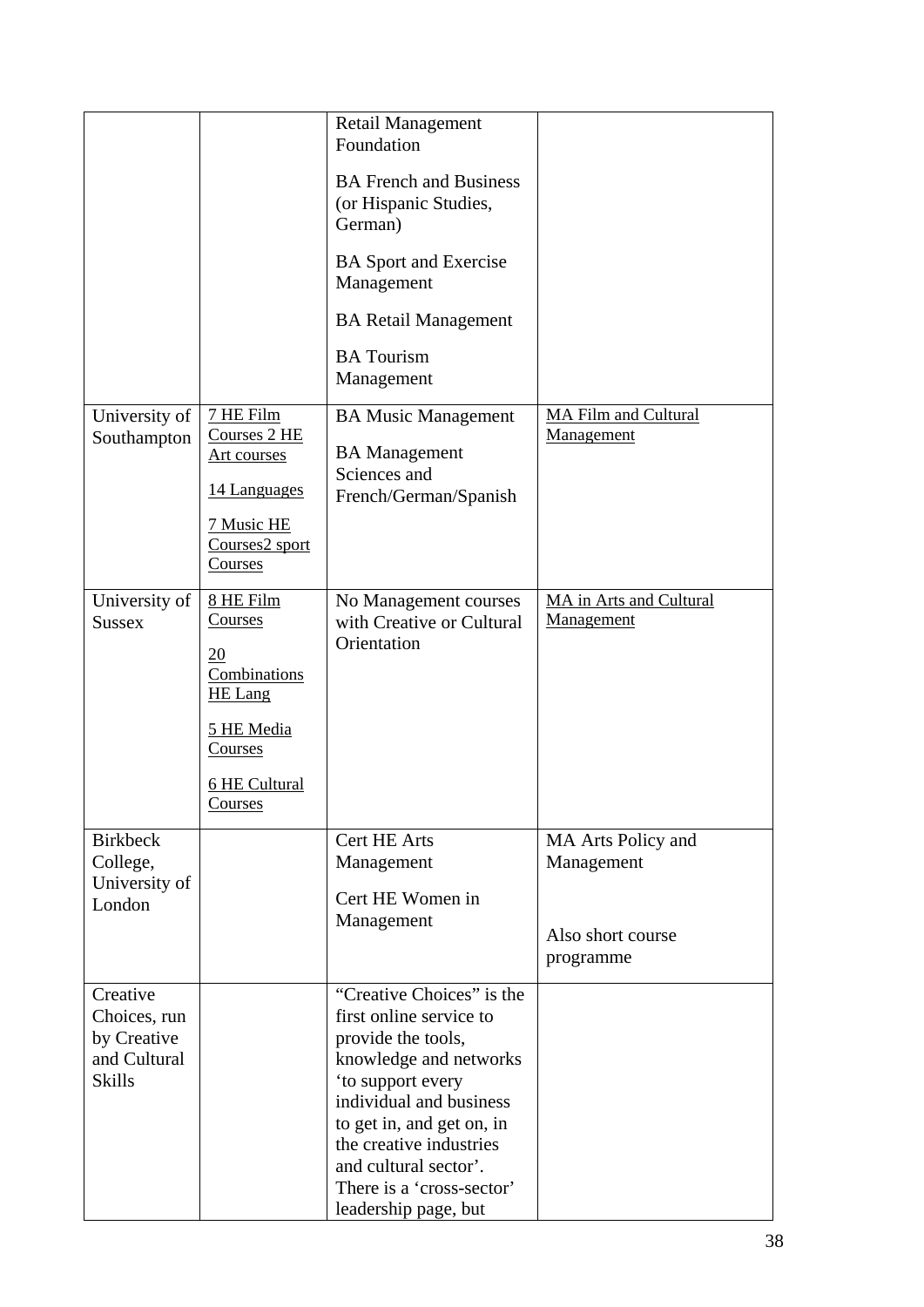| | | | |
|---|---|---|---|
| | | Retail Management Foundation<br><br>BA French and Business (or Hispanic Studies, German)<br><br>BA Sport and Exercise Management<br><br>BA Retail Management<br><br>BA Tourism Management | |
| University of Southampton | 7 HE Film Courses 2 HE Art courses<br><br>14 Languages<br><br>7 Music HE Courses2 sport Courses | BA Music Management<br><br>BA Management Sciences and French/German/Spanish | MA Film and Cultural Management |
| University of Sussex | 8 HE Film Courses<br><br>20 Combinations HE Lang<br><br>5 HE Media Courses<br><br>6 HE Cultural Courses | No Management courses with Creative or Cultural Orientation | MA in Arts and Cultural Management |
| Birkbeck College, University of London | | Cert HE Arts Management<br><br>Cert HE Women in Management | MA Arts Policy and Management<br><br>Also short course programme |
| Creative Choices, run by Creative and Cultural Skills | | "Creative Choices" is the first online service to provide the tools, knowledge and networks 'to support every individual and business to get in, and get on, in the creative industries and cultural sector'. There is a 'cross-sector' leadership page, but | |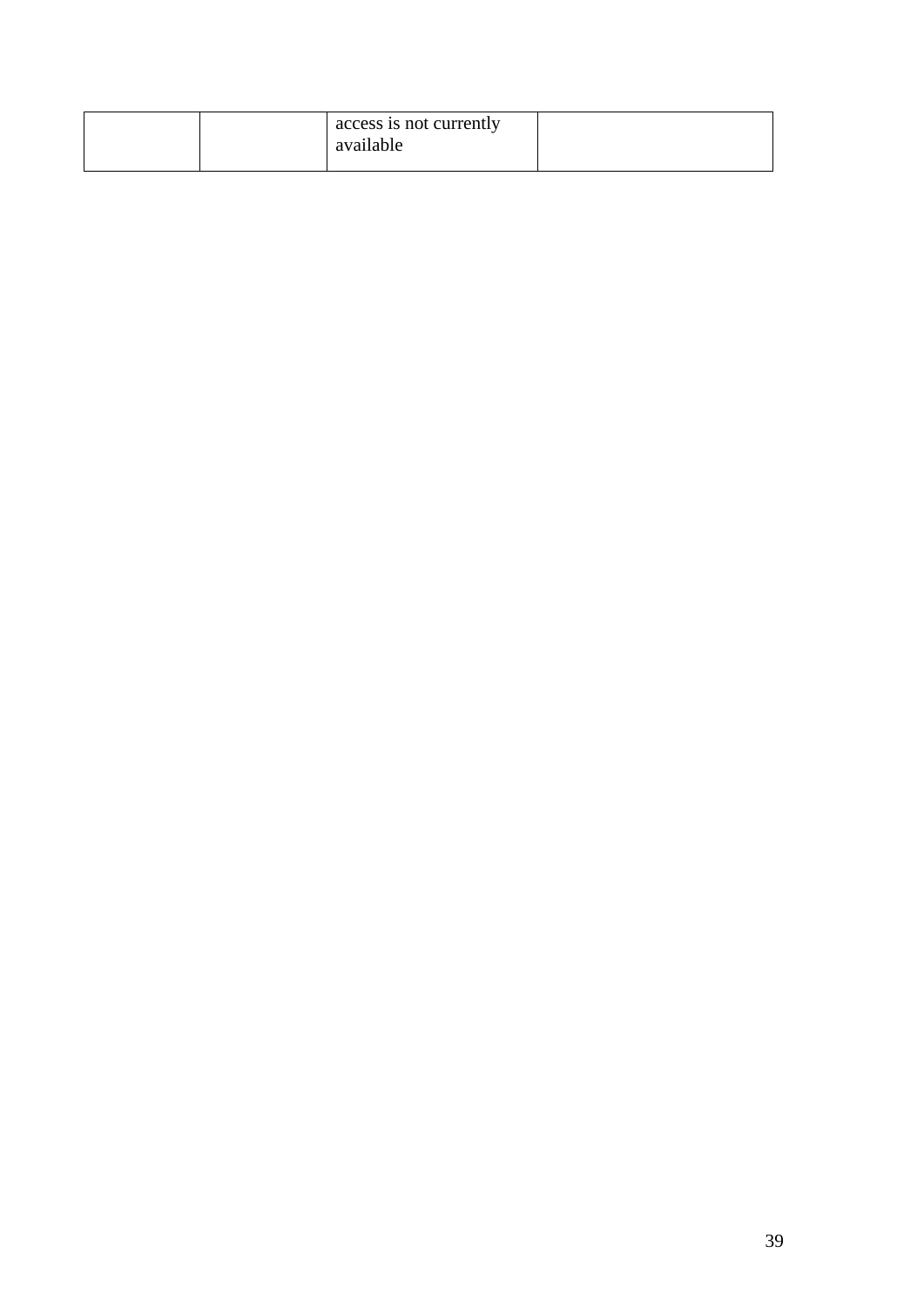|  |  | access is not currently available |  |
|---|---|---|---|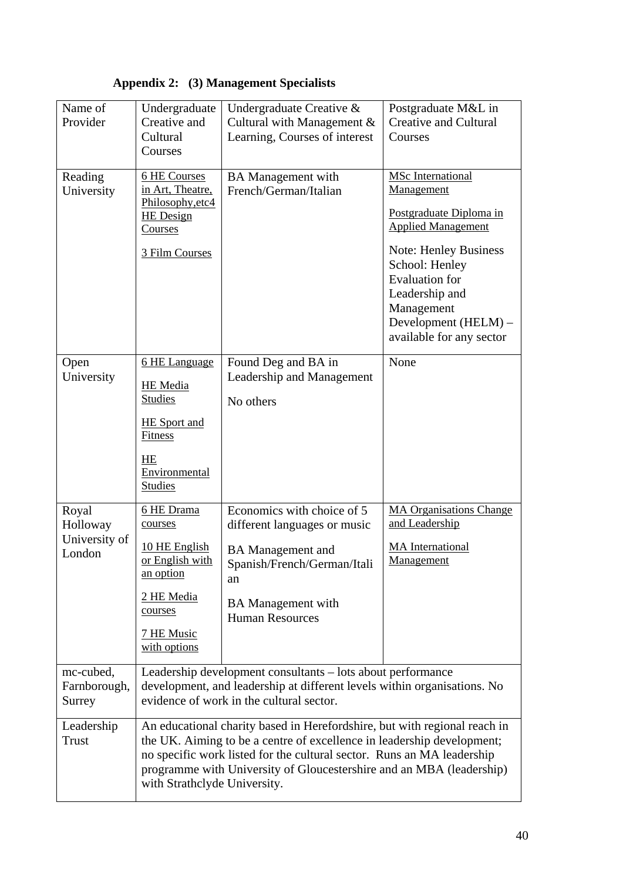**Appendix 2: (3) Management Specialists**

| Name of Provider | Undergraduate Creative and Cultural Courses | Undergraduate Creative & Cultural with Management & Learning, Courses of interest | Postgraduate M&L in Creative and Cultural Courses |
|---|---|---|---|
| Reading University | 6 HE Courses in Art, Theatre, Philosophy,etc4 HE Design Courses<br><br>3 Film Courses | BA Management with French/German/Italian | MSc International Management<br><br>Postgraduate Diploma in Applied Management<br><br>Note: Henley Business School: Henley Evaluation for Leadership and Management Development (HELM) – available for any sector |
| Open University | 6 HE Language<br><br>HE Media Studies<br><br>HE Sport and Fitness<br><br>HE Environmental Studies | Found Deg and BA in Leadership and Management<br><br>No others | None |
| Royal Holloway University of London | 6 HE Drama courses<br><br>10 HE English or English with an option<br><br>2 HE Media courses<br><br>7 HE Music with options | Economics with choice of 5 different languages or music<br><br>BA Management and Spanish/French/German/Itali an<br><br>BA Management with Human Resources | MA Organisations Change and Leadership<br><br>MA International Management |
| mc-cubed, Farnborough, Surrey | Leadership development consultants – lots about performance development, and leadership at different levels within organisations. No evidence of work in the cultural sector. | | |
| Leadership Trust | An educational charity based in Herefordshire, but with regional reach in the UK. Aiming to be a centre of excellence in leadership development; no specific work listed for the cultural sector. Runs an MA leadership programme with University of Gloucestershire and an MBA (leadership) with Strathclyde University. | | |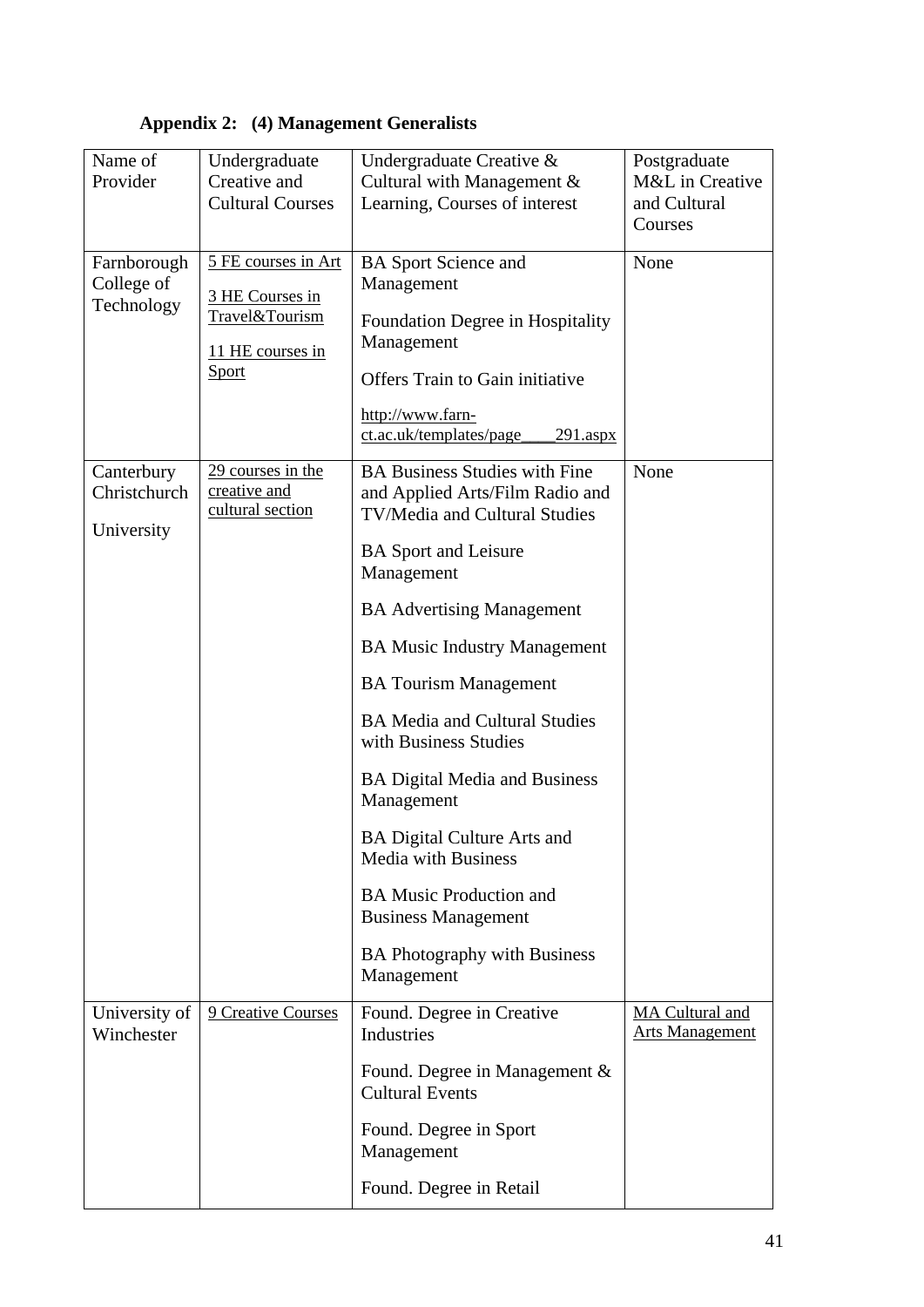**Appendix 2: (4) Management Generalists**

| Name of Provider | Undergraduate Creative and Cultural Courses | Undergraduate Creative & Cultural with Management & Learning, Courses of interest | Postgraduate M&L in Creative and Cultural Courses |
|---|---|---|---|
| Farnborough College of Technology | 5 FE courses in Art<br><br>3 HE Courses in Travel&Tourism<br><br>11 HE courses in Sport | BA Sport Science and Management<br><br>Foundation Degree in Hospitality Management<br><br>Offers Train to Gain initiative<br><br>http://www.farn-ct.ac.uk/templates/page____291.aspx | None |
| Canterbury Christchurch University | 29 courses in the creative and cultural section | BA Business Studies with Fine and Applied Arts/Film Radio and TV/Media and Cultural Studies<br><br>BA Sport and Leisure Management<br><br>BA Advertising Management<br><br>BA Music Industry Management<br><br>BA Tourism Management<br><br>BA Media and Cultural Studies with Business Studies<br><br>BA Digital Media and Business Management<br><br>BA Digital Culture Arts and Media with Business<br><br>BA Music Production and Business Management<br><br>BA Photography with Business Management | None |
| University of Winchester | 9 Creative Courses | Found. Degree in Creative Industries<br><br>Found. Degree in Management & Cultural Events<br><br>Found. Degree in Sport Management<br><br>Found. Degree in Retail | MA Cultural and Arts Management |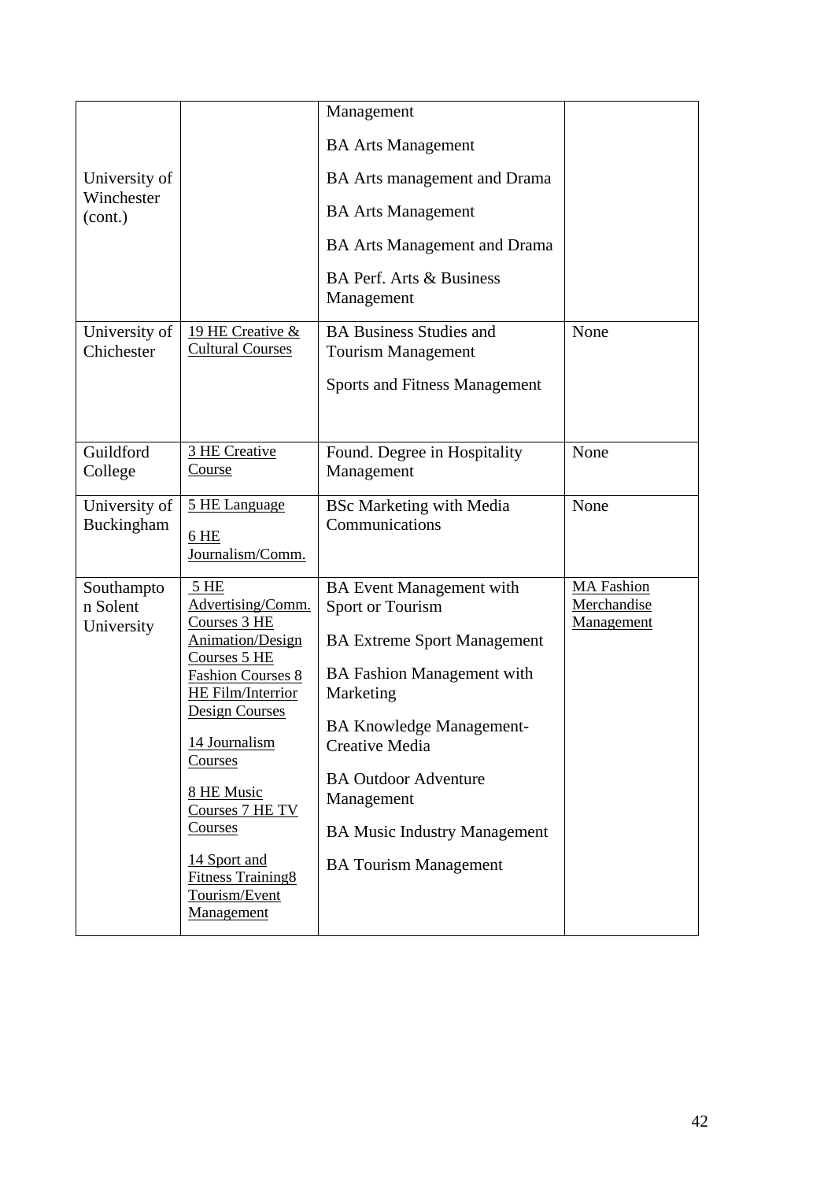| | | | |
|---|---|---|---|
| University of Winchester (cont.) | | Management<br><br>BA Arts Management<br><br>BA Arts management and Drama<br><br>BA Arts Management<br><br>BA Arts Management and Drama<br><br>BA Perf. Arts & Business Management | |
| University of Chichester | 19 HE Creative & Cultural Courses | BA Business Studies and Tourism Management<br><br>Sports and Fitness Management | None |
| Guildford College | 3 HE Creative Course | Found. Degree in Hospitality Management | None |
| University of Buckingham | 5 HE Language<br><br>6 HE Journalism/Comm. | BSc Marketing with Media Communications | None |
| Southampton Solent University | 5 HE Advertising/Comm. Courses 3 HE Animation/Design Courses 5 HE Fashion Courses 8 HE Film/Interrior Design Courses<br><br>14 Journalism Courses<br><br>8 HE Music Courses 7 HE TV Courses<br><br>14 Sport and Fitness Training8 Tourism/Event Management | BA Event Management with Sport or Tourism<br><br>BA Extreme Sport Management<br><br>BA Fashion Management with Marketing<br><br>BA Knowledge Management-Creative Media<br><br>BA Outdoor Adventure Management<br><br>BA Music Industry Management<br><br>BA Tourism Management | MA Fashion Merchandise Management |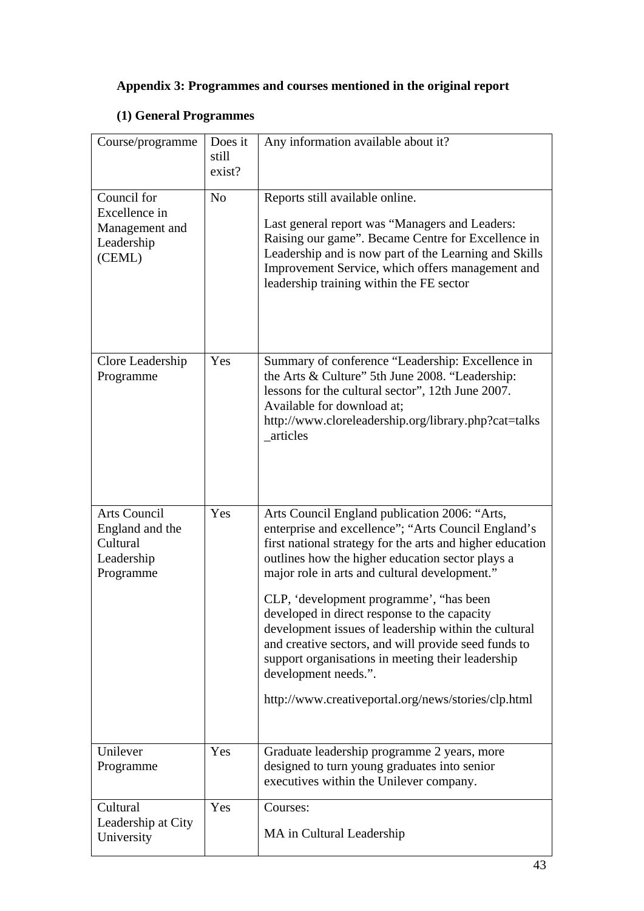### Appendix 3: Programmes and courses mentioned in the original report

#### (1) General Programmes

| Course/programme | Does it still exist? | Any information available about it? |
|---|---|---|
| Council for Excellence in Management and Leadership (CEML) | No | Reports still available online.<br><br>Last general report was "Managers and Leaders: Raising our game". Became Centre for Excellence in Leadership and is now part of the Learning and Skills Improvement Service, which offers management and leadership training within the FE sector |
| Clore Leadership Programme | Yes | Summary of conference "Leadership: Excellence in the Arts & Culture" 5th June 2008. "Leadership: lessons for the cultural sector", 12th June 2007. Available for download at; http://www.cloreleadership.org/library.php?cat=talks_articles |
| Arts Council England and the Cultural Leadership Programme | Yes | Arts Council England publication 2006: "Arts, enterprise and excellence"; "Arts Council England's first national strategy for the arts and higher education outlines how the higher education sector plays a major role in arts and cultural development."<br><br>CLP, 'development programme', "has been developed in direct response to the capacity development issues of leadership within the cultural and creative sectors, and will provide seed funds to support organisations in meeting their leadership development needs.".<br><br>http://www.creativeportal.org/news/stories/clp.html |
| Unilever Programme | Yes | Graduate leadership programme 2 years, more designed to turn young graduates into senior executives within the Unilever company. |
| Cultural Leadership at City University | Yes | Courses:<br><br>MA in Cultural Leadership |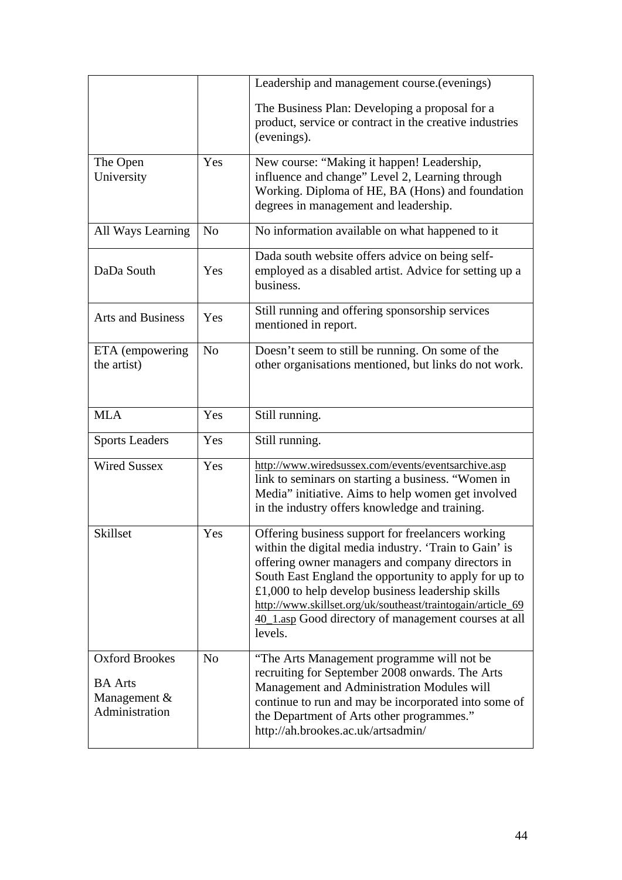| | | |
|---|---|---|
| | | Leadership and management course.(evenings)<br><br>The Business Plan: Developing a proposal for a product, service or contract in the creative industries (evenings). |
| The Open University | Yes | New course: "Making it happen! Leadership, influence and change" Level 2, Learning through Working. Diploma of HE, BA (Hons) and foundation degrees in management and leadership. |
| All Ways Learning | No | No information available on what happened to it |
| DaDa South | Yes | Dada south website offers advice on being self-employed as a disabled artist. Advice for setting up a business. |
| Arts and Business | Yes | Still running and offering sponsorship services mentioned in report. |
| ETA (empowering the artist) | No | Doesn't seem to still be running. On some of the other organisations mentioned, but links do not work. |
| MLA | Yes | Still running. |
| Sports Leaders | Yes | Still running. |
| Wired Sussex | Yes | http://www.wiredsussex.com/events/eventsarchive.asp link to seminars on starting a business. "Women in Media" initiative. Aims to help women get involved in the industry offers knowledge and training. |
| Skillset | Yes | Offering business support for freelancers working within the digital media industry. 'Train to Gain' is offering owner managers and company directors in South East England the opportunity to apply for up to £1,000 to help develop business leadership skills http://www.skillset.org/uk/southeast/traintogain/article_6940_1.asp Good directory of management courses at all levels. |
| Oxford Brookes<br><br>BA Arts Management & Administration | No | "The Arts Management programme will not be recruiting for September 2008 onwards. The Arts Management and Administration Modules will continue to run and may be incorporated into some of the Department of Arts other programmes." http://ah.brookes.ac.uk/artsadmin/ |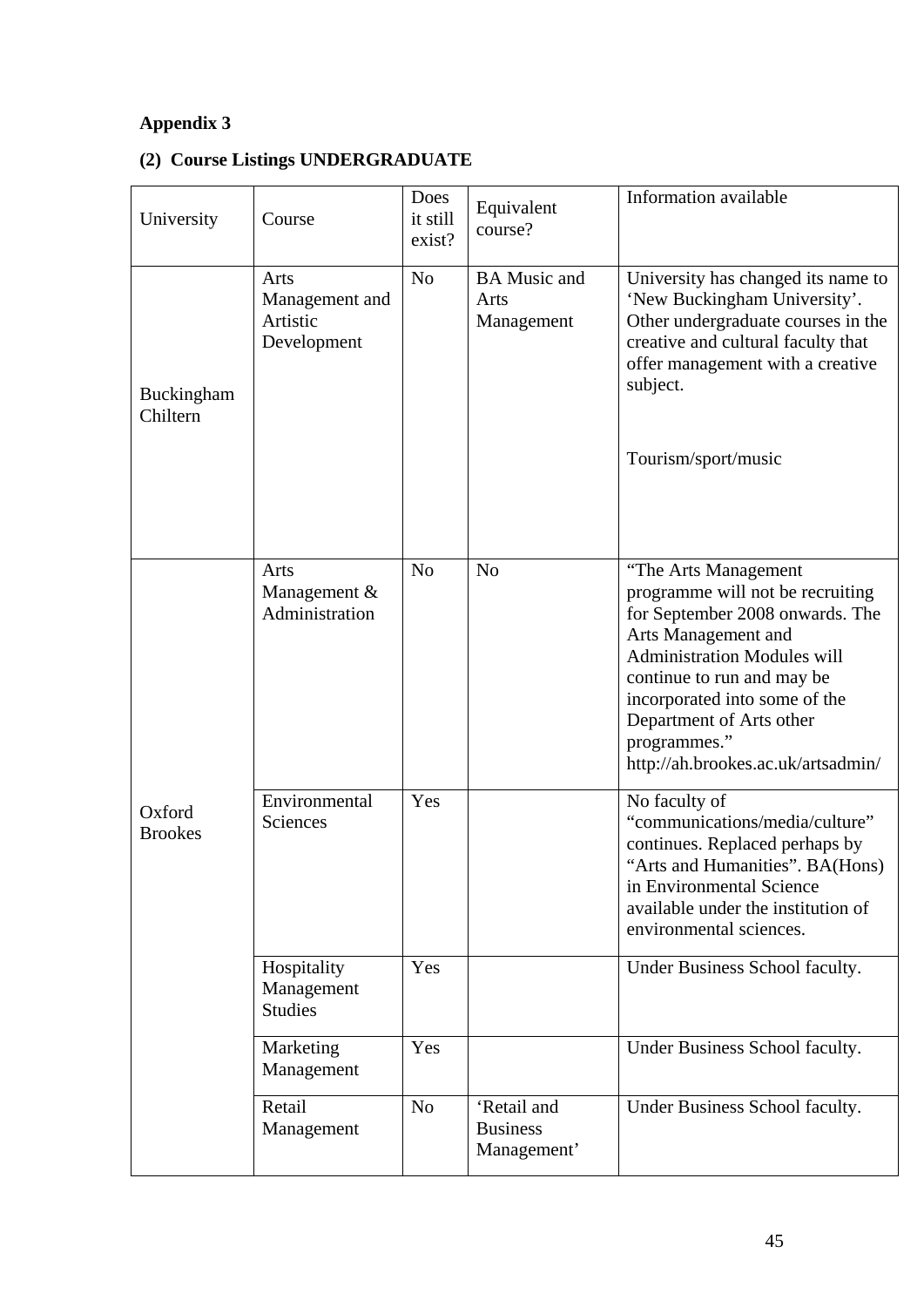**Appendix 3**

**(2) Course Listings UNDERGRADUATE**

| University | Course | Does it still exist? | Equivalent course? | Information available |
|---|---|---|---|---|
| Buckingham Chiltern | Arts Management and Artistic Development | No | BA Music and Arts Management | University has changed its name to 'New Buckingham University'. Other undergraduate courses in the creative and cultural faculty that offer management with a creative subject. Tourism/sport/music |
| Oxford Brookes | Arts Management & Administration | No | No | "The Arts Management programme will not be recruiting for September 2008 onwards. The Arts Management and Administration Modules will continue to run and may be incorporated into some of the Department of Arts other programmes." http://ah.brookes.ac.uk/artsadmin/ |
| | Environmental Sciences | Yes | | No faculty of "communications/media/culture" continues. Replaced perhaps by "Arts and Humanities". BA(Hons) in Environmental Science available under the institution of environmental sciences. |
| | Hospitality Management Studies | Yes | | Under Business School faculty. |
| | Marketing Management | Yes | | Under Business School faculty. |
| | Retail Management | No | 'Retail and Business Management' | Under Business School faculty. |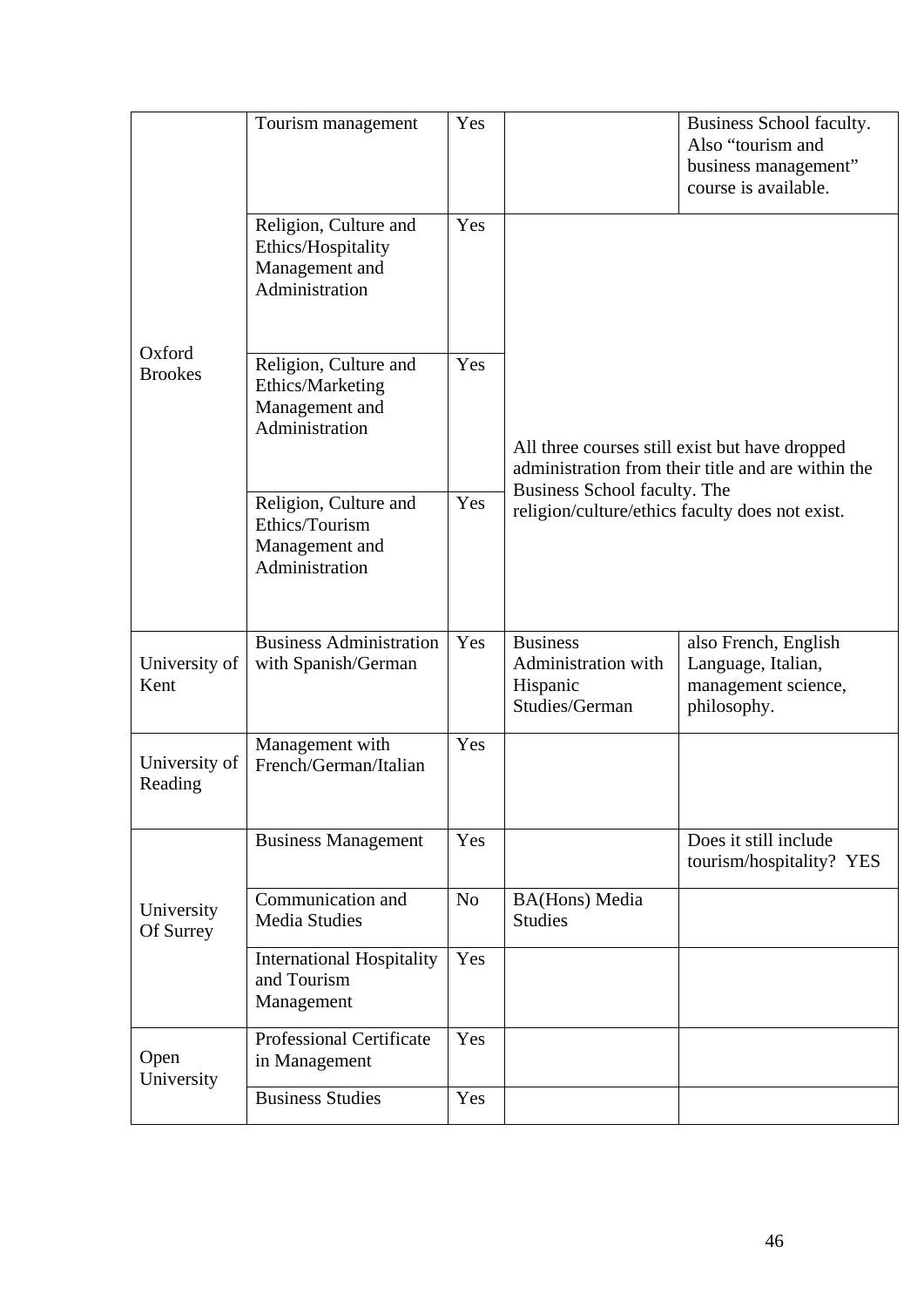| | | | | |
|---|---|---|---|---|
| Oxford Brookes | Tourism management | Yes | | Business School faculty. Also "tourism and business management" course is available. |
| | Religion, Culture and Ethics/Hospitality Management and Administration | Yes | All three courses still exist but have dropped administration from their title and are within the Business School faculty. The religion/culture/ethics faculty does not exist. | |
| | Religion, Culture and Ethics/Marketing Management and Administration | Yes | | |
| | Religion, Culture and Ethics/Tourism Management and Administration | Yes | | |
| University of Kent | Business Administration with Spanish/German | Yes | Business Administration with Hispanic Studies/German | also French, English Language, Italian, management science, philosophy. |
| University of Reading | Management with French/German/Italian | Yes | | |
| University Of Surrey | Business Management | Yes | | Does it still include tourism/hospitality? YES |
| | Communication and Media Studies | No | BA(Hons) Media Studies | |
| | International Hospitality and Tourism Management | Yes | | |
| Open University | Professional Certificate in Management | Yes | | |
| | Business Studies | Yes | | |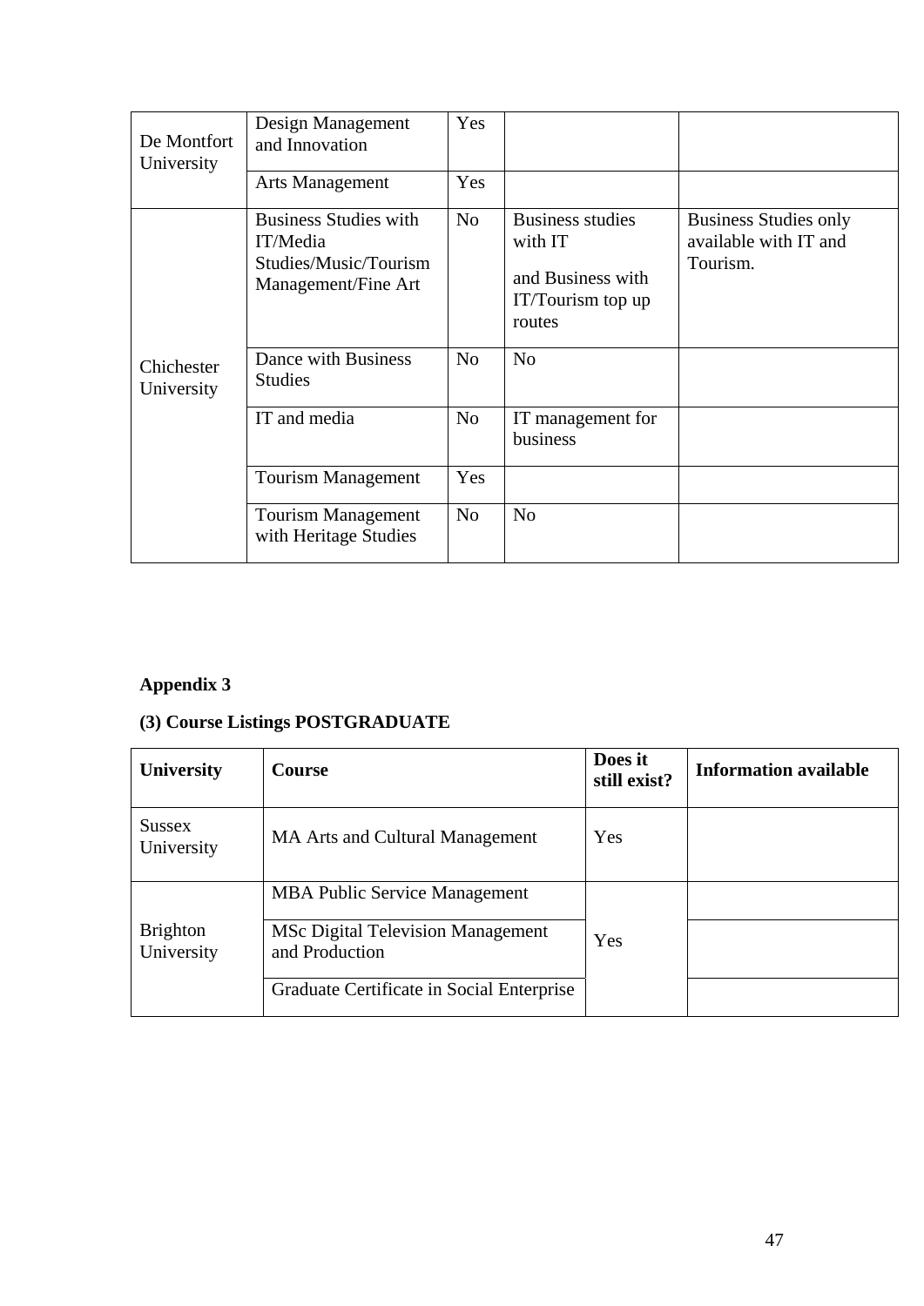| | | | | |
|---|---|---|---|---|
| De Montfort University | Design Management and Innovation | Yes | | |
| | Arts Management | Yes | | |
| Chichester University | Business Studies with IT/Media Studies/Music/Tourism Management/Fine Art | No | Business studies with IT and Business with IT/Tourism top up routes | Business Studies only available with IT and Tourism. |
| | Dance with Business Studies | No | No | |
| | IT and media | No | IT management for business | |
| | Tourism Management | Yes | | |
| | Tourism Management with Heritage Studies | No | No | |

**Appendix 3**

**(3) Course Listings POSTGRADUATE**

| University | Course | Does it still exist? | Information available |
|---|---|---|---|
| Sussex University | MA Arts and Cultural Management | Yes | |
| Brighton University | MBA Public Service Management | Yes | |
| | MSc Digital Television Management and Production | | |
| | Graduate Certificate in Social Enterprise | | |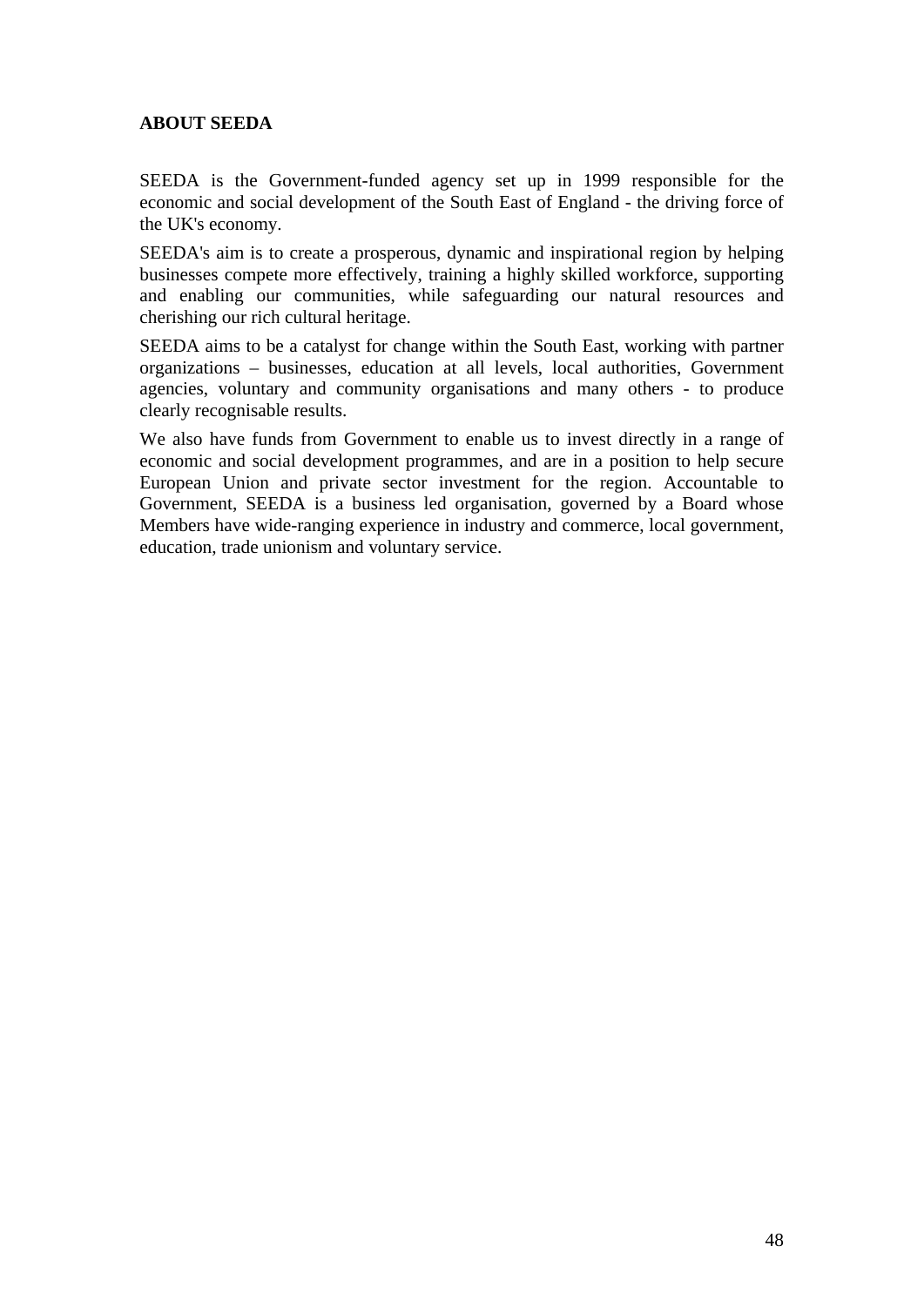**ABOUT SEEDA**

SEEDA is the Government-funded agency set up in 1999 responsible for the economic and social development of the South East of England - the driving force of the UK's economy.

SEEDA's aim is to create a prosperous, dynamic and inspirational region by helping businesses compete more effectively, training a highly skilled workforce, supporting and enabling our communities, while safeguarding our natural resources and cherishing our rich cultural heritage.

SEEDA aims to be a catalyst for change within the South East, working with partner organizations – businesses, education at all levels, local authorities, Government agencies, voluntary and community organisations and many others - to produce clearly recognisable results.

We also have funds from Government to enable us to invest directly in a range of economic and social development programmes, and are in a position to help secure European Union and private sector investment for the region. Accountable to Government, SEEDA is a business led organisation, governed by a Board whose Members have wide-ranging experience in industry and commerce, local government, education, trade unionism and voluntary service.